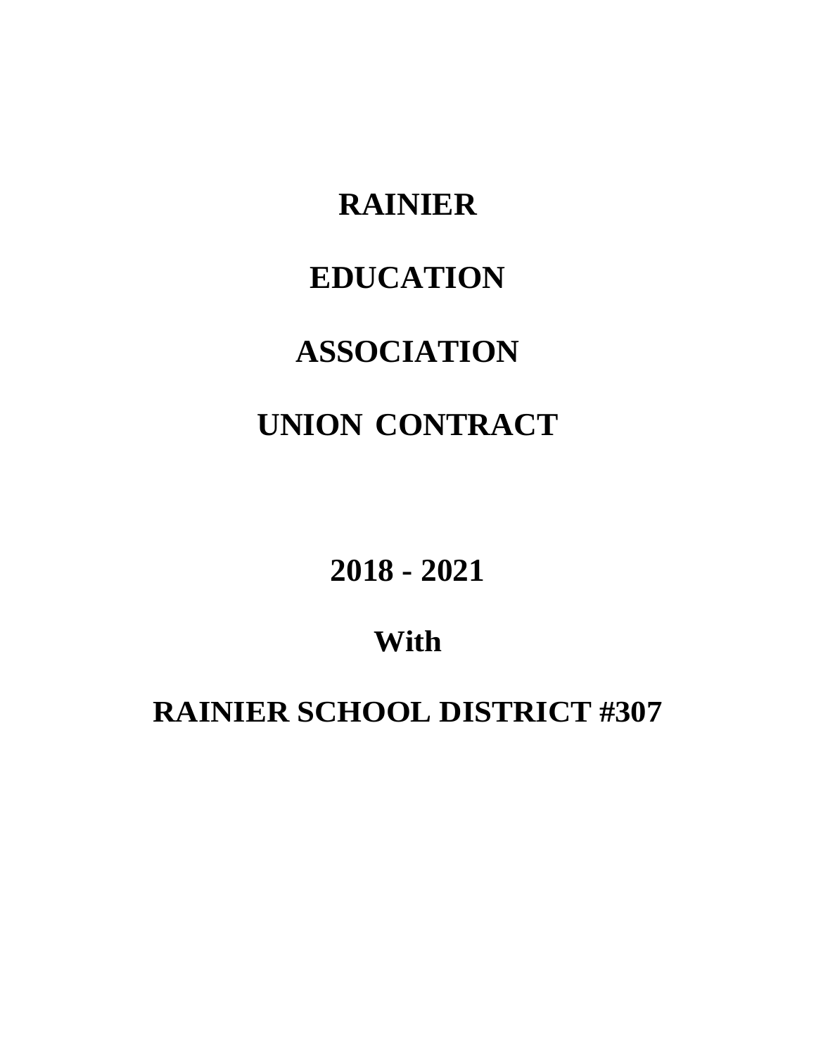# RAINIER

# EDUCATION

# ASSOCIATION

# UNION CONTRACT

## 2018 - 2021

## With

## RAINIER SCHOOL DISTRICT #307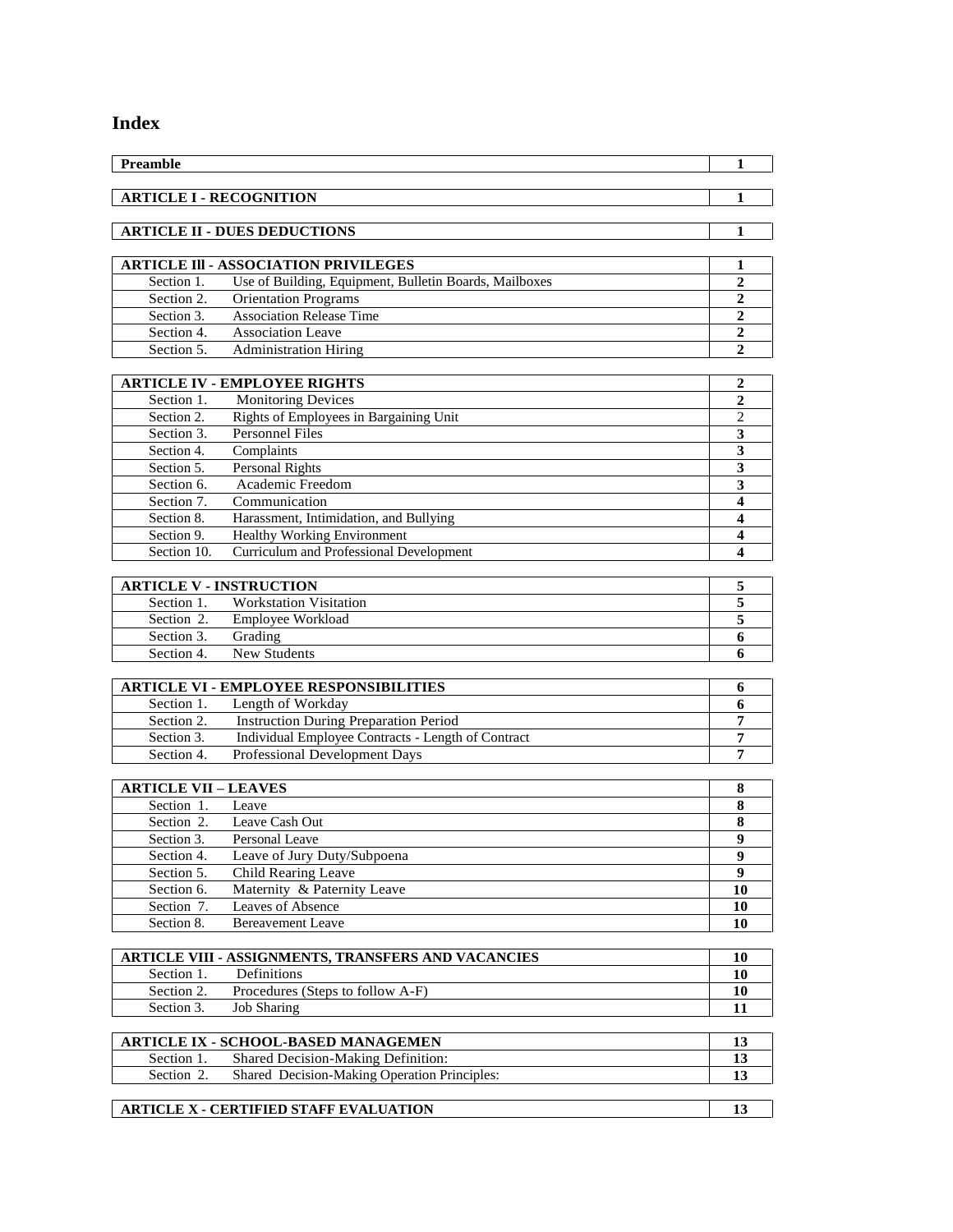## Index

| Preamble | 1 |
|---|---|

| ARTICLE I - RECOGNITION | 1 |
|---|---|

| ARTICLE II - DUES DEDUCTIONS | 1 |
|---|---|

| ARTICLE Ill - ASSOCIATION PRIVILEGES | 1 |
|---|---|
| Section 1. Use of Building, Equipment, Bulletin Boards, Mailboxes | 2 |
| Section 2. Orientation Programs | 2 |
| Section 3. Association Release Time | 2 |
| Section 4. Association Leave | 2 |
| Section 5. Administration Hiring | 2 |

| ARTICLE IV - EMPLOYEE RIGHTS | 2 |
|---|---|
| Section 1. Monitoring Devices | 2 |
| Section 2. Rights of Employees in Bargaining Unit | 2 |
| Section 3. Personnel Files | 3 |
| Section 4. Complaints | 3 |
| Section 5. Personal Rights | 3 |
| Section 6. Academic Freedom | 3 |
| Section 7. Communication | 4 |
| Section 8. Harassment, Intimidation, and Bullying | 4 |
| Section 9. Healthy Working Environment | 4 |
| Section 10. Curriculum and Professional Development | 4 |

| ARTICLE V - INSTRUCTION | 5 |
|---|---|
| Section 1. Workstation Visitation | 5 |
| Section 2. Employee Workload | 5 |
| Section 3. Grading | 6 |
| Section 4. New Students | 6 |

| ARTICLE VI - EMPLOYEE RESPONSIBILITIES | 6 |
|---|---|
| Section 1. Length of Workday | 6 |
| Section 2. Instruction During Preparation Period | 7 |
| Section 3. Individual Employee Contracts - Length of Contract | 7 |
| Section 4. Professional Development Days | 7 |

| ARTICLE VII – LEAVES | 8 |
|---|---|
| Section 1. Leave | 8 |
| Section 2. Leave Cash Out | 8 |
| Section 3. Personal Leave | 9 |
| Section 4. Leave of Jury Duty/Subpoena | 9 |
| Section 5. Child Rearing Leave | 9 |
| Section 6. Maternity & Paternity Leave | 10 |
| Section 7. Leaves of Absence | 10 |
| Section 8. Bereavement Leave | 10 |

| ARTICLE VIII - ASSIGNMENTS, TRANSFERS AND VACANCIES | 10 |
|---|---|
| Section 1. Definitions | 10 |
| Section 2. Procedures (Steps to follow A-F) | 10 |
| Section 3. Job Sharing | 11 |

| ARTICLE IX - SCHOOL-BASED MANAGEMEN | 13 |
|---|---|
| Section 1. Shared Decision-Making Definition: | 13 |
| Section 2. Shared Decision-Making Operation Principles: | 13 |

| ARTICLE X - CERTIFIED STAFF EVALUATION | 13 |
|---|---|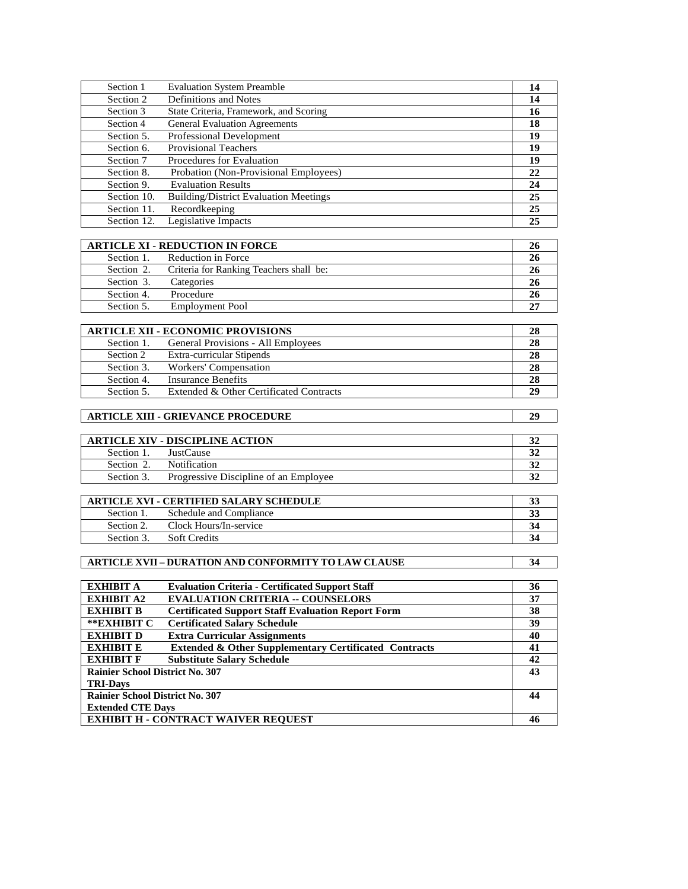| Section | Title | Page |
|---|---|---|
| Section 1 | Evaluation System Preamble | **14** |
| Section 2 | Definitions and Notes | **14** |
| Section 3 | State Criteria, Framework, and Scoring | **16** |
| Section 4 | General Evaluation Agreements | **18** |
| Section 5. | Professional Development | **19** |
| Section 6. | Provisional Teachers | **19** |
| Section 7 | Procedures for Evaluation | **19** |
| Section 8. | Probation (Non-Provisional Employees) | **22** |
| Section 9. | Evaluation Results | **24** |
| Section 10. | Building/District Evaluation Meetings | **25** |
| Section 11. | Recordkeeping | **25** |
| Section 12. | Legislative Impacts | **25** |

| **ARTICLE XI - REDUCTION IN FORCE** | | **26** |
|---|---|---|
| Section 1. | Reduction in Force | **26** |
| Section 2. | Criteria for Ranking Teachers shall be: | **26** |
| Section 3. | Categories | **26** |
| Section 4. | Procedure | **26** |
| Section 5. | Employment Pool | **27** |

| **ARTICLE XII - ECONOMIC PROVISIONS** | | **28** |
|---|---|---|
| Section 1. | General Provisions - All Employees | **28** |
| Section 2 | Extra-curricular Stipends | **28** |
| Section 3. | Workers' Compensation | **28** |
| Section 4. | Insurance Benefits | **28** |
| Section 5. | Extended & Other Certificated Contracts | **29** |

| **ARTICLE XIII - GRIEVANCE PROCEDURE** | **29** |
|---|---|

| **ARTICLE XIV - DISCIPLINE ACTION** | | **32** |
|---|---|---|
| Section 1. | JustCause | **32** |
| Section 2. | Notification | **32** |
| Section 3. | Progressive Discipline of an Employee | **32** |

| **ARTICLE XVI - CERTIFIED SALARY SCHEDULE** | | **33** |
|---|---|---|
| Section 1. | Schedule and Compliance | **33** |
| Section 2. | Clock Hours/In-service | **34** |
| Section 3. | Soft Credits | **34** |

| **ARTICLE XVII – DURATION AND CONFORMITY TO LAW CLAUSE** | **34** |
|---|---|

| Exhibit | Title | Page |
|---|---|---|
| **EXHIBIT A** | **Evaluation Criteria - Certificated Support Staff** | **36** |
| **EXHIBIT A2** | **EVALUATION CRITERIA -- COUNSELORS** | **37** |
| **EXHIBIT B** | **Certificated Support Staff Evaluation Report Form** | **38** |
| **\*\*EXHIBIT C** | **Certificated Salary Schedule** | **39** |
| **EXHIBIT D** | **Extra Curricular Assignments** | **40** |
| **EXHIBIT E** | **Extended & Other Supplementary Certificated Contracts** | **41** |
| **EXHIBIT F** | **Substitute Salary Schedule** | **42** |
| **Rainier School District No. 307 TRI-Days** | | **43** |
| **Rainier School District No. 307 Extended CTE Days** | | **44** |
| **EXHIBIT H - CONTRACT WAIVER REQUEST** | | **46** |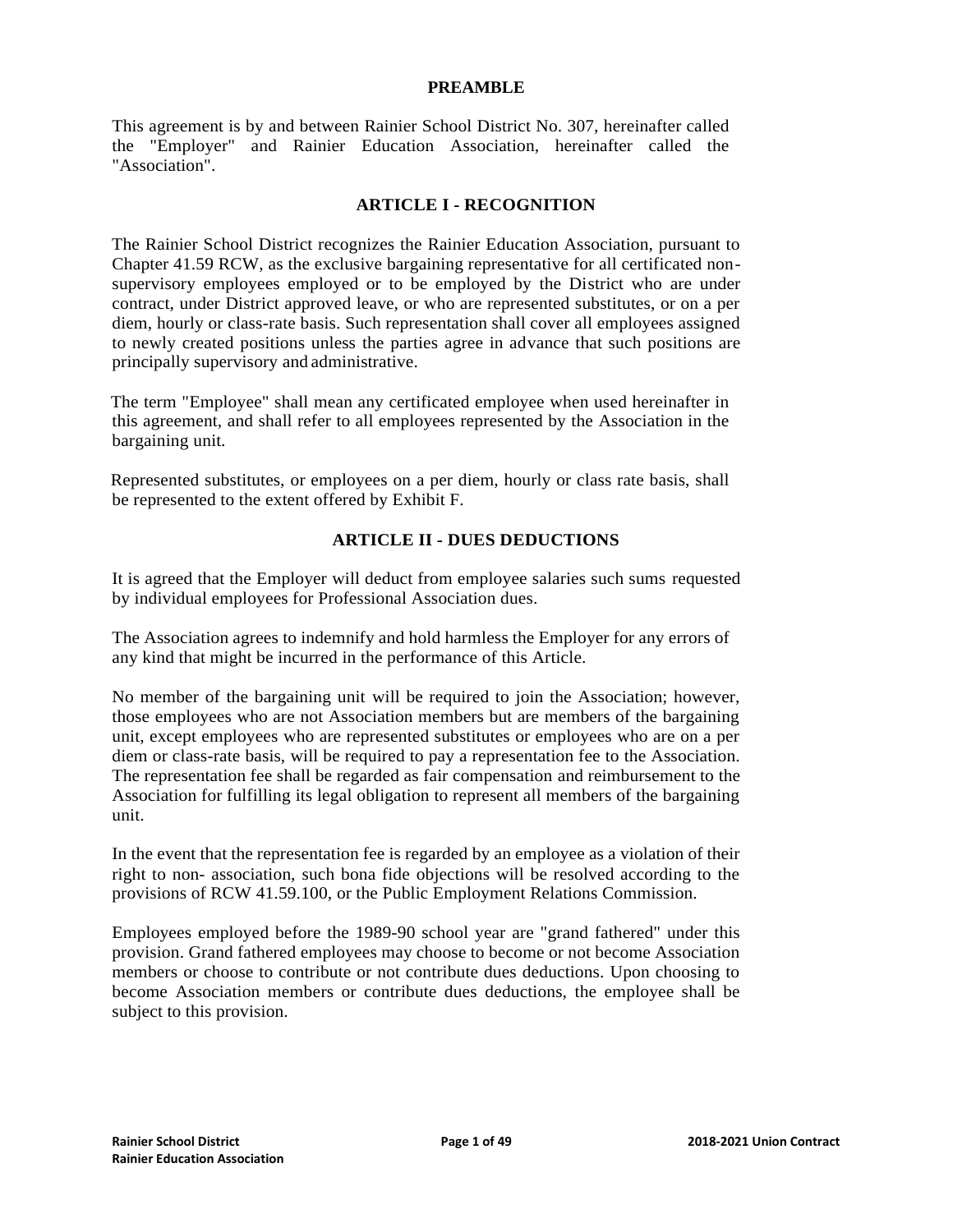## PREAMBLE

This agreement is by and between Rainier School District No. 307, hereinafter called the "Employer" and Rainier Education Association, hereinafter called the "Association".

## ARTICLE I - RECOGNITION

The Rainier School District recognizes the Rainier Education Association, pursuant to Chapter 41.59 RCW, as the exclusive bargaining representative for all certificated non-supervisory employees employed or to be employed by the District who are under contract, under District approved leave, or who are represented substitutes, or on a per diem, hourly or class-rate basis. Such representation shall cover all employees assigned to newly created positions unless the parties agree in advance that such positions are principally supervisory and administrative.

The term "Employee" shall mean any certificated employee when used hereinafter in this agreement, and shall refer to all employees represented by the Association in the bargaining unit.

Represented substitutes, or employees on a per diem, hourly or class rate basis, shall be represented to the extent offered by Exhibit F.

## ARTICLE II - DUES DEDUCTIONS

It is agreed that the Employer will deduct from employee salaries such sums requested by individual employees for Professional Association dues.

The Association agrees to indemnify and hold harmless the Employer for any errors of any kind that might be incurred in the performance of this Article.

No member of the bargaining unit will be required to join the Association; however, those employees who are not Association members but are members of the bargaining unit, except employees who are represented substitutes or employees who are on a per diem or class-rate basis, will be required to pay a representation fee to the Association. The representation fee shall be regarded as fair compensation and reimbursement to the Association for fulfilling its legal obligation to represent all members of the bargaining unit.

In the event that the representation fee is regarded by an employee as a violation of their right to non- association, such bona fide objections will be resolved according to the provisions of RCW 41.59.100, or the Public Employment Relations Commission.

Employees employed before the 1989-90 school year are "grand fathered" under this provision. Grand fathered employees may choose to become or not become Association members or choose to contribute or not contribute dues deductions. Upon choosing to become Association members or contribute dues deductions, the employee shall be subject to this provision.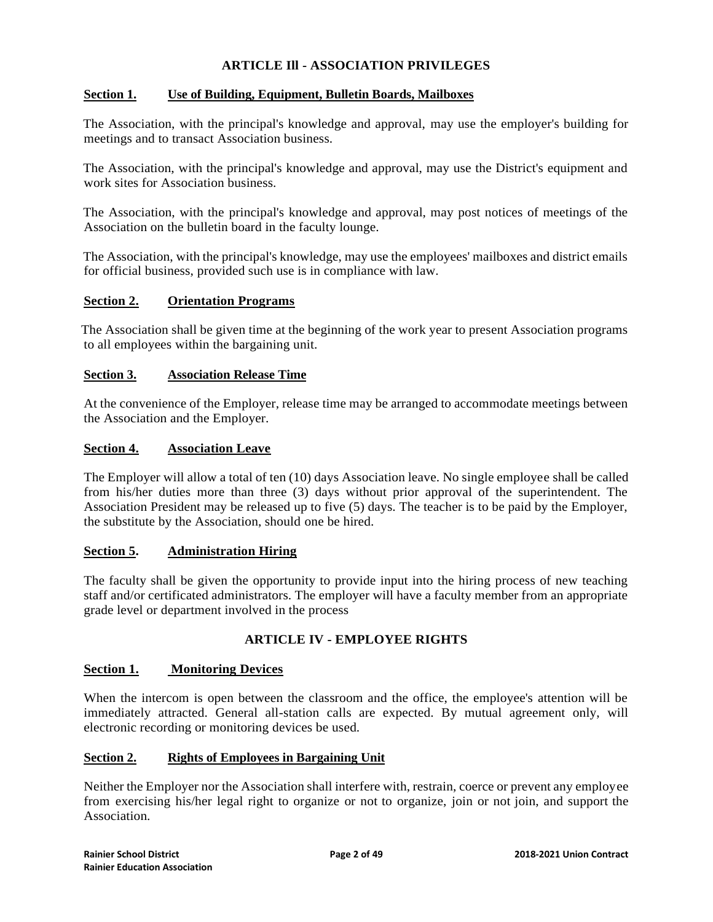## ARTICLE Ill - ASSOCIATION PRIVILEGES

### Section 1. Use of Building, Equipment, Bulletin Boards, Mailboxes

The Association, with the principal's knowledge and approval, may use the employer's building for meetings and to transact Association business.

The Association, with the principal's knowledge and approval, may use the District's equipment and work sites for Association business.

The Association, with the principal's knowledge and approval, may post notices of meetings of the Association on the bulletin board in the faculty lounge.

The Association, with the principal's knowledge, may use the employees' mailboxes and district emails for official business, provided such use is in compliance with law.

### Section 2. Orientation Programs

The Association shall be given time at the beginning of the work year to present Association programs to all employees within the bargaining unit.

### Section 3. Association Release Time

At the convenience of the Employer, release time may be arranged to accommodate meetings between the Association and the Employer.

### Section 4. Association Leave

The Employer will allow a total of ten (10) days Association leave. No single employee shall be called from his/her duties more than three (3) days without prior approval of the superintendent. The Association President may be released up to five (5) days. The teacher is to be paid by the Employer, the substitute by the Association, should one be hired.

### Section 5. Administration Hiring

The faculty shall be given the opportunity to provide input into the hiring process of new teaching staff and/or certificated administrators. The employer will have a faculty member from an appropriate grade level or department involved in the process

## ARTICLE IV - EMPLOYEE RIGHTS

### Section 1. Monitoring Devices

When the intercom is open between the classroom and the office, the employee's attention will be immediately attracted. General all-station calls are expected. By mutual agreement only, will electronic recording or monitoring devices be used.

### Section 2. Rights of Employees in Bargaining Unit

Neither the Employer nor the Association shall interfere with, restrain, coerce or prevent any employee from exercising his/her legal right to organize or not to organize, join or not join, and support the Association.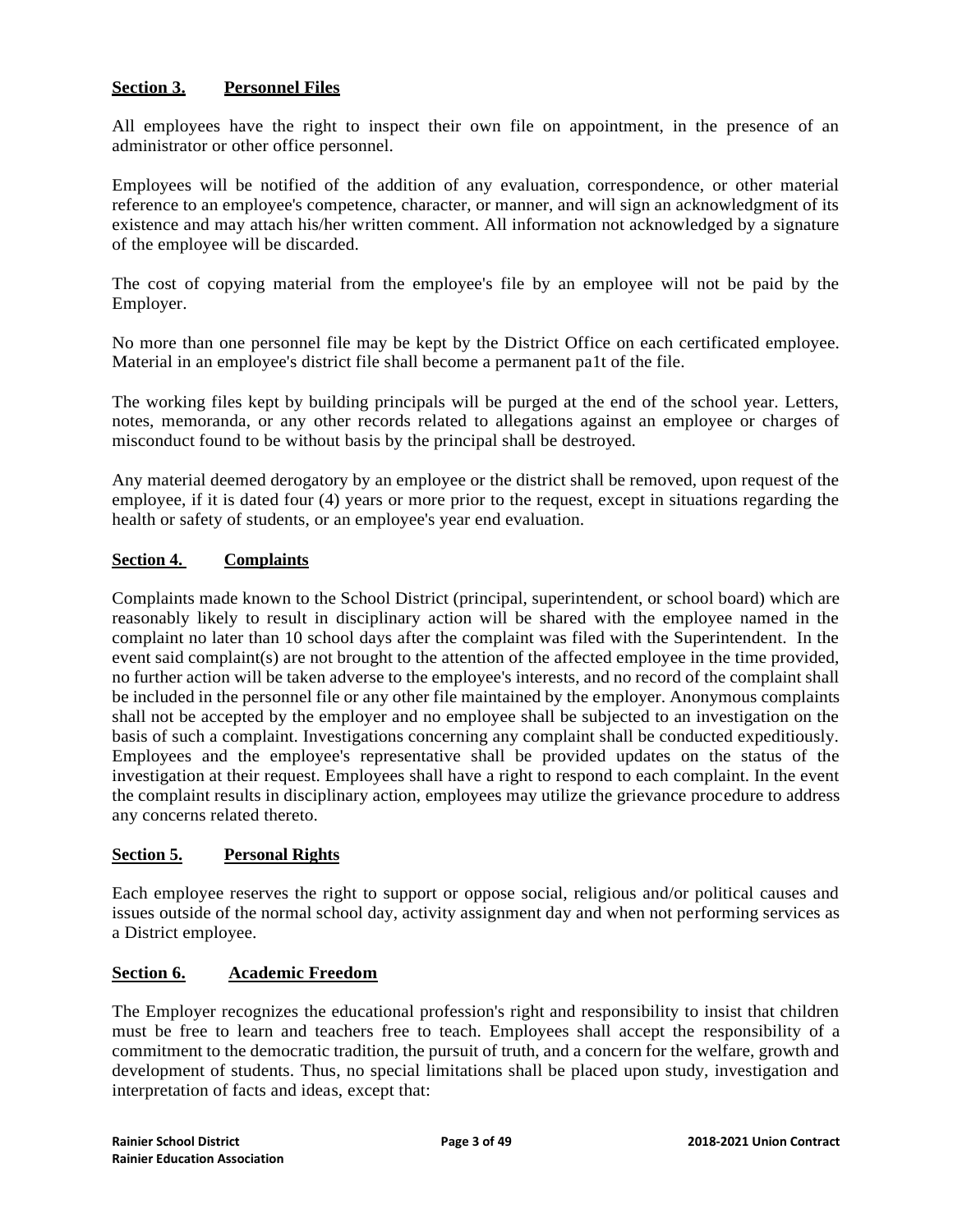**Section 3. Personnel Files**

All employees have the right to inspect their own file on appointment, in the presence of an administrator or other office personnel.

Employees will be notified of the addition of any evaluation, correspondence, or other material reference to an employee's competence, character, or manner, and will sign an acknowledgment of its existence and may attach his/her written comment. All information not acknowledged by a signature of the employee will be discarded.

The cost of copying material from the employee's file by an employee will not be paid by the Employer.

No more than one personnel file may be kept by the District Office on each certificated employee. Material in an employee's district file shall become a permanent pa1t of the file.

The working files kept by building principals will be purged at the end of the school year. Letters, notes, memoranda, or any other records related to allegations against an employee or charges of misconduct found to be without basis by the principal shall be destroyed.

Any material deemed derogatory by an employee or the district shall be removed, upon request of the employee, if it is dated four (4) years or more prior to the request, except in situations regarding the health or safety of students, or an employee's year end evaluation.

**Section 4. Complaints**

Complaints made known to the School District (principal, superintendent, or school board) which are reasonably likely to result in disciplinary action will be shared with the employee named in the complaint no later than 10 school days after the complaint was filed with the Superintendent. In the event said complaint(s) are not brought to the attention of the affected employee in the time provided, no further action will be taken adverse to the employee's interests, and no record of the complaint shall be included in the personnel file or any other file maintained by the employer. Anonymous complaints shall not be accepted by the employer and no employee shall be subjected to an investigation on the basis of such a complaint. Investigations concerning any complaint shall be conducted expeditiously. Employees and the employee's representative shall be provided updates on the status of the investigation at their request. Employees shall have a right to respond to each complaint. In the event the complaint results in disciplinary action, employees may utilize the grievance procedure to address any concerns related thereto.

**Section 5. Personal Rights**

Each employee reserves the right to support or oppose social, religious and/or political causes and issues outside of the normal school day, activity assignment day and when not performing services as a District employee.

**Section 6. Academic Freedom**

The Employer recognizes the educational profession's right and responsibility to insist that children must be free to learn and teachers free to teach. Employees shall accept the responsibility of a commitment to the democratic tradition, the pursuit of truth, and a concern for the welfare, growth and development of students. Thus, no special limitations shall be placed upon study, investigation and interpretation of facts and ideas, except that: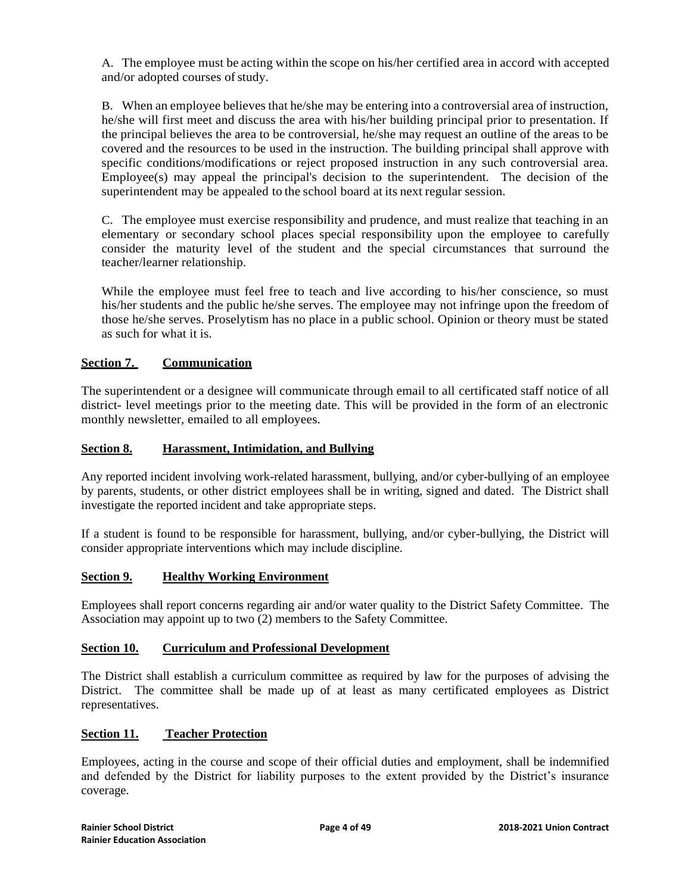A. The employee must be acting within the scope on his/her certified area in accord with accepted and/or adopted courses of study.

B. When an employee believes that he/she may be entering into a controversial area of instruction, he/she will first meet and discuss the area with his/her building principal prior to presentation. If the principal believes the area to be controversial, he/she may request an outline of the areas to be covered and the resources to be used in the instruction. The building principal shall approve with specific conditions/modifications or reject proposed instruction in any such controversial area. Employee(s) may appeal the principal's decision to the superintendent. The decision of the superintendent may be appealed to the school board at its next regular session.

C. The employee must exercise responsibility and prudence, and must realize that teaching in an elementary or secondary school places special responsibility upon the employee to carefully consider the maturity level of the student and the special circumstances that surround the teacher/learner relationship.

While the employee must feel free to teach and live according to his/her conscience, so must his/her students and the public he/she serves. The employee may not infringe upon the freedom of those he/she serves. Proselytism has no place in a public school. Opinion or theory must be stated as such for what it is.

## Section 7. Communication

The superintendent or a designee will communicate through email to all certificated staff notice of all district- level meetings prior to the meeting date. This will be provided in the form of an electronic monthly newsletter, emailed to all employees.

## Section 8. Harassment, Intimidation, and Bullying

Any reported incident involving work-related harassment, bullying, and/or cyber-bullying of an employee by parents, students, or other district employees shall be in writing, signed and dated. The District shall investigate the reported incident and take appropriate steps.

If a student is found to be responsible for harassment, bullying, and/or cyber-bullying, the District will consider appropriate interventions which may include discipline.

## Section 9. Healthy Working Environment

Employees shall report concerns regarding air and/or water quality to the District Safety Committee. The Association may appoint up to two (2) members to the Safety Committee.

## Section 10. Curriculum and Professional Development

The District shall establish a curriculum committee as required by law for the purposes of advising the District. The committee shall be made up of at least as many certificated employees as District representatives.

## Section 11. Teacher Protection

Employees, acting in the course and scope of their official duties and employment, shall be indemnified and defended by the District for liability purposes to the extent provided by the District's insurance coverage.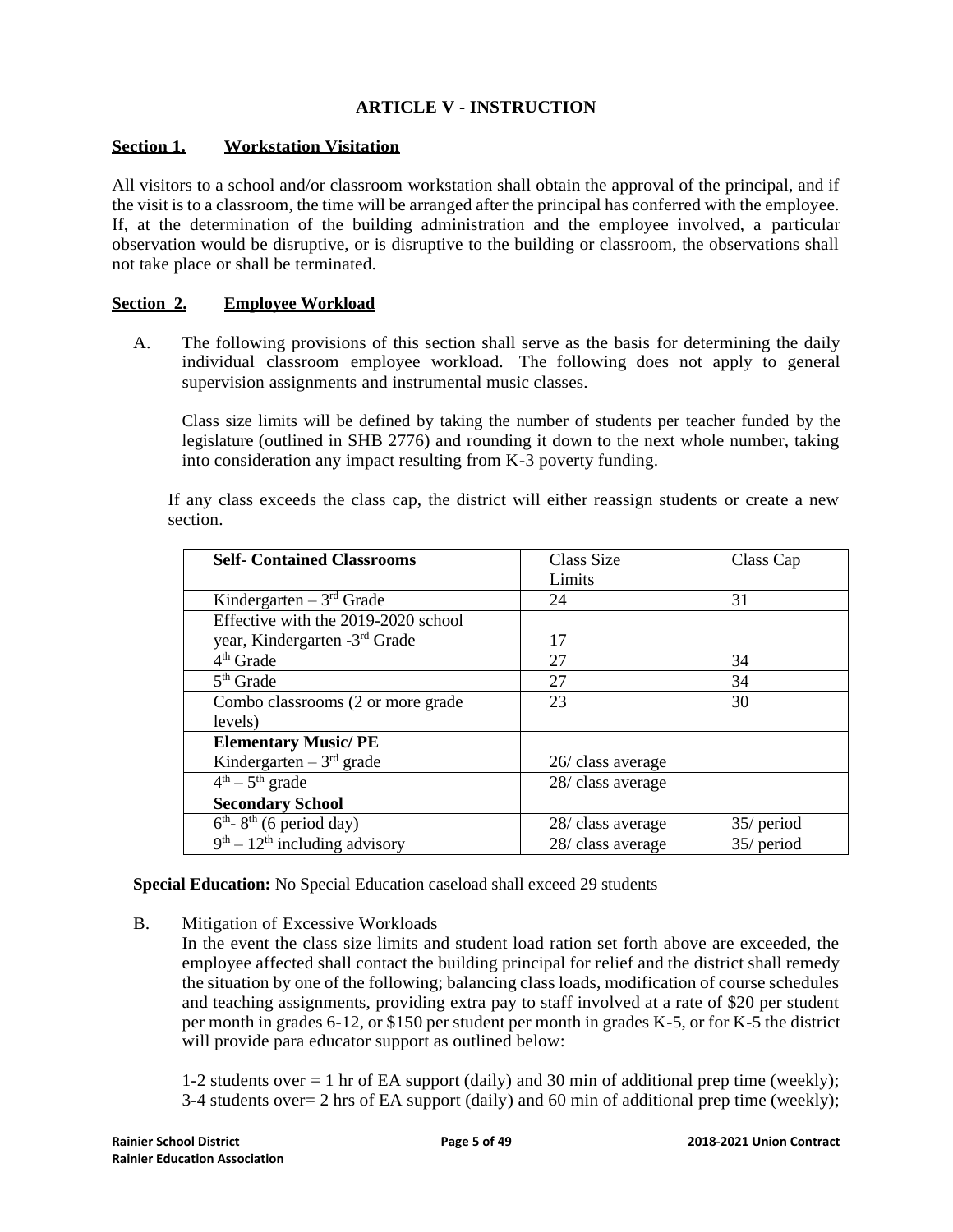## ARTICLE V - INSTRUCTION

**Section 1. Workstation Visitation**

All visitors to a school and/or classroom workstation shall obtain the approval of the principal, and if the visit is to a classroom, the time will be arranged after the principal has conferred with the employee. If, at the determination of the building administration and the employee involved, a particular observation would be disruptive, or is disruptive to the building or classroom, the observations shall not take place or shall be terminated.

**Section 2. Employee Workload**

A. The following provisions of this section shall serve as the basis for determining the daily individual classroom employee workload. The following does not apply to general supervision assignments and instrumental music classes.

Class size limits will be defined by taking the number of students per teacher funded by the legislature (outlined in SHB 2776) and rounding it down to the next whole number, taking into consideration any impact resulting from K-3 poverty funding.

If any class exceeds the class cap, the district will either reassign students or create a new section.

| **Self- Contained Classrooms** | Class Size Limits | Class Cap |
|---|---|---|
| Kindergarten – 3rd Grade | 24 | 31 |
| Effective with the 2019-2020 school year, Kindergarten -3rd Grade | 17 | |
| 4th Grade | 27 | 34 |
| 5th Grade | 27 | 34 |
| Combo classrooms (2 or more grade levels) | 23 | 30 |
| **Elementary Music/ PE** | | |
| Kindergarten – 3rd grade | 26/ class average | |
| 4th – 5th grade | 28/ class average | |
| **Secondary School** | | |
| 6th- 8th (6 period day) | 28/ class average | 35/ period |
| 9th – 12th including advisory | 28/ class average | 35/ period |

**Special Education:** No Special Education caseload shall exceed 29 students

B. Mitigation of Excessive Workloads
In the event the class size limits and student load ration set forth above are exceeded, the employee affected shall contact the building principal for relief and the district shall remedy the situation by one of the following; balancing class loads, modification of course schedules and teaching assignments, providing extra pay to staff involved at a rate of $20 per student per month in grades 6-12, or $150 per student per month in grades K-5, or for K-5 the district will provide para educator support as outlined below:

1-2 students over = 1 hr of EA support (daily) and 30 min of additional prep time (weekly);
3-4 students over= 2 hrs of EA support (daily) and 60 min of additional prep time (weekly);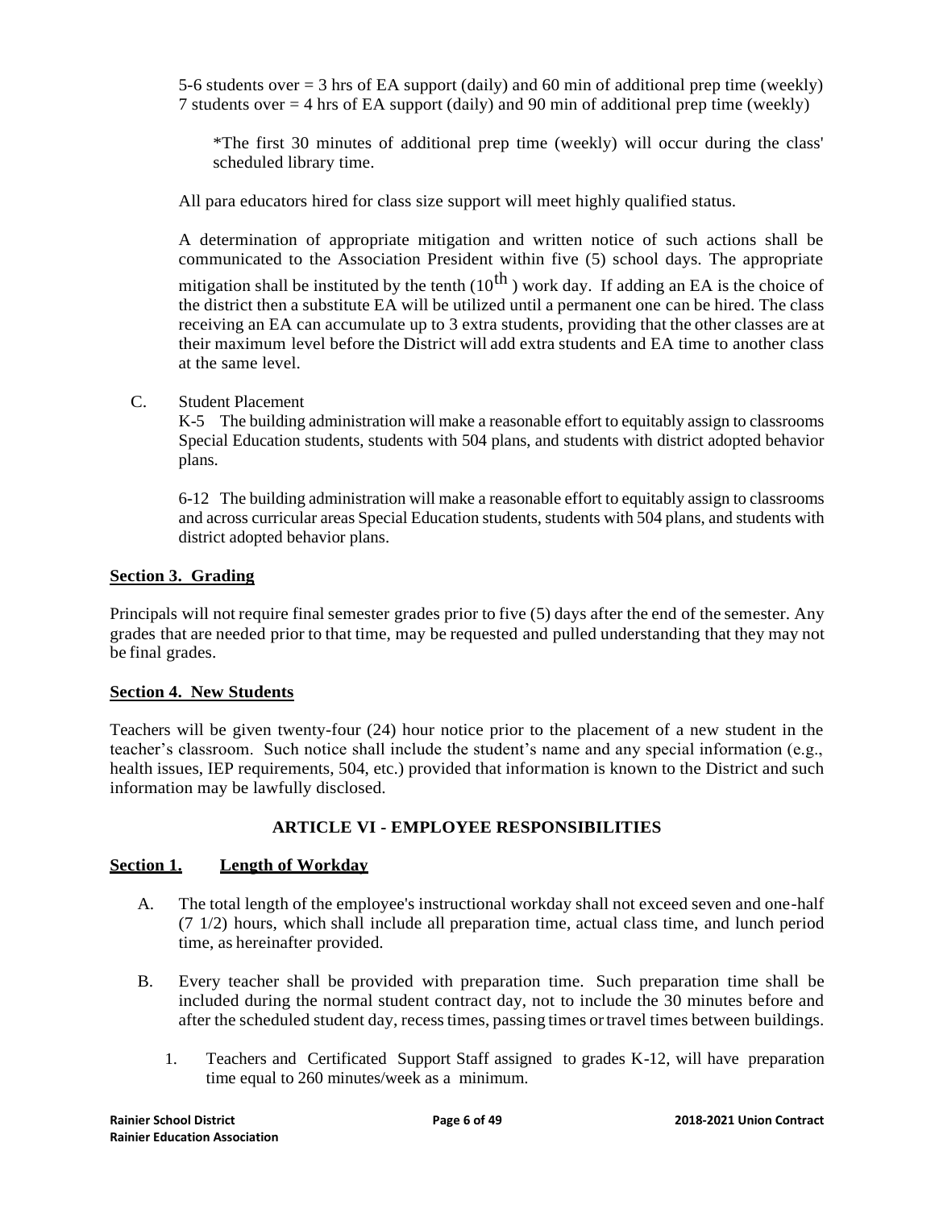5-6 students over = 3 hrs of EA support (daily) and 60 min of additional prep time (weekly)
7 students over = 4 hrs of EA support (daily) and 90 min of additional prep time (weekly)

*The first 30 minutes of additional prep time (weekly) will occur during the class' scheduled library time.

All para educators hired for class size support will meet highly qualified status.

A determination of appropriate mitigation and written notice of such actions shall be communicated to the Association President within five (5) school days. The appropriate mitigation shall be instituted by the tenth ($10^{th}$) work day. If adding an EA is the choice of the district then a substitute EA will be utilized until a permanent one can be hired. The class receiving an EA can accumulate up to 3 extra students, providing that the other classes are at their maximum level before the District will add extra students and EA time to another class at the same level.

C. Student Placement

K-5 The building administration will make a reasonable effort to equitably assign to classrooms Special Education students, students with 504 plans, and students with district adopted behavior plans.

6-12 The building administration will make a reasonable effort to equitably assign to classrooms and across curricular areas Special Education students, students with 504 plans, and students with district adopted behavior plans.

**Section 3. Grading**

Principals will not require final semester grades prior to five (5) days after the end of the semester. Any grades that are needed prior to that time, may be requested and pulled understanding that they may not be final grades.

**Section 4. New Students**

Teachers will be given twenty-four (24) hour notice prior to the placement of a new student in the teacher's classroom. Such notice shall include the student's name and any special information (e.g., health issues, IEP requirements, 504, etc.) provided that information is known to the District and such information may be lawfully disclosed.

## ARTICLE VI - EMPLOYEE RESPONSIBILITIES

**Section 1. Length of Workday**

A. The total length of the employee's instructional workday shall not exceed seven and one-half (7 1/2) hours, which shall include all preparation time, actual class time, and lunch period time, as hereinafter provided.

B. Every teacher shall be provided with preparation time. Such preparation time shall be included during the normal student contract day, not to include the 30 minutes before and after the scheduled student day, recess times, passing times or travel times between buildings.

1. Teachers and Certificated Support Staff assigned to grades K-12, will have preparation time equal to 260 minutes/week as a minimum.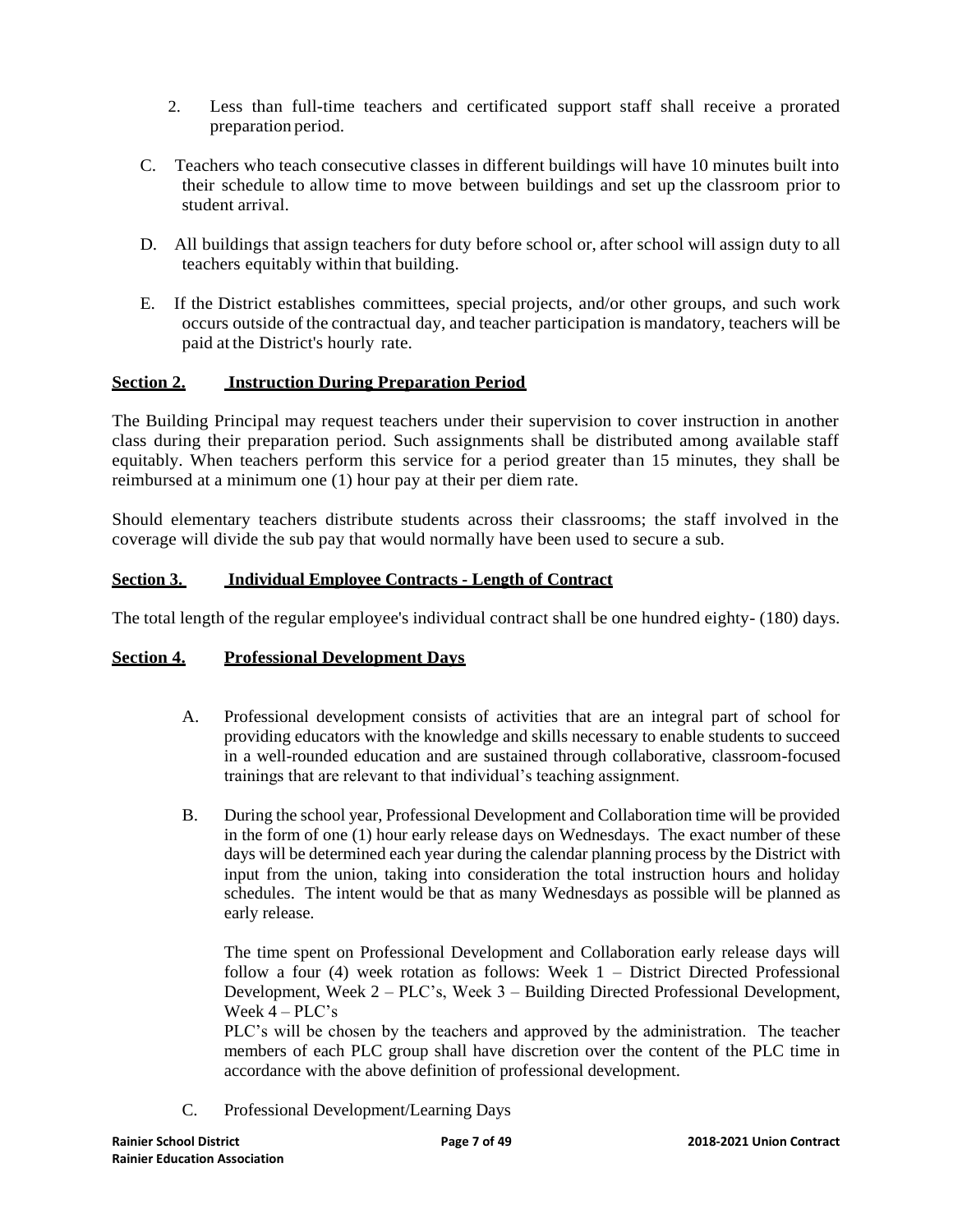2. Less than full-time teachers and certificated support staff shall receive a prorated preparation period.

C. Teachers who teach consecutive classes in different buildings will have 10 minutes built into their schedule to allow time to move between buildings and set up the classroom prior to student arrival.

D. All buildings that assign teachers for duty before school or, after school will assign duty to all teachers equitably within that building.

E. If the District establishes committees, special projects, and/or other groups, and such work occurs outside of the contractual day, and teacher participation is mandatory, teachers will be paid at the District's hourly rate.

**Section 2. Instruction During Preparation Period**

The Building Principal may request teachers under their supervision to cover instruction in another class during their preparation period. Such assignments shall be distributed among available staff equitably. When teachers perform this service for a period greater than 15 minutes, they shall be reimbursed at a minimum one (1) hour pay at their per diem rate.

Should elementary teachers distribute students across their classrooms; the staff involved in the coverage will divide the sub pay that would normally have been used to secure a sub.

**Section 3. Individual Employee Contracts - Length of Contract**

The total length of the regular employee's individual contract shall be one hundred eighty- (180) days.

**Section 4. Professional Development Days**

A. Professional development consists of activities that are an integral part of school for providing educators with the knowledge and skills necessary to enable students to succeed in a well-rounded education and are sustained through collaborative, classroom-focused trainings that are relevant to that individual's teaching assignment.

B. During the school year, Professional Development and Collaboration time will be provided in the form of one (1) hour early release days on Wednesdays. The exact number of these days will be determined each year during the calendar planning process by the District with input from the union, taking into consideration the total instruction hours and holiday schedules. The intent would be that as many Wednesdays as possible will be planned as early release.

The time spent on Professional Development and Collaboration early release days will follow a four (4) week rotation as follows: Week 1 – District Directed Professional Development, Week 2 – PLC's, Week 3 – Building Directed Professional Development, Week 4 – PLC's

PLC's will be chosen by the teachers and approved by the administration. The teacher members of each PLC group shall have discretion over the content of the PLC time in accordance with the above definition of professional development.

C. Professional Development/Learning Days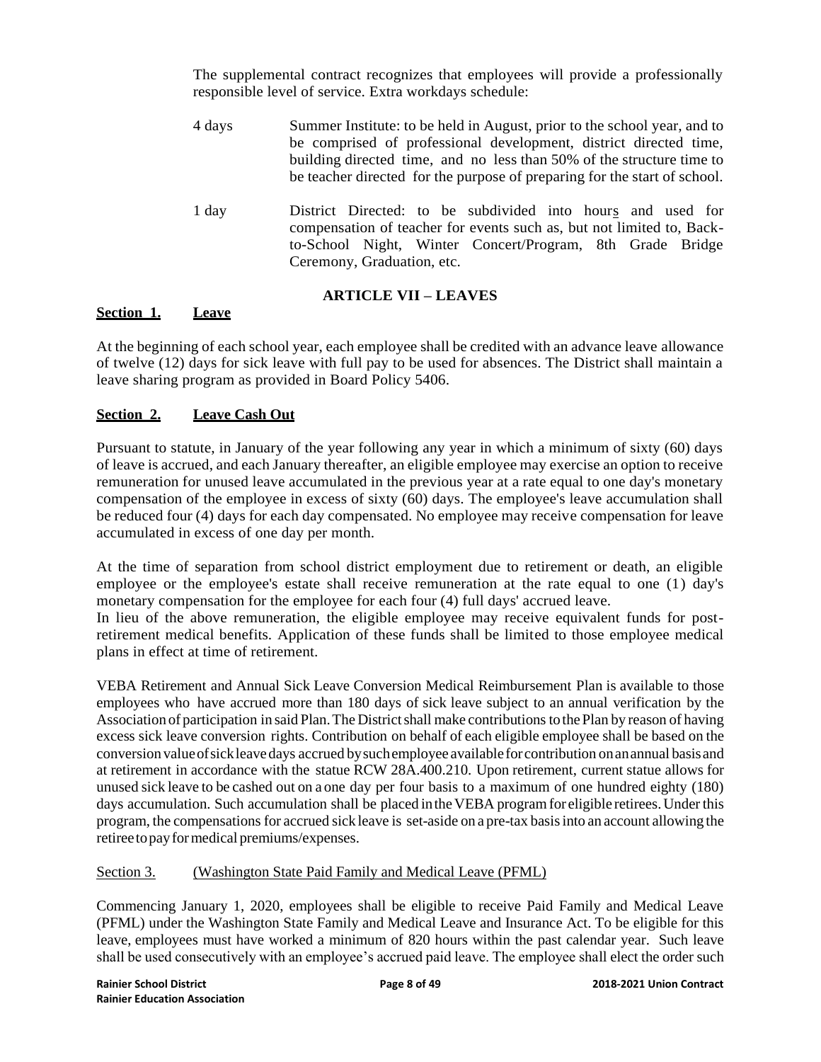The supplemental contract recognizes that employees will provide a professionally responsible level of service. Extra workdays schedule:

| | |
|---|---|
| 4 days | Summer Institute: to be held in August, prior to the school year, and to be comprised of professional development, district directed time, building directed time, and no less than 50% of the structure time to be teacher directed for the purpose of preparing for the start of school. |
| 1 day | District Directed: to be subdivided into hours and used for compensation of teacher for events such as, but not limited to, Back-to-School Night, Winter Concert/Program, 8th Grade Bridge Ceremony, Graduation, etc. |

## ARTICLE VII – LEAVES

**Section 1. Leave**

At the beginning of each school year, each employee shall be credited with an advance leave allowance of twelve (12) days for sick leave with full pay to be used for absences. The District shall maintain a leave sharing program as provided in Board Policy 5406.

**Section 2. Leave Cash Out**

Pursuant to statute, in January of the year following any year in which a minimum of sixty (60) days of leave is accrued, and each January thereafter, an eligible employee may exercise an option to receive remuneration for unused leave accumulated in the previous year at a rate equal to one day's monetary compensation of the employee in excess of sixty (60) days. The employee's leave accumulation shall be reduced four (4) days for each day compensated. No employee may receive compensation for leave accumulated in excess of one day per month.

At the time of separation from school district employment due to retirement or death, an eligible employee or the employee's estate shall receive remuneration at the rate equal to one (1) day's monetary compensation for the employee for each four (4) full days' accrued leave.
In lieu of the above remuneration, the eligible employee may receive equivalent funds for post-retirement medical benefits. Application of these funds shall be limited to those employee medical plans in effect at time of retirement.

VEBA Retirement and Annual Sick Leave Conversion Medical Reimbursement Plan is available to those employees who have accrued more than 180 days of sick leave subject to an annual verification by the Association of participation in said Plan. The District shall make contributions to the Plan by reason of having excess sick leave conversion rights. Contribution on behalf of each eligible employee shall be based on the conversion value of sick leave days accrued by such employee available for contribution on an annual basis and at retirement in accordance with the statue RCW 28A.400.210. Upon retirement, current statue allows for unused sick leave to be cashed out on a one day per four basis to a maximum of one hundred eighty (180) days accumulation. Such accumulation shall be placed in the VEBA program for eligible retirees. Under this program, the compensations for accrued sick leave is set-aside on a pre-tax basis into an account allowing the retiree to pay for medical premiums/expenses.

Section 3. (Washington State Paid Family and Medical Leave (PFML)

Commencing January 1, 2020, employees shall be eligible to receive Paid Family and Medical Leave (PFML) under the Washington State Family and Medical Leave and Insurance Act. To be eligible for this leave, employees must have worked a minimum of 820 hours within the past calendar year. Such leave shall be used consecutively with an employee's accrued paid leave. The employee shall elect the order such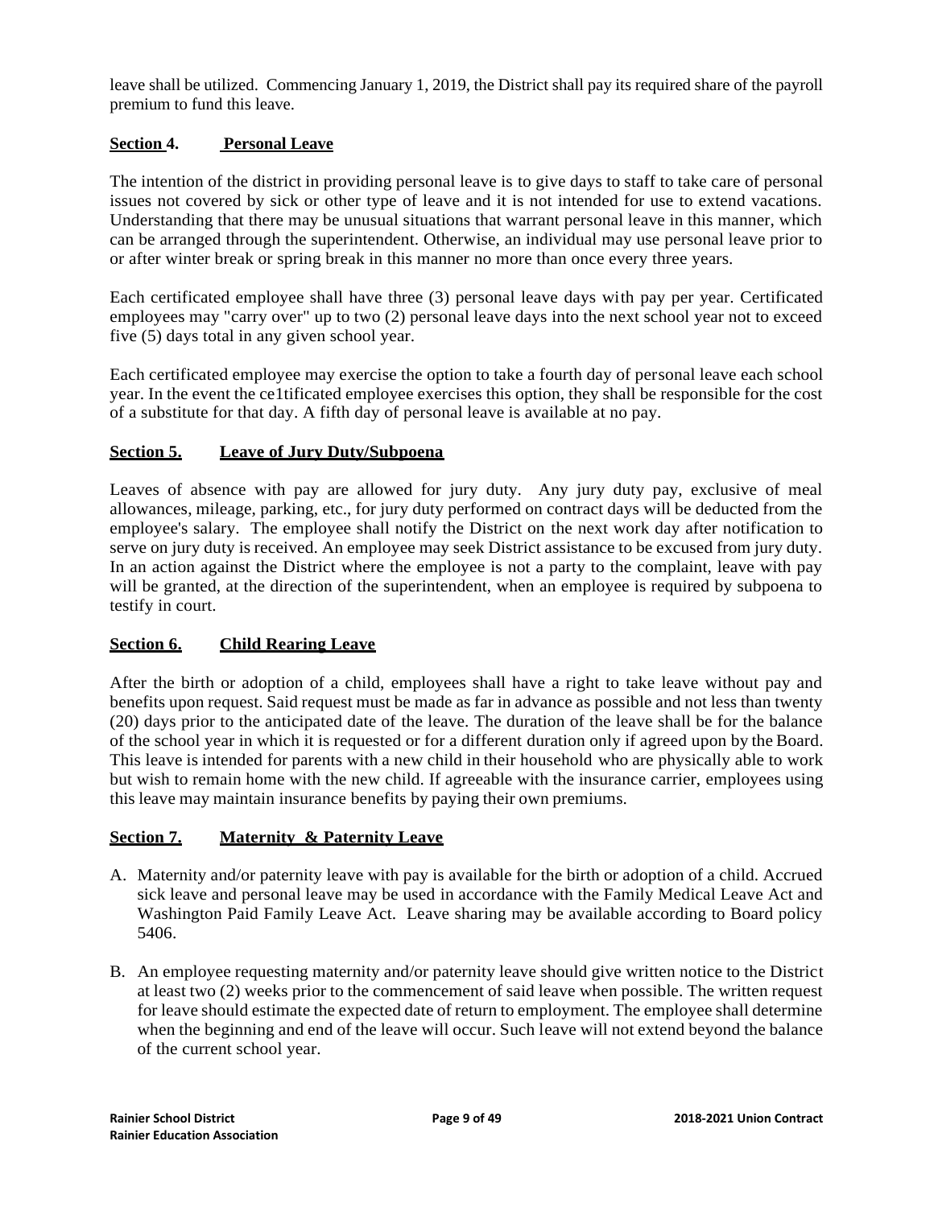leave shall be utilized. Commencing January 1, 2019, the District shall pay its required share of the payroll premium to fund this leave.

### Section 4. Personal Leave

The intention of the district in providing personal leave is to give days to staff to take care of personal issues not covered by sick or other type of leave and it is not intended for use to extend vacations. Understanding that there may be unusual situations that warrant personal leave in this manner, which can be arranged through the superintendent. Otherwise, an individual may use personal leave prior to or after winter break or spring break in this manner no more than once every three years.

Each certificated employee shall have three (3) personal leave days with pay per year. Certificated employees may "carry over" up to two (2) personal leave days into the next school year not to exceed five (5) days total in any given school year.

Each certificated employee may exercise the option to take a fourth day of personal leave each school year. In the event the ce1tificated employee exercises this option, they shall be responsible for the cost of a substitute for that day. A fifth day of personal leave is available at no pay.

### Section 5. Leave of Jury Duty/Subpoena

Leaves of absence with pay are allowed for jury duty. Any jury duty pay, exclusive of meal allowances, mileage, parking, etc., for jury duty performed on contract days will be deducted from the employee's salary. The employee shall notify the District on the next work day after notification to serve on jury duty is received. An employee may seek District assistance to be excused from jury duty. In an action against the District where the employee is not a party to the complaint, leave with pay will be granted, at the direction of the superintendent, when an employee is required by subpoena to testify in court.

### Section 6. Child Rearing Leave

After the birth or adoption of a child, employees shall have a right to take leave without pay and benefits upon request. Said request must be made as far in advance as possible and not less than twenty (20) days prior to the anticipated date of the leave. The duration of the leave shall be for the balance of the school year in which it is requested or for a different duration only if agreed upon by the Board. This leave is intended for parents with a new child in their household who are physically able to work but wish to remain home with the new child. If agreeable with the insurance carrier, employees using this leave may maintain insurance benefits by paying their own premiums.

### Section 7. Maternity & Paternity Leave

A. Maternity and/or paternity leave with pay is available for the birth or adoption of a child. Accrued sick leave and personal leave may be used in accordance with the Family Medical Leave Act and Washington Paid Family Leave Act. Leave sharing may be available according to Board policy 5406.

B. An employee requesting maternity and/or paternity leave should give written notice to the District at least two (2) weeks prior to the commencement of said leave when possible. The written request for leave should estimate the expected date of return to employment. The employee shall determine when the beginning and end of the leave will occur. Such leave will not extend beyond the balance of the current school year.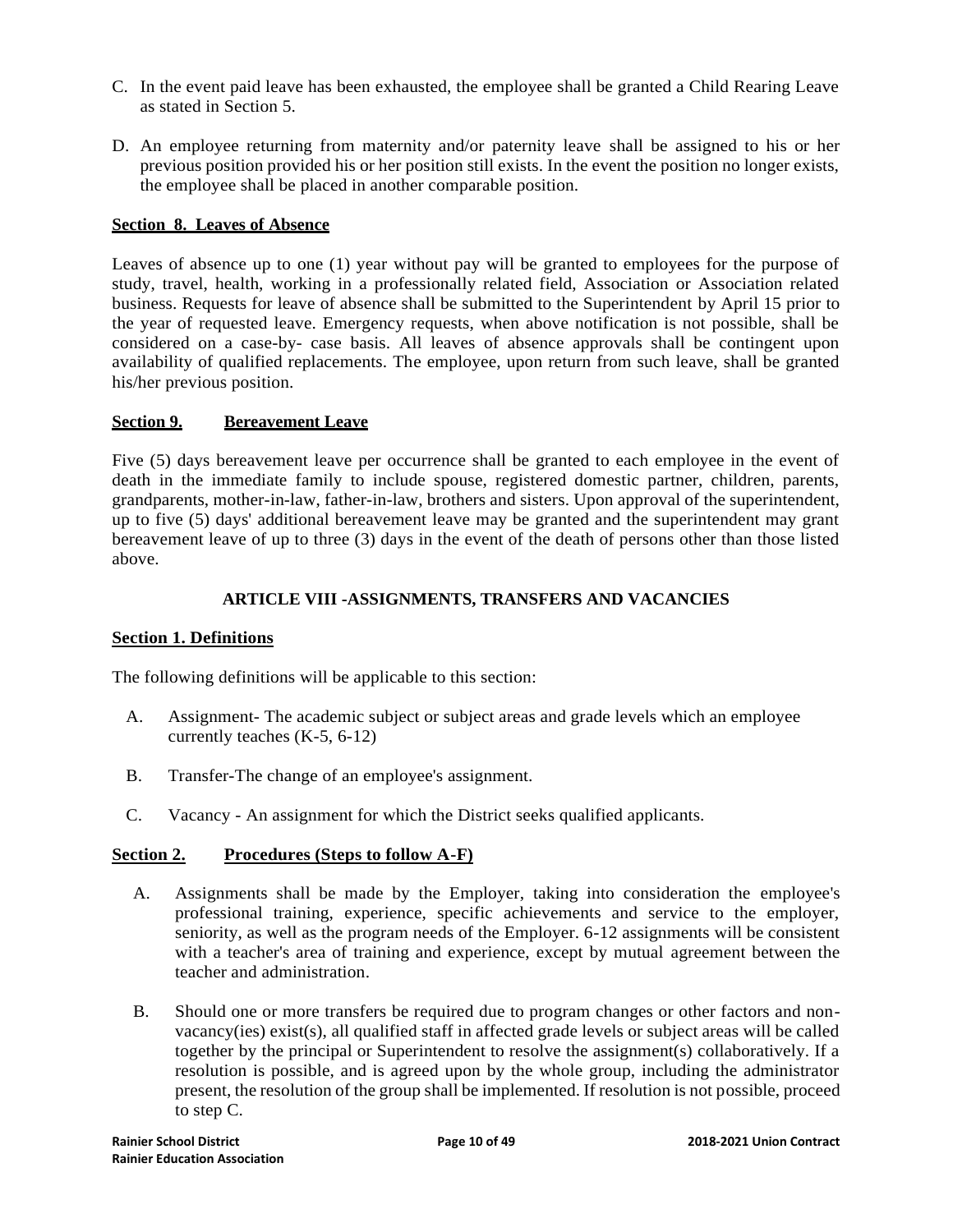C. In the event paid leave has been exhausted, the employee shall be granted a Child Rearing Leave as stated in Section 5.

D. An employee returning from maternity and/or paternity leave shall be assigned to his or her previous position provided his or her position still exists. In the event the position no longer exists, the employee shall be placed in another comparable position.

**Section 8. Leaves of Absence**

Leaves of absence up to one (1) year without pay will be granted to employees for the purpose of study, travel, health, working in a professionally related field, Association or Association related business. Requests for leave of absence shall be submitted to the Superintendent by April 15 prior to the year of requested leave. Emergency requests, when above notification is not possible, shall be considered on a case-by- case basis. All leaves of absence approvals shall be contingent upon availability of qualified replacements. The employee, upon return from such leave, shall be granted his/her previous position.

**Section 9. Bereavement Leave**

Five (5) days bereavement leave per occurrence shall be granted to each employee in the event of death in the immediate family to include spouse, registered domestic partner, children, parents, grandparents, mother-in-law, father-in-law, brothers and sisters. Upon approval of the superintendent, up to five (5) days' additional bereavement leave may be granted and the superintendent may grant bereavement leave of up to three (3) days in the event of the death of persons other than those listed above.

## ARTICLE VIII -ASSIGNMENTS, TRANSFERS AND VACANCIES

**Section 1. Definitions**

The following definitions will be applicable to this section:

A. Assignment- The academic subject or subject areas and grade levels which an employee currently teaches (K-5, 6-12)

B. Transfer-The change of an employee's assignment.

C. Vacancy - An assignment for which the District seeks qualified applicants.

**Section 2. Procedures (Steps to follow A-F)**

A. Assignments shall be made by the Employer, taking into consideration the employee's professional training, experience, specific achievements and service to the employer, seniority, as well as the program needs of the Employer. 6-12 assignments will be consistent with a teacher's area of training and experience, except by mutual agreement between the teacher and administration.

B. Should one or more transfers be required due to program changes or other factors and non-vacancy(ies) exist(s), all qualified staff in affected grade levels or subject areas will be called together by the principal or Superintendent to resolve the assignment(s) collaboratively. If a resolution is possible, and is agreed upon by the whole group, including the administrator present, the resolution of the group shall be implemented. If resolution is not possible, proceed to step C.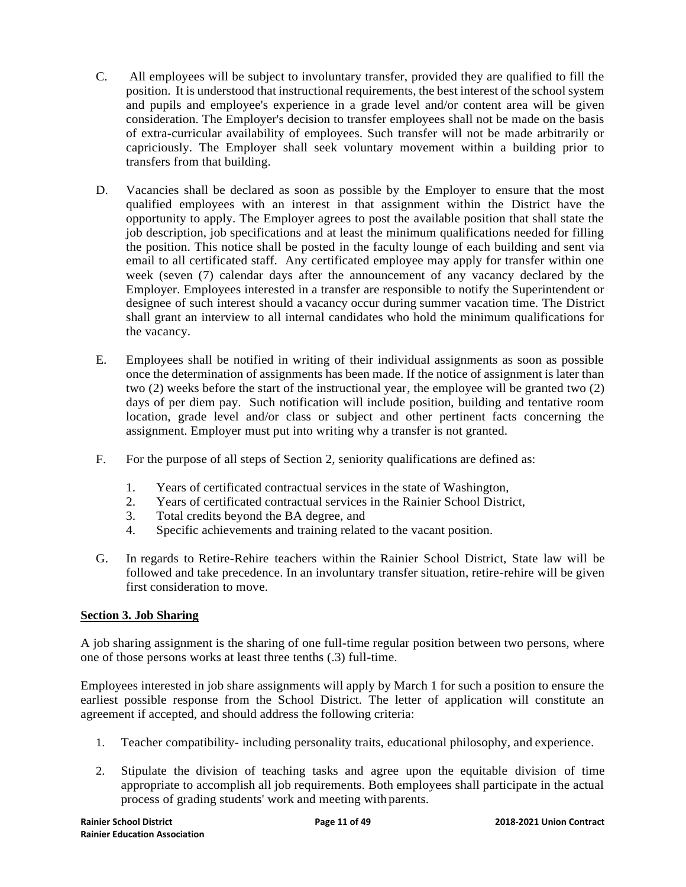C. All employees will be subject to involuntary transfer, provided they are qualified to fill the position. It is understood that instructional requirements, the best interest of the school system and pupils and employee's experience in a grade level and/or content area will be given consideration. The Employer's decision to transfer employees shall not be made on the basis of extra-curricular availability of employees. Such transfer will not be made arbitrarily or capriciously. The Employer shall seek voluntary movement within a building prior to transfers from that building.

D. Vacancies shall be declared as soon as possible by the Employer to ensure that the most qualified employees with an interest in that assignment within the District have the opportunity to apply. The Employer agrees to post the available position that shall state the job description, job specifications and at least the minimum qualifications needed for filling the position. This notice shall be posted in the faculty lounge of each building and sent via email to all certificated staff. Any certificated employee may apply for transfer within one week (seven (7) calendar days after the announcement of any vacancy declared by the Employer. Employees interested in a transfer are responsible to notify the Superintendent or designee of such interest should a vacancy occur during summer vacation time. The District shall grant an interview to all internal candidates who hold the minimum qualifications for the vacancy.

E. Employees shall be notified in writing of their individual assignments as soon as possible once the determination of assignments has been made. If the notice of assignment is later than two (2) weeks before the start of the instructional year, the employee will be granted two (2) days of per diem pay. Such notification will include position, building and tentative room location, grade level and/or class or subject and other pertinent facts concerning the assignment. Employer must put into writing why a transfer is not granted.

F. For the purpose of all steps of Section 2, seniority qualifications are defined as:

   1. Years of certificated contractual services in the state of Washington,
   2. Years of certificated contractual services in the Rainier School District,
   3. Total credits beyond the BA degree, and
   4. Specific achievements and training related to the vacant position.

G. In regards to Retire-Rehire teachers within the Rainier School District, State law will be followed and take precedence. In an involuntary transfer situation, retire-rehire will be given first consideration to move.

## Section 3. Job Sharing

A job sharing assignment is the sharing of one full-time regular position between two persons, where one of those persons works at least three tenths (.3) full-time.

Employees interested in job share assignments will apply by March 1 for such a position to ensure the earliest possible response from the School District. The letter of application will constitute an agreement if accepted, and should address the following criteria:

1. Teacher compatibility- including personality traits, educational philosophy, and experience.

2. Stipulate the division of teaching tasks and agree upon the equitable division of time appropriate to accomplish all job requirements. Both employees shall participate in the actual process of grading students' work and meeting with parents.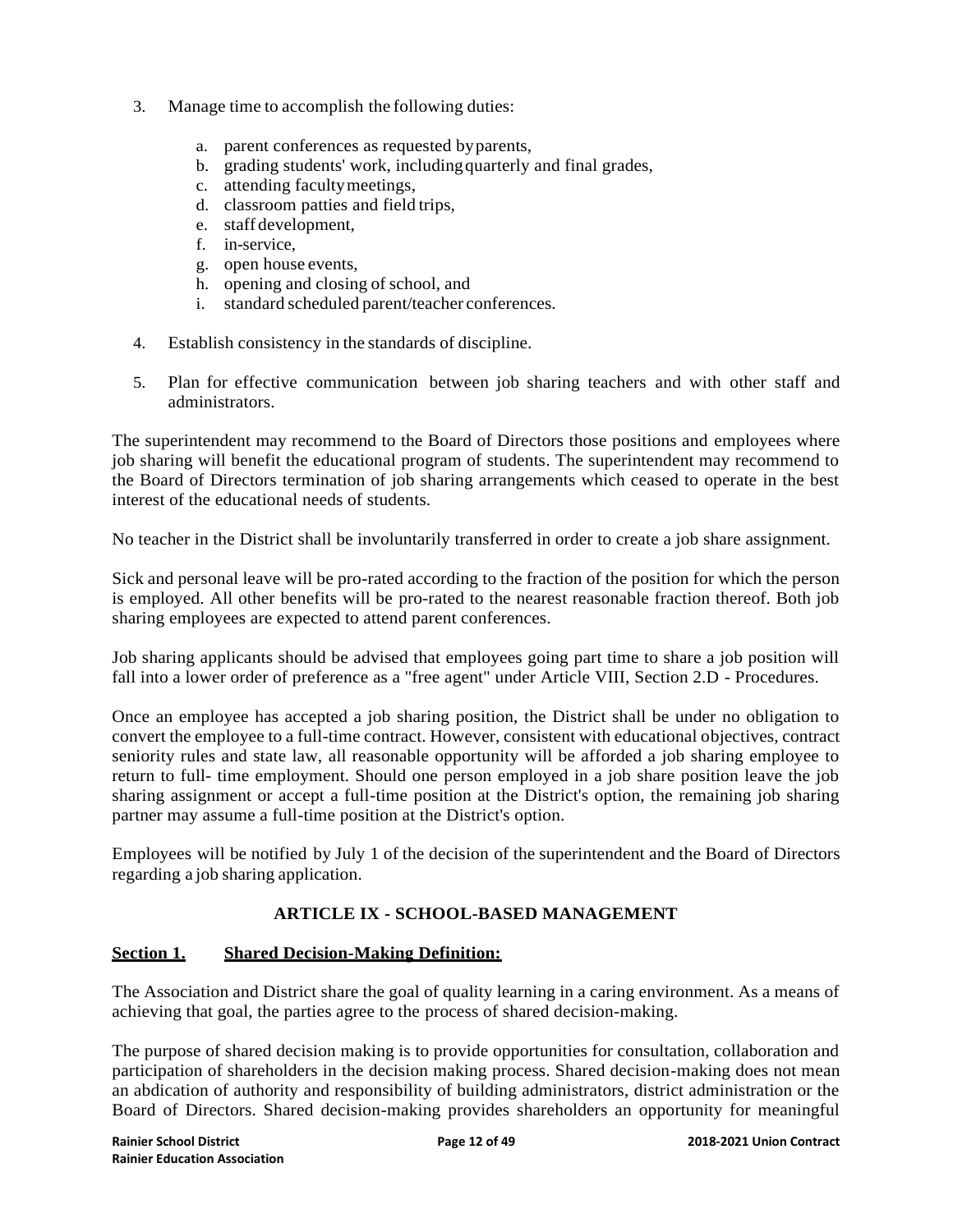3. Manage time to accomplish the following duties:

    a. parent conferences as requested by parents,
    b. grading students' work, including quarterly and final grades,
    c. attending faculty meetings,
    d. classroom patties and field trips,
    e. staff development,
    f. in-service,
    g. open house events,
    h. opening and closing of school, and
    i. standard scheduled parent/teacher conferences.

4. Establish consistency in the standards of discipline.

5. Plan for effective communication between job sharing teachers and with other staff and administrators.

The superintendent may recommend to the Board of Directors those positions and employees where job sharing will benefit the educational program of students. The superintendent may recommend to the Board of Directors termination of job sharing arrangements which ceased to operate in the best interest of the educational needs of students.

No teacher in the District shall be involuntarily transferred in order to create a job share assignment.

Sick and personal leave will be pro-rated according to the fraction of the position for which the person is employed. All other benefits will be pro-rated to the nearest reasonable fraction thereof. Both job sharing employees are expected to attend parent conferences.

Job sharing applicants should be advised that employees going part time to share a job position will fall into a lower order of preference as a "free agent" under Article VIII, Section 2.D - Procedures.

Once an employee has accepted a job sharing position, the District shall be under no obligation to convert the employee to a full-time contract. However, consistent with educational objectives, contract seniority rules and state law, all reasonable opportunity will be afforded a job sharing employee to return to full- time employment. Should one person employed in a job share position leave the job sharing assignment or accept a full-time position at the District's option, the remaining job sharing partner may assume a full-time position at the District's option.

Employees will be notified by July 1 of the decision of the superintendent and the Board of Directors regarding a job sharing application.

## ARTICLE IX - SCHOOL-BASED MANAGEMENT

### Section 1. Shared Decision-Making Definition:

The Association and District share the goal of quality learning in a caring environment. As a means of achieving that goal, the parties agree to the process of shared decision-making.

The purpose of shared decision making is to provide opportunities for consultation, collaboration and participation of shareholders in the decision making process. Shared decision-making does not mean an abdication of authority and responsibility of building administrators, district administration or the Board of Directors. Shared decision-making provides shareholders an opportunity for meaningful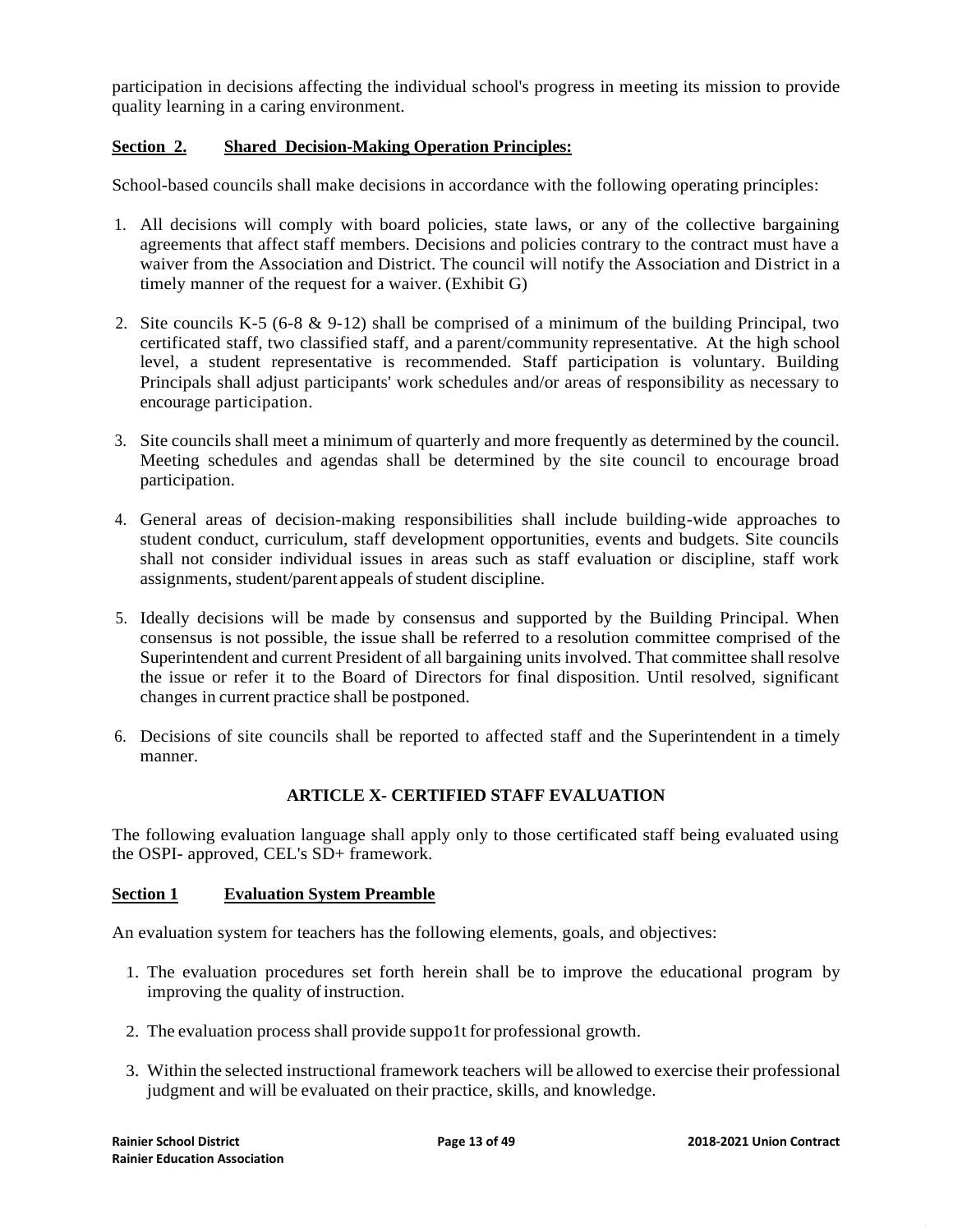participation in decisions affecting the individual school's progress in meeting its mission to provide quality learning in a caring environment.

**Section 2. Shared Decision-Making Operation Principles:**

School-based councils shall make decisions in accordance with the following operating principles:

1. All decisions will comply with board policies, state laws, or any of the collective bargaining agreements that affect staff members. Decisions and policies contrary to the contract must have a waiver from the Association and District. The council will notify the Association and District in a timely manner of the request for a waiver. (Exhibit G)

2. Site councils K-5 (6-8 & 9-12) shall be comprised of a minimum of the building Principal, two certificated staff, two classified staff, and a parent/community representative. At the high school level, a student representative is recommended. Staff participation is voluntary. Building Principals shall adjust participants' work schedules and/or areas of responsibility as necessary to encourage participation.

3. Site councils shall meet a minimum of quarterly and more frequently as determined by the council. Meeting schedules and agendas shall be determined by the site council to encourage broad participation.

4. General areas of decision-making responsibilities shall include building-wide approaches to student conduct, curriculum, staff development opportunities, events and budgets. Site councils shall not consider individual issues in areas such as staff evaluation or discipline, staff work assignments, student/parent appeals of student discipline.

5. Ideally decisions will be made by consensus and supported by the Building Principal. When consensus is not possible, the issue shall be referred to a resolution committee comprised of the Superintendent and current President of all bargaining units involved. That committee shall resolve the issue or refer it to the Board of Directors for final disposition. Until resolved, significant changes in current practice shall be postponed.

6. Decisions of site councils shall be reported to affected staff and the Superintendent in a timely manner.

## ARTICLE X- CERTIFIED STAFF EVALUATION

The following evaluation language shall apply only to those certificated staff being evaluated using the OSPI- approved, CEL's SD+ framework.

**Section 1 Evaluation System Preamble**

An evaluation system for teachers has the following elements, goals, and objectives:

1. The evaluation procedures set forth herein shall be to improve the educational program by improving the quality of instruction.

2. The evaluation process shall provide suppo1t for professional growth.

3. Within the selected instructional framework teachers will be allowed to exercise their professional judgment and will be evaluated on their practice, skills, and knowledge.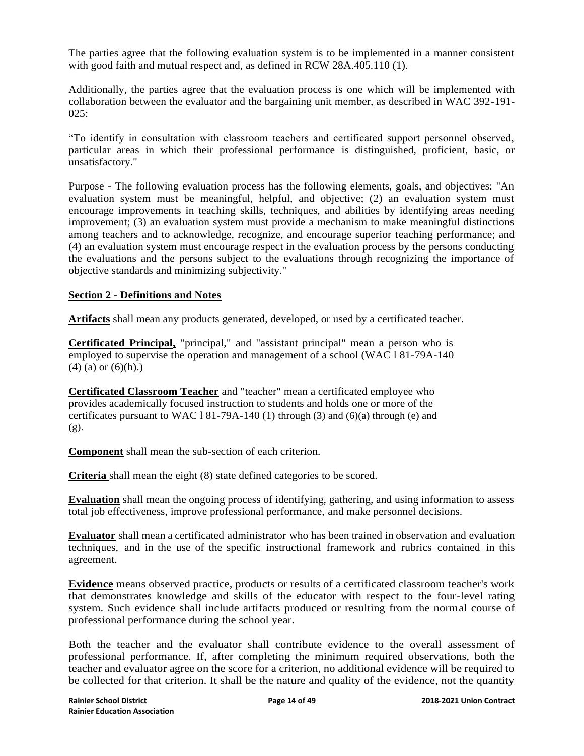The parties agree that the following evaluation system is to be implemented in a manner consistent with good faith and mutual respect and, as defined in RCW 28A.405.110 (1).

Additionally, the parties agree that the evaluation process is one which will be implemented with collaboration between the evaluator and the bargaining unit member, as described in WAC 392-191-025:

"To identify in consultation with classroom teachers and certificated support personnel observed, particular areas in which their professional performance is distinguished, proficient, basic, or unsatisfactory."

Purpose - The following evaluation process has the following elements, goals, and objectives: "An evaluation system must be meaningful, helpful, and objective; (2) an evaluation system must encourage improvements in teaching skills, techniques, and abilities by identifying areas needing improvement; (3) an evaluation system must provide a mechanism to make meaningful distinctions among teachers and to acknowledge, recognize, and encourage superior teaching performance; and (4) an evaluation system must encourage respect in the evaluation process by the persons conducting the evaluations and the persons subject to the evaluations through recognizing the importance of objective standards and minimizing subjectivity."

## Section 2 - Definitions and Notes

**Artifacts** shall mean any products generated, developed, or used by a certificated teacher.

**Certificated Principal,** "principal," and "assistant principal" mean a person who is employed to supervise the operation and management of a school (WAC l 81-79A-140 (4) (a) or (6)(h).)

**Certificated Classroom Teacher** and "teacher" mean a certificated employee who provides academically focused instruction to students and holds one or more of the certificates pursuant to WAC l 81-79A-140 (1) through (3) and (6)(a) through (e) and (g).

**Component** shall mean the sub-section of each criterion.

**Criteria** shall mean the eight (8) state defined categories to be scored.

**Evaluation** shall mean the ongoing process of identifying, gathering, and using information to assess total job effectiveness, improve professional performance, and make personnel decisions.

**Evaluator** shall mean a certificated administrator who has been trained in observation and evaluation techniques, and in the use of the specific instructional framework and rubrics contained in this agreement.

**Evidence** means observed practice, products or results of a certificated classroom teacher's work that demonstrates knowledge and skills of the educator with respect to the four-level rating system. Such evidence shall include artifacts produced or resulting from the normal course of professional performance during the school year.

Both the teacher and the evaluator shall contribute evidence to the overall assessment of professional performance. If, after completing the minimum required observations, both the teacher and evaluator agree on the score for a criterion, no additional evidence will be required to be collected for that criterion. It shall be the nature and quality of the evidence, not the quantity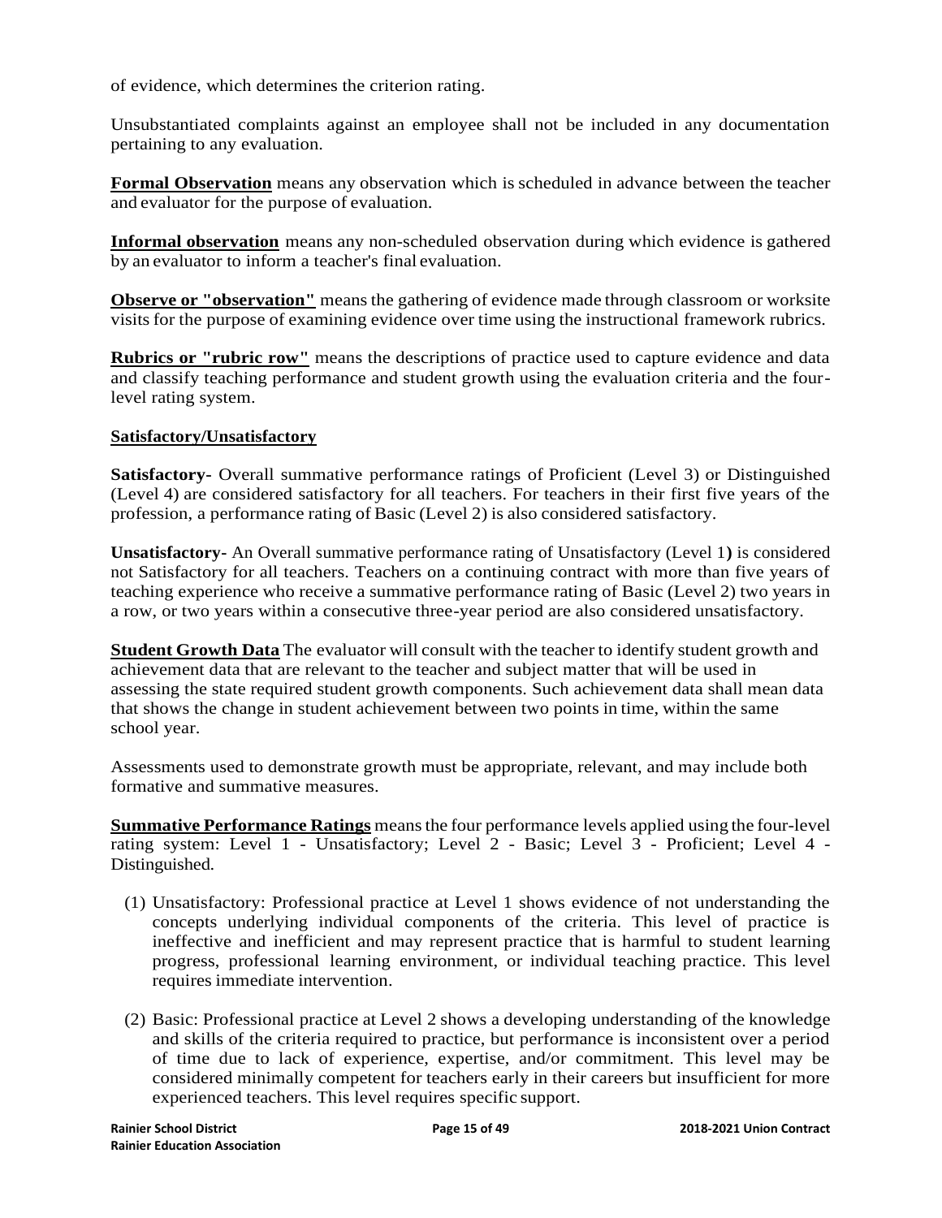of evidence, which determines the criterion rating.

Unsubstantiated complaints against an employee shall not be included in any documentation pertaining to any evaluation.

**Formal Observation** means any observation which is scheduled in advance between the teacher and evaluator for the purpose of evaluation.

**Informal observation** means any non-scheduled observation during which evidence is gathered by an evaluator to inform a teacher's final evaluation.

**Observe or "observation"** means the gathering of evidence made through classroom or worksite visits for the purpose of examining evidence over time using the instructional framework rubrics.

**Rubrics or "rubric row"** means the descriptions of practice used to capture evidence and data and classify teaching performance and student growth using the evaluation criteria and the four-level rating system.

**Satisfactory/Unsatisfactory**

**Satisfactory-** Overall summative performance ratings of Proficient (Level 3) or Distinguished (Level 4) are considered satisfactory for all teachers. For teachers in their first five years of the profession, a performance rating of Basic (Level 2) is also considered satisfactory.

**Unsatisfactory-** An Overall summative performance rating of Unsatisfactory (Level 1**)** is considered not Satisfactory for all teachers. Teachers on a continuing contract with more than five years of teaching experience who receive a summative performance rating of Basic (Level 2) two years in a row, or two years within a consecutive three-year period are also considered unsatisfactory.

**Student Growth Data** The evaluator will consult with the teacher to identify student growth and achievement data that are relevant to the teacher and subject matter that will be used in assessing the state required student growth components. Such achievement data shall mean data that shows the change in student achievement between two points in time, within the same school year.

Assessments used to demonstrate growth must be appropriate, relevant, and may include both formative and summative measures.

**Summative Performance Ratings** means the four performance levels applied using the four-level rating system: Level 1 - Unsatisfactory; Level 2 - Basic; Level 3 - Proficient; Level 4 - Distinguished.

(1) Unsatisfactory: Professional practice at Level 1 shows evidence of not understanding the concepts underlying individual components of the criteria. This level of practice is ineffective and inefficient and may represent practice that is harmful to student learning progress, professional learning environment, or individual teaching practice. This level requires immediate intervention.

(2) Basic: Professional practice at Level 2 shows a developing understanding of the knowledge and skills of the criteria required to practice, but performance is inconsistent over a period of time due to lack of experience, expertise, and/or commitment. This level may be considered minimally competent for teachers early in their careers but insufficient for more experienced teachers. This level requires specific support.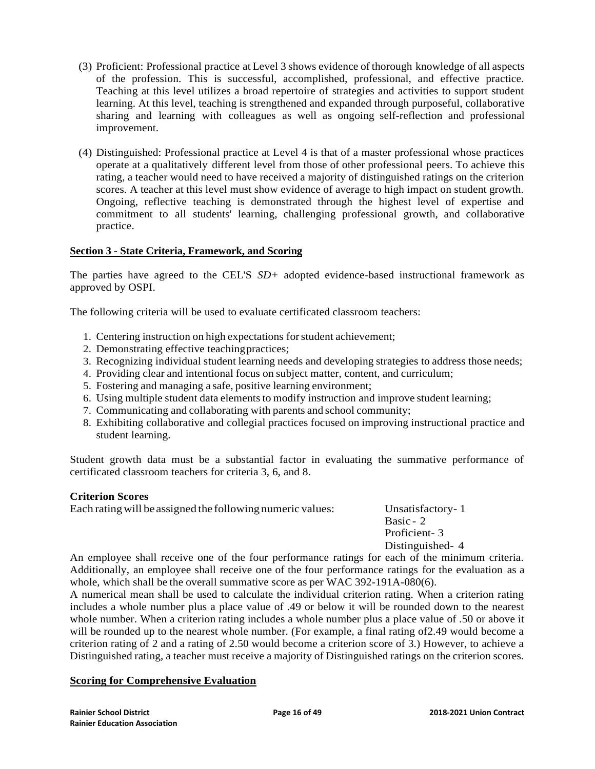(3) Proficient: Professional practice at Level 3 shows evidence of thorough knowledge of all aspects of the profession. This is successful, accomplished, professional, and effective practice. Teaching at this level utilizes a broad repertoire of strategies and activities to support student learning. At this level, teaching is strengthened and expanded through purposeful, collaborative sharing and learning with colleagues as well as ongoing self-reflection and professional improvement.

(4) Distinguished: Professional practice at Level 4 is that of a master professional whose practices operate at a qualitatively different level from those of other professional peers. To achieve this rating, a teacher would need to have received a majority of distinguished ratings on the criterion scores. A teacher at this level must show evidence of average to high impact on student growth. Ongoing, reflective teaching is demonstrated through the highest level of expertise and commitment to all students' learning, challenging professional growth, and collaborative practice.

## Section 3 - State Criteria, Framework, and Scoring

The parties have agreed to the CEL'S *SD+* adopted evidence-based instructional framework as approved by OSPI.

The following criteria will be used to evaluate certificated classroom teachers:

1. Centering instruction on high expectations for student achievement;
2. Demonstrating effective teaching practices;
3. Recognizing individual student learning needs and developing strategies to address those needs;
4. Providing clear and intentional focus on subject matter, content, and curriculum;
5. Fostering and managing a safe, positive learning environment;
6. Using multiple student data elements to modify instruction and improve student learning;
7. Communicating and collaborating with parents and school community;
8. Exhibiting collaborative and collegial practices focused on improving instructional practice and student learning.

Student growth data must be a substantial factor in evaluating the summative performance of certificated classroom teachers for criteria 3, 6, and 8.

**Criterion Scores**

Each rating will be assigned the following numeric values:

- Unsatisfactory- 1
- Basic - 2
- Proficient- 3
- Distinguished- 4

An employee shall receive one of the four performance ratings for each of the minimum criteria. Additionally, an employee shall receive one of the four performance ratings for the evaluation as a whole, which shall be the overall summative score as per WAC 392-191A-080(6).

A numerical mean shall be used to calculate the individual criterion rating. When a criterion rating includes a whole number plus a place value of .49 or below it will be rounded down to the nearest whole number. When a criterion rating includes a whole number plus a place value of .50 or above it will be rounded up to the nearest whole number. (For example, a final rating of2.49 would become a criterion rating of 2 and a rating of 2.50 would become a criterion score of 3.) However, to achieve a Distinguished rating, a teacher must receive a majority of Distinguished ratings on the criterion scores.

## Scoring for Comprehensive Evaluation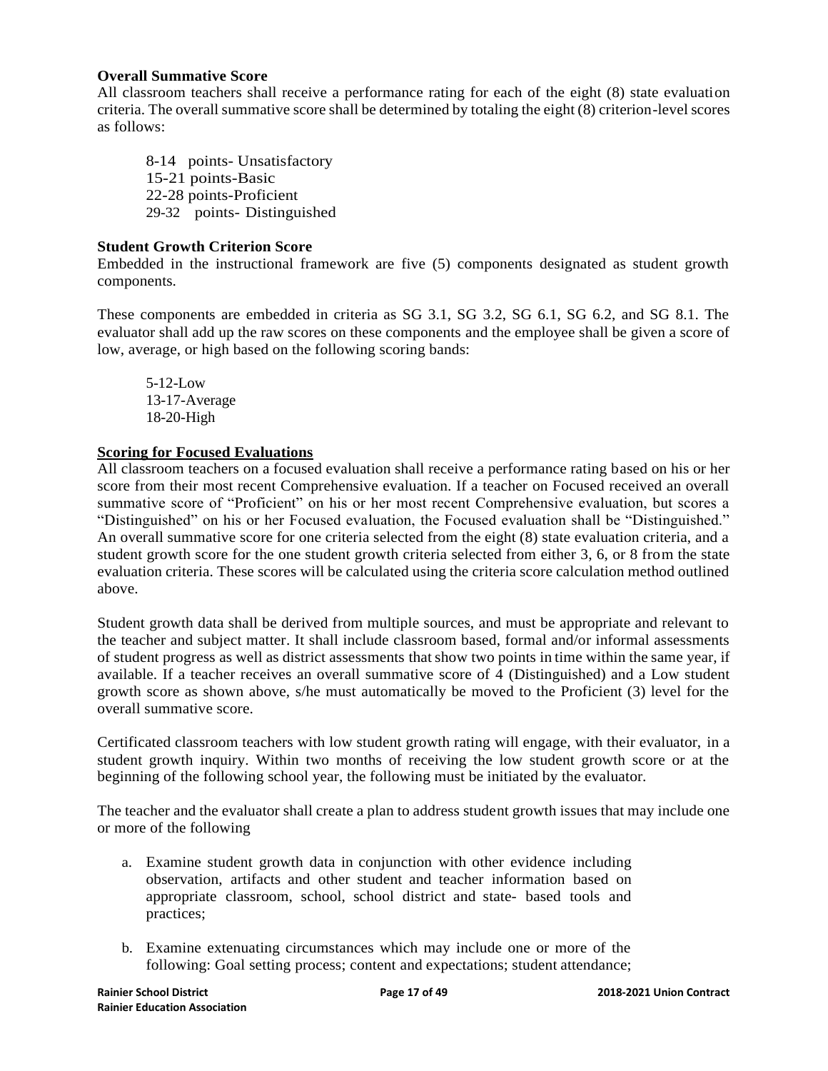**Overall Summative Score**

All classroom teachers shall receive a performance rating for each of the eight (8) state evaluation criteria. The overall summative score shall be determined by totaling the eight (8) criterion-level scores as follows:

8-14 points- Unsatisfactory
15-21 points-Basic
22-28 points-Proficient
29-32 points- Distinguished

**Student Growth Criterion Score**

Embedded in the instructional framework are five (5) components designated as student growth components.

These components are embedded in criteria as SG 3.1, SG 3.2, SG 6.1, SG 6.2, and SG 8.1. The evaluator shall add up the raw scores on these components and the employee shall be given a score of low, average, or high based on the following scoring bands:

5-12-Low
13-17-Average
18-20-High

**Scoring for Focused Evaluations**

All classroom teachers on a focused evaluation shall receive a performance rating based on his or her score from their most recent Comprehensive evaluation. If a teacher on Focused received an overall summative score of "Proficient" on his or her most recent Comprehensive evaluation, but scores a "Distinguished" on his or her Focused evaluation, the Focused evaluation shall be "Distinguished." An overall summative score for one criteria selected from the eight (8) state evaluation criteria, and a student growth score for the one student growth criteria selected from either 3, 6, or 8 from the state evaluation criteria. These scores will be calculated using the criteria score calculation method outlined above.

Student growth data shall be derived from multiple sources, and must be appropriate and relevant to the teacher and subject matter. It shall include classroom based, formal and/or informal assessments of student progress as well as district assessments that show two points in time within the same year, if available. If a teacher receives an overall summative score of 4 (Distinguished) and a Low student growth score as shown above, s/he must automatically be moved to the Proficient (3) level for the overall summative score.

Certificated classroom teachers with low student growth rating will engage, with their evaluator, in a student growth inquiry. Within two months of receiving the low student growth score or at the beginning of the following school year, the following must be initiated by the evaluator.

The teacher and the evaluator shall create a plan to address student growth issues that may include one or more of the following

a. Examine student growth data in conjunction with other evidence including observation, artifacts and other student and teacher information based on appropriate classroom, school, school district and state- based tools and practices;

b. Examine extenuating circumstances which may include one or more of the following: Goal setting process; content and expectations; student attendance;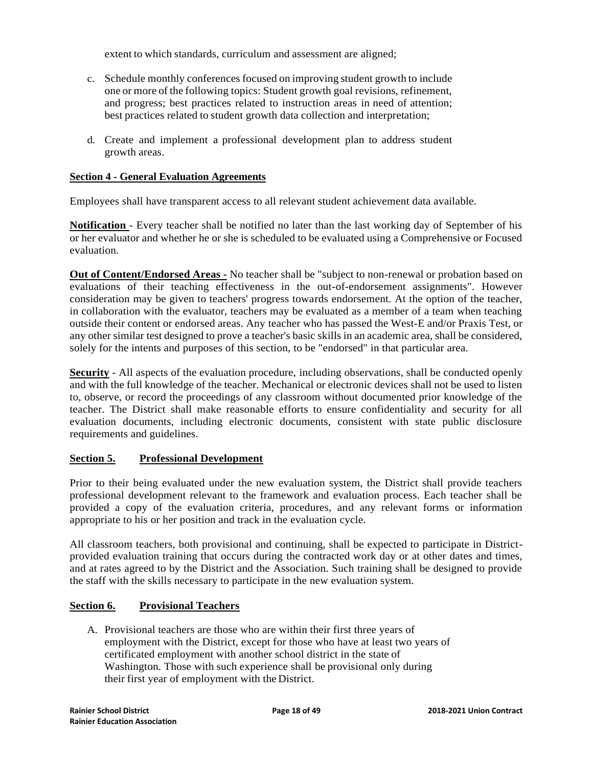extent to which standards, curriculum and assessment are aligned;

c. Schedule monthly conferences focused on improving student growth to include one or more of the following topics: Student growth goal revisions, refinement, and progress; best practices related to instruction areas in need of attention; best practices related to student growth data collection and interpretation;

d. Create and implement a professional development plan to address student growth areas.

**Section 4 - General Evaluation Agreements**

Employees shall have transparent access to all relevant student achievement data available.

**Notification** - Every teacher shall be notified no later than the last working day of September of his or her evaluator and whether he or she is scheduled to be evaluated using a Comprehensive or Focused evaluation.

**Out of Content/Endorsed Areas -** No teacher shall be "subject to non-renewal or probation based on evaluations of their teaching effectiveness in the out-of-endorsement assignments". However consideration may be given to teachers' progress towards endorsement. At the option of the teacher, in collaboration with the evaluator, teachers may be evaluated as a member of a team when teaching outside their content or endorsed areas. Any teacher who has passed the West-E and/or Praxis Test, or any other similar test designed to prove a teacher's basic skills in an academic area, shall be considered, solely for the intents and purposes of this section, to be "endorsed" in that particular area.

**Security** - All aspects of the evaluation procedure, including observations, shall be conducted openly and with the full knowledge of the teacher. Mechanical or electronic devices shall not be used to listen to, observe, or record the proceedings of any classroom without documented prior knowledge of the teacher. The District shall make reasonable efforts to ensure confidentiality and security for all evaluation documents, including electronic documents, consistent with state public disclosure requirements and guidelines.

## Section 5. Professional Development

Prior to their being evaluated under the new evaluation system, the District shall provide teachers professional development relevant to the framework and evaluation process. Each teacher shall be provided a copy of the evaluation criteria, procedures, and any relevant forms or information appropriate to his or her position and track in the evaluation cycle.

All classroom teachers, both provisional and continuing, shall be expected to participate in District-provided evaluation training that occurs during the contracted work day or at other dates and times, and at rates agreed to by the District and the Association. Such training shall be designed to provide the staff with the skills necessary to participate in the new evaluation system.

## Section 6. Provisional Teachers

A. Provisional teachers are those who are within their first three years of employment with the District, except for those who have at least two years of certificated employment with another school district in the state of Washington. Those with such experience shall be provisional only during their first year of employment with the District.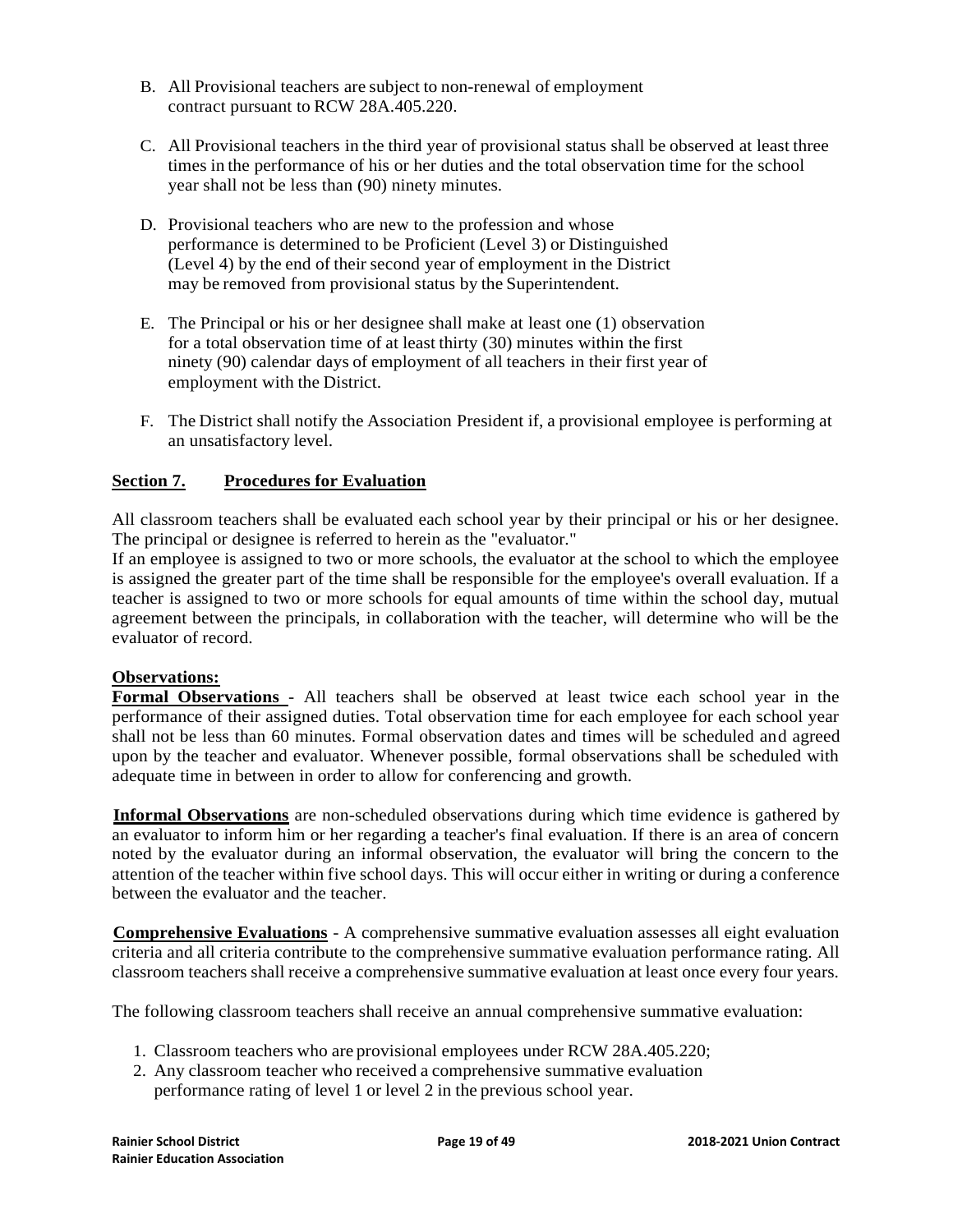B. All Provisional teachers are subject to non-renewal of employment contract pursuant to RCW 28A.405.220.

C. All Provisional teachers in the third year of provisional status shall be observed at least three times in the performance of his or her duties and the total observation time for the school year shall not be less than (90) ninety minutes.

D. Provisional teachers who are new to the profession and whose performance is determined to be Proficient (Level 3) or Distinguished (Level 4) by the end of their second year of employment in the District may be removed from provisional status by the Superintendent.

E. The Principal or his or her designee shall make at least one (1) observation for a total observation time of at least thirty (30) minutes within the first ninety (90) calendar days of employment of all teachers in their first year of employment with the District.

F. The District shall notify the Association President if, a provisional employee is performing at an unsatisfactory level.

## **Section 7. Procedures for Evaluation**

All classroom teachers shall be evaluated each school year by their principal or his or her designee. The principal or designee is referred to herein as the "evaluator."

If an employee is assigned to two or more schools, the evaluator at the school to which the employee is assigned the greater part of the time shall be responsible for the employee's overall evaluation. If a teacher is assigned to two or more schools for equal amounts of time within the school day, mutual agreement between the principals, in collaboration with the teacher, will determine who will be the evaluator of record.

**Observations:**

**Formal Observations** - All teachers shall be observed at least twice each school year in the performance of their assigned duties. Total observation time for each employee for each school year shall not be less than 60 minutes. Formal observation dates and times will be scheduled and agreed upon by the teacher and evaluator. Whenever possible, formal observations shall be scheduled with adequate time in between in order to allow for conferencing and growth.

**Informal Observations** are non-scheduled observations during which time evidence is gathered by an evaluator to inform him or her regarding a teacher's final evaluation. If there is an area of concern noted by the evaluator during an informal observation, the evaluator will bring the concern to the attention of the teacher within five school days. This will occur either in writing or during a conference between the evaluator and the teacher.

**Comprehensive Evaluations** - A comprehensive summative evaluation assesses all eight evaluation criteria and all criteria contribute to the comprehensive summative evaluation performance rating. All classroom teachers shall receive a comprehensive summative evaluation at least once every four years.

The following classroom teachers shall receive an annual comprehensive summative evaluation:

1. Classroom teachers who are provisional employees under RCW 28A.405.220;
2. Any classroom teacher who received a comprehensive summative evaluation performance rating of level 1 or level 2 in the previous school year.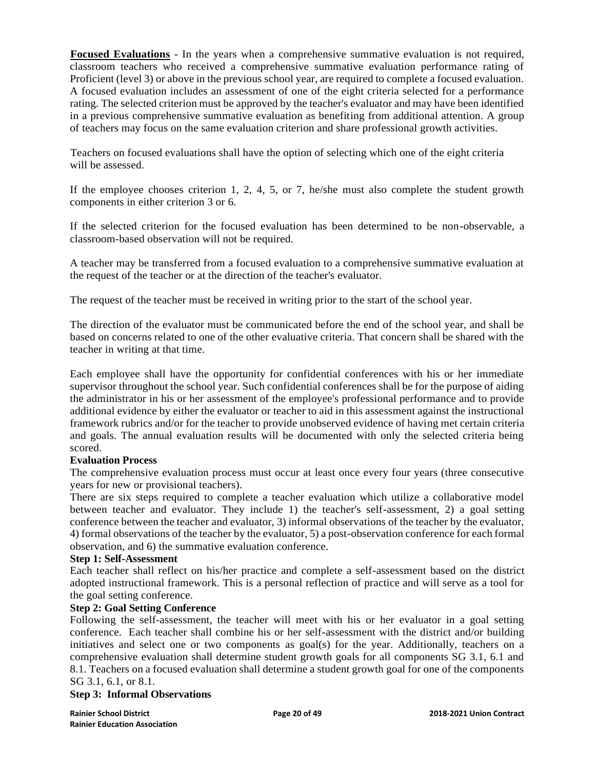**Focused Evaluations** - In the years when a comprehensive summative evaluation is not required, classroom teachers who received a comprehensive summative evaluation performance rating of Proficient (level 3) or above in the previous school year, are required to complete a focused evaluation. A focused evaluation includes an assessment of one of the eight criteria selected for a performance rating. The selected criterion must be approved by the teacher's evaluator and may have been identified in a previous comprehensive summative evaluation as benefiting from additional attention. A group of teachers may focus on the same evaluation criterion and share professional growth activities.

Teachers on focused evaluations shall have the option of selecting which one of the eight criteria will be assessed.

If the employee chooses criterion 1, 2, 4, 5, or 7, he/she must also complete the student growth components in either criterion 3 or 6.

If the selected criterion for the focused evaluation has been determined to be non-observable, a classroom-based observation will not be required.

A teacher may be transferred from a focused evaluation to a comprehensive summative evaluation at the request of the teacher or at the direction of the teacher's evaluator.

The request of the teacher must be received in writing prior to the start of the school year.

The direction of the evaluator must be communicated before the end of the school year, and shall be based on concerns related to one of the other evaluative criteria. That concern shall be shared with the teacher in writing at that time.

Each employee shall have the opportunity for confidential conferences with his or her immediate supervisor throughout the school year. Such confidential conferences shall be for the purpose of aiding the administrator in his or her assessment of the employee's professional performance and to provide additional evidence by either the evaluator or teacher to aid in this assessment against the instructional framework rubrics and/or for the teacher to provide unobserved evidence of having met certain criteria and goals. The annual evaluation results will be documented with only the selected criteria being scored.

**Evaluation Process**

The comprehensive evaluation process must occur at least once every four years (three consecutive years for new or provisional teachers).

There are six steps required to complete a teacher evaluation which utilize a collaborative model between teacher and evaluator. They include 1) the teacher's self-assessment, 2) a goal setting conference between the teacher and evaluator, 3) informal observations of the teacher by the evaluator, 4) formal observations of the teacher by the evaluator, 5) a post-observation conference for each formal observation, and 6) the summative evaluation conference.

**Step 1: Self-Assessment**

Each teacher shall reflect on his/her practice and complete a self-assessment based on the district adopted instructional framework. This is a personal reflection of practice and will serve as a tool for the goal setting conference.

**Step 2: Goal Setting Conference**

Following the self-assessment, the teacher will meet with his or her evaluator in a goal setting conference. Each teacher shall combine his or her self-assessment with the district and/or building initiatives and select one or two components as goal(s) for the year. Additionally, teachers on a comprehensive evaluation shall determine student growth goals for all components SG 3.1, 6.1 and 8.1. Teachers on a focused evaluation shall determine a student growth goal for one of the components SG 3.1, 6.1, or 8.1.

**Step 3: Informal Observations**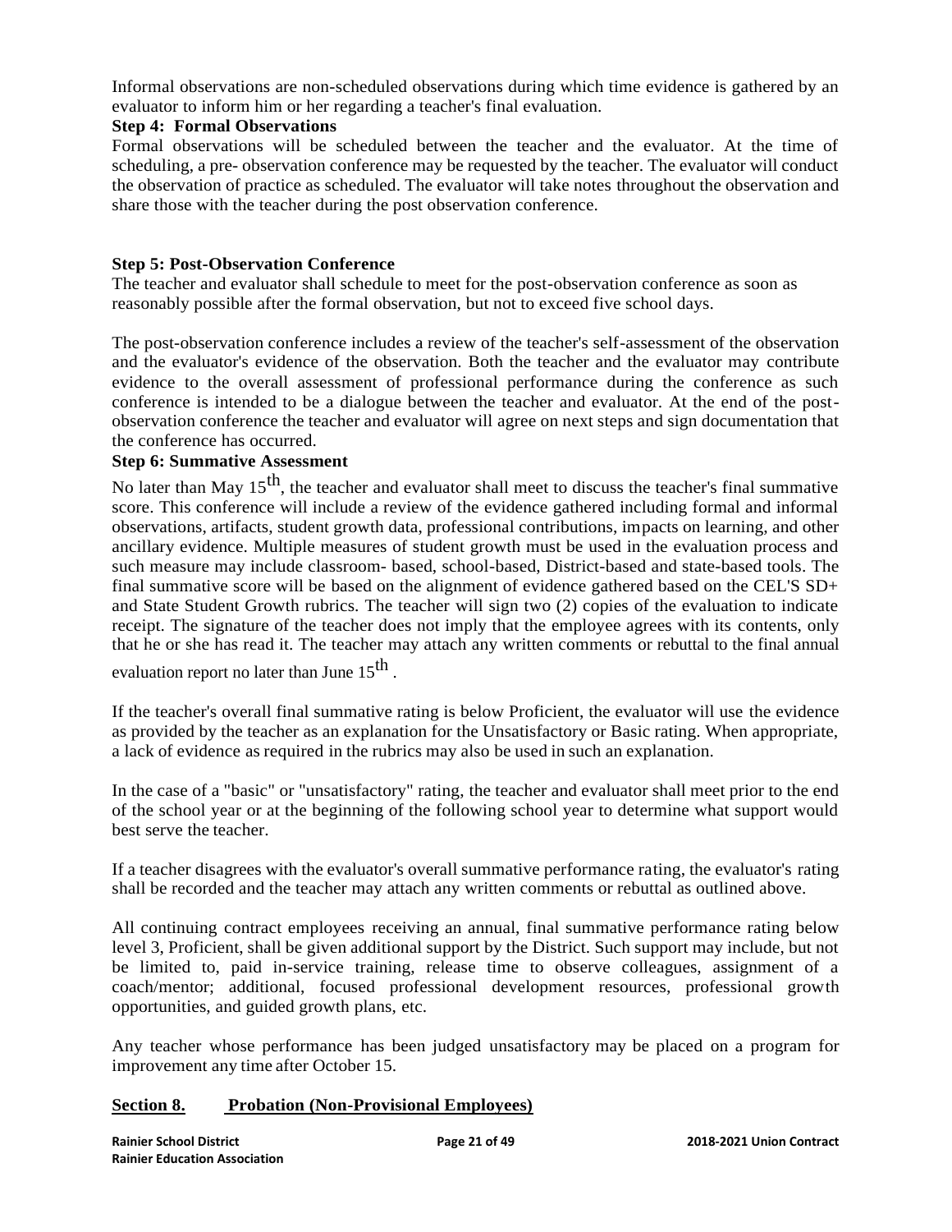Informal observations are non-scheduled observations during which time evidence is gathered by an evaluator to inform him or her regarding a teacher's final evaluation.

**Step 4: Formal Observations**

Formal observations will be scheduled between the teacher and the evaluator. At the time of scheduling, a pre- observation conference may be requested by the teacher. The evaluator will conduct the observation of practice as scheduled. The evaluator will take notes throughout the observation and share those with the teacher during the post observation conference.

**Step 5: Post-Observation Conference**

The teacher and evaluator shall schedule to meet for the post-observation conference as soon as reasonably possible after the formal observation, but not to exceed five school days.

The post-observation conference includes a review of the teacher's self-assessment of the observation and the evaluator's evidence of the observation. Both the teacher and the evaluator may contribute evidence to the overall assessment of professional performance during the conference as such conference is intended to be a dialogue between the teacher and evaluator. At the end of the post-observation conference the teacher and evaluator will agree on next steps and sign documentation that the conference has occurred.

**Step 6: Summative Assessment**

No later than May 15th, the teacher and evaluator shall meet to discuss the teacher's final summative score. This conference will include a review of the evidence gathered including formal and informal observations, artifacts, student growth data, professional contributions, impacts on learning, and other ancillary evidence. Multiple measures of student growth must be used in the evaluation process and such measure may include classroom- based, school-based, District-based and state-based tools. The final summative score will be based on the alignment of evidence gathered based on the CEL'S SD+ and State Student Growth rubrics. The teacher will sign two (2) copies of the evaluation to indicate receipt. The signature of the teacher does not imply that the employee agrees with its contents, only that he or she has read it. The teacher may attach any written comments or rebuttal to the final annual evaluation report no later than June 15th .

If the teacher's overall final summative rating is below Proficient, the evaluator will use the evidence as provided by the teacher as an explanation for the Unsatisfactory or Basic rating. When appropriate, a lack of evidence as required in the rubrics may also be used in such an explanation.

In the case of a "basic" or "unsatisfactory" rating, the teacher and evaluator shall meet prior to the end of the school year or at the beginning of the following school year to determine what support would best serve the teacher.

If a teacher disagrees with the evaluator's overall summative performance rating, the evaluator's rating shall be recorded and the teacher may attach any written comments or rebuttal as outlined above.

All continuing contract employees receiving an annual, final summative performance rating below level 3, Proficient, shall be given additional support by the District. Such support may include, but not be limited to, paid in-service training, release time to observe colleagues, assignment of a coach/mentor; additional, focused professional development resources, professional growth opportunities, and guided growth plans, etc.

Any teacher whose performance has been judged unsatisfactory may be placed on a program for improvement any time after October 15.

## Section 8. Probation (Non-Provisional Employees)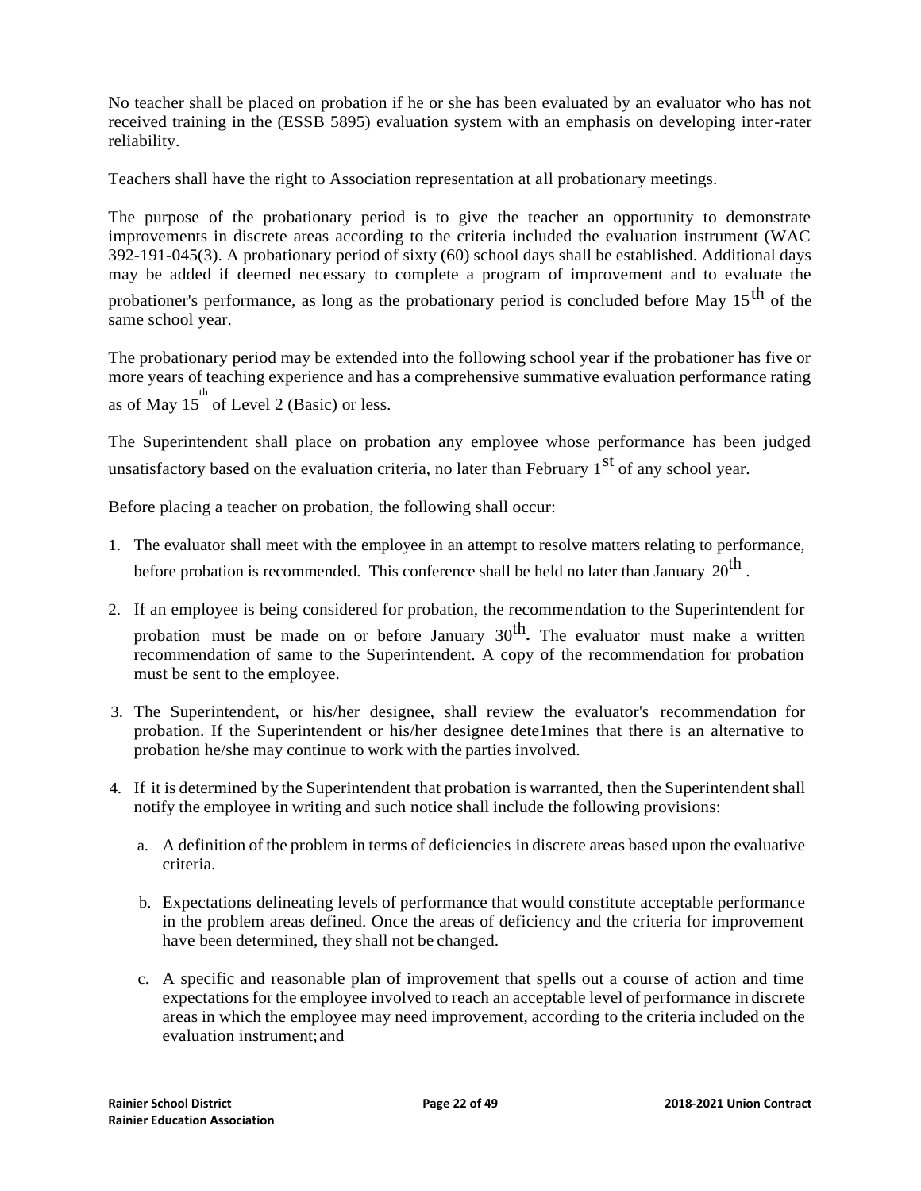No teacher shall be placed on probation if he or she has been evaluated by an evaluator who has not received training in the (ESSB 5895) evaluation system with an emphasis on developing inter-rater reliability.

Teachers shall have the right to Association representation at all probationary meetings.

The purpose of the probationary period is to give the teacher an opportunity to demonstrate improvements in discrete areas according to the criteria included the evaluation instrument (WAC 392-191-045(3). A probationary period of sixty (60) school days shall be established. Additional days may be added if deemed necessary to complete a program of improvement and to evaluate the probationer's performance, as long as the probationary period is concluded before May 15th of the same school year.

The probationary period may be extended into the following school year if the probationer has five or more years of teaching experience and has a comprehensive summative evaluation performance rating as of May 15th of Level 2 (Basic) or less.

The Superintendent shall place on probation any employee whose performance has been judged unsatisfactory based on the evaluation criteria, no later than February 1st of any school year.

Before placing a teacher on probation, the following shall occur:

1. The evaluator shall meet with the employee in an attempt to resolve matters relating to performance, before probation is recommended. This conference shall be held no later than January 20th.
2. If an employee is being considered for probation, the recommendation to the Superintendent for probation must be made on or before January 30th**.** The evaluator must make a written recommendation of same to the Superintendent. A copy of the recommendation for probation must be sent to the employee.
3. The Superintendent, or his/her designee, shall review the evaluator's recommendation for probation. If the Superintendent or his/her designee dete1mines that there is an alternative to probation he/she may continue to work with the parties involved.
4. If it is determined by the Superintendent that probation is warranted, then the Superintendent shall notify the employee in writing and such notice shall include the following provisions:
   a. A definition of the problem in terms of deficiencies in discrete areas based upon the evaluative criteria.
   b. Expectations delineating levels of performance that would constitute acceptable performance in the problem areas defined. Once the areas of deficiency and the criteria for improvement have been determined, they shall not be changed.
   c. A specific and reasonable plan of improvement that spells out a course of action and time expectations for the employee involved to reach an acceptable level of performance in discrete areas in which the employee may need improvement, according to the criteria included on the evaluation instrument; and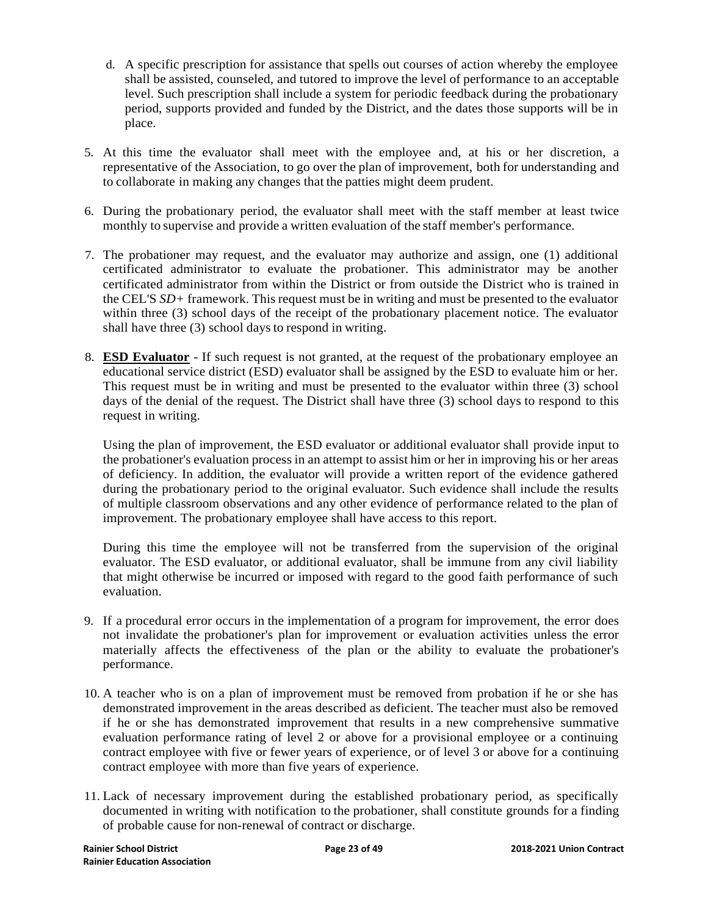d. A specific prescription for assistance that spells out courses of action whereby the employee shall be assisted, counseled, and tutored to improve the level of performance to an acceptable level. Such prescription shall include a system for periodic feedback during the probationary period, supports provided and funded by the District, and the dates those supports will be in place.

5. At this time the evaluator shall meet with the employee and, at his or her discretion, a representative of the Association, to go over the plan of improvement, both for understanding and to collaborate in making any changes that the patties might deem prudent.

6. During the probationary period, the evaluator shall meet with the staff member at least twice monthly to supervise and provide a written evaluation of the staff member's performance.

7. The probationer may request, and the evaluator may authorize and assign, one (1) additional certificated administrator to evaluate the probationer. This administrator may be another certificated administrator from within the District or from outside the District who is trained in the CEL'S *SD+* framework. This request must be in writing and must be presented to the evaluator within three (3) school days of the receipt of the probationary placement notice. The evaluator shall have three (3) school days to respond in writing.

8. **ESD Evaluator** - If such request is not granted, at the request of the probationary employee an educational service district (ESD) evaluator shall be assigned by the ESD to evaluate him or her. This request must be in writing and must be presented to the evaluator within three (3) school days of the denial of the request. The District shall have three (3) school days to respond to this request in writing.

   Using the plan of improvement, the ESD evaluator or additional evaluator shall provide input to the probationer's evaluation process in an attempt to assist him or her in improving his or her areas of deficiency. In addition, the evaluator will provide a written report of the evidence gathered during the probationary period to the original evaluator. Such evidence shall include the results of multiple classroom observations and any other evidence of performance related to the plan of improvement. The probationary employee shall have access to this report.

   During this time the employee will not be transferred from the supervision of the original evaluator. The ESD evaluator, or additional evaluator, shall be immune from any civil liability that might otherwise be incurred or imposed with regard to the good faith performance of such evaluation.

9. If a procedural error occurs in the implementation of a program for improvement, the error does not invalidate the probationer's plan for improvement or evaluation activities unless the error materially affects the effectiveness of the plan or the ability to evaluate the probationer's performance.

10. A teacher who is on a plan of improvement must be removed from probation if he or she has demonstrated improvement in the areas described as deficient. The teacher must also be removed if he or she has demonstrated improvement that results in a new comprehensive summative evaluation performance rating of level 2 or above for a provisional employee or a continuing contract employee with five or fewer years of experience, or of level 3 or above for a continuing contract employee with more than five years of experience.

11. Lack of necessary improvement during the established probationary period, as specifically documented in writing with notification to the probationer, shall constitute grounds for a finding of probable cause for non-renewal of contract or discharge.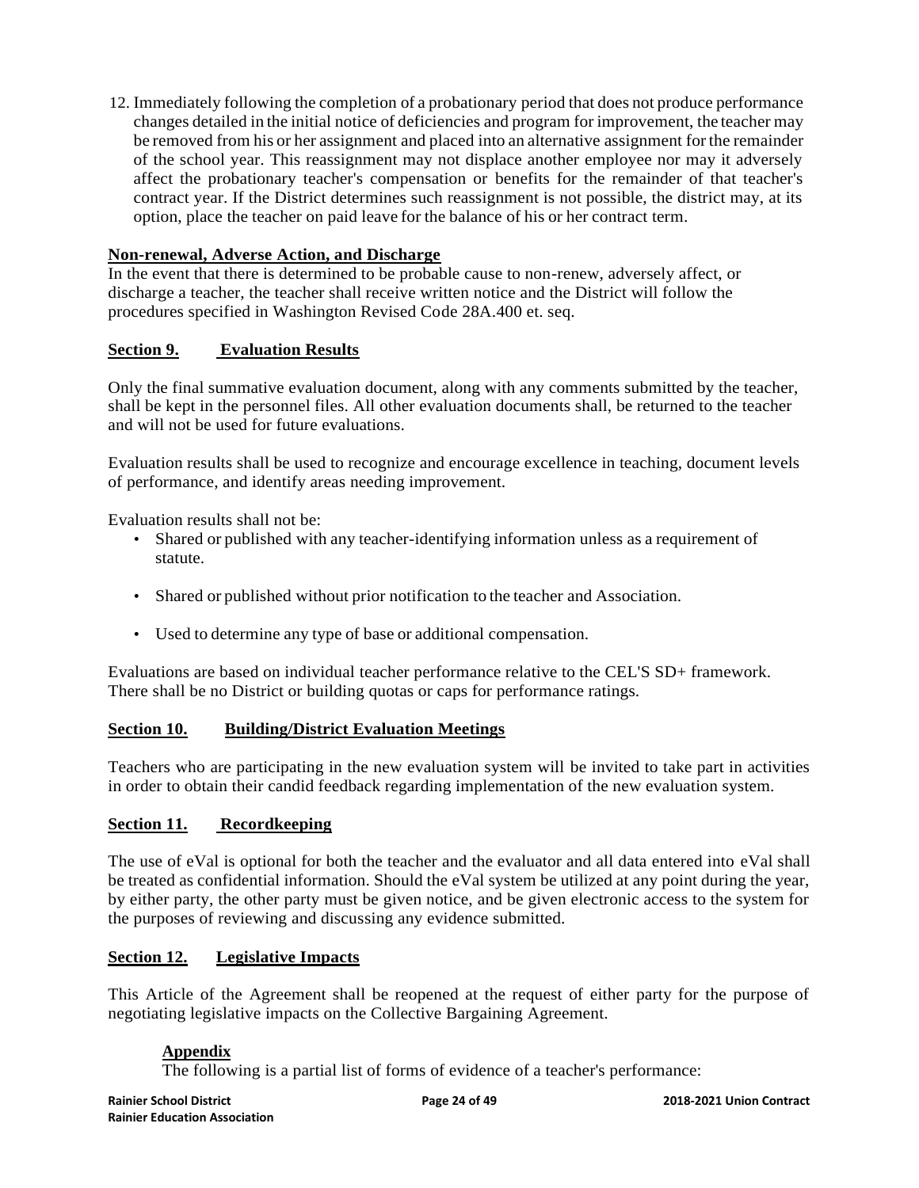12. Immediately following the completion of a probationary period that does not produce performance changes detailed in the initial notice of deficiencies and program for improvement, the teacher may be removed from his or her assignment and placed into an alternative assignment for the remainder of the school year. This reassignment may not displace another employee nor may it adversely affect the probationary teacher's compensation or benefits for the remainder of that teacher's contract year. If the District determines such reassignment is not possible, the district may, at its option, place the teacher on paid leave for the balance of his or her contract term.

**Non-renewal, Adverse Action, and Discharge**

In the event that there is determined to be probable cause to non-renew, adversely affect, or discharge a teacher, the teacher shall receive written notice and the District will follow the procedures specified in Washington Revised Code 28A.400 et. seq.

## Section 9. Evaluation Results

Only the final summative evaluation document, along with any comments submitted by the teacher, shall be kept in the personnel files. All other evaluation documents shall, be returned to the teacher and will not be used for future evaluations.

Evaluation results shall be used to recognize and encourage excellence in teaching, document levels of performance, and identify areas needing improvement.

Evaluation results shall not be:

- Shared or published with any teacher-identifying information unless as a requirement of statute.
- Shared or published without prior notification to the teacher and Association.
- Used to determine any type of base or additional compensation.

Evaluations are based on individual teacher performance relative to the CEL'S SD+ framework. There shall be no District or building quotas or caps for performance ratings.

## Section 10. Building/District Evaluation Meetings

Teachers who are participating in the new evaluation system will be invited to take part in activities in order to obtain their candid feedback regarding implementation of the new evaluation system.

## Section 11. Recordkeeping

The use of eVal is optional for both the teacher and the evaluator and all data entered into eVal shall be treated as confidential information. Should the eVal system be utilized at any point during the year, by either party, the other party must be given notice, and be given electronic access to the system for the purposes of reviewing and discussing any evidence submitted.

## Section 12. Legislative Impacts

This Article of the Agreement shall be reopened at the request of either party for the purpose of negotiating legislative impacts on the Collective Bargaining Agreement.

**Appendix**

The following is a partial list of forms of evidence of a teacher's performance: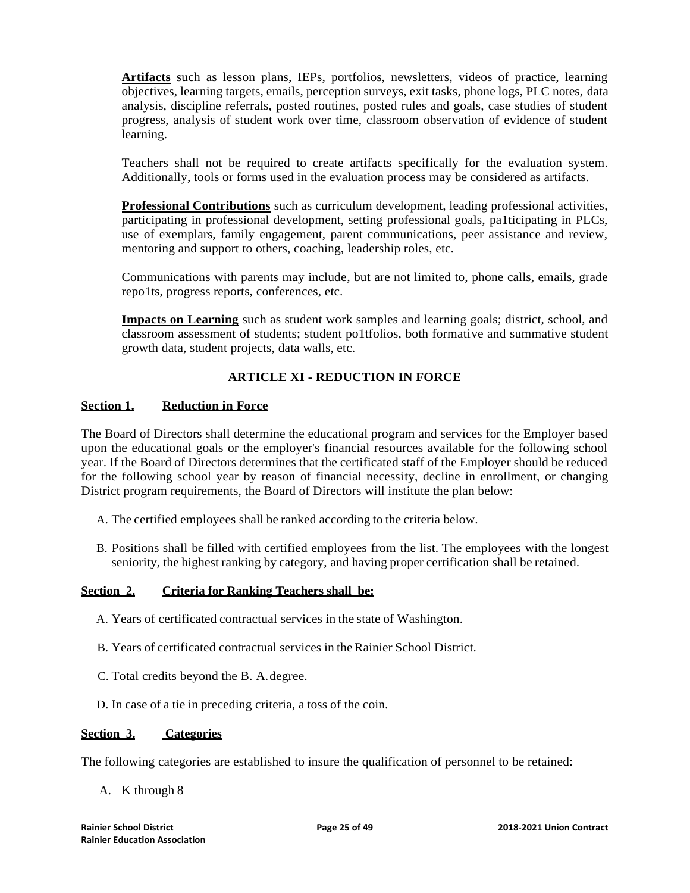**Artifacts** such as lesson plans, IEPs, portfolios, newsletters, videos of practice, learning objectives, learning targets, emails, perception surveys, exit tasks, phone logs, PLC notes, data analysis, discipline referrals, posted routines, posted rules and goals, case studies of student progress, analysis of student work over time, classroom observation of evidence of student learning.

Teachers shall not be required to create artifacts specifically for the evaluation system. Additionally, tools or forms used in the evaluation process may be considered as artifacts.

**Professional Contributions** such as curriculum development, leading professional activities, participating in professional development, setting professional goals, pa1ticipating in PLCs, use of exemplars, family engagement, parent communications, peer assistance and review, mentoring and support to others, coaching, leadership roles, etc.

Communications with parents may include, but are not limited to, phone calls, emails, grade repo1ts, progress reports, conferences, etc.

**Impacts on Learning** such as student work samples and learning goals; district, school, and classroom assessment of students; student po1tfolios, both formative and summative student growth data, student projects, data walls, etc.

## ARTICLE XI - REDUCTION IN FORCE

### Section 1. Reduction in Force

The Board of Directors shall determine the educational program and services for the Employer based upon the educational goals or the employer's financial resources available for the following school year. If the Board of Directors determines that the certificated staff of the Employer should be reduced for the following school year by reason of financial necessity, decline in enrollment, or changing District program requirements, the Board of Directors will institute the plan below:

A. The certified employees shall be ranked according to the criteria below.

B. Positions shall be filled with certified employees from the list. The employees with the longest seniority, the highest ranking by category, and having proper certification shall be retained.

### Section 2. Criteria for Ranking Teachers shall be:

A. Years of certificated contractual services in the state of Washington.

B. Years of certificated contractual services in the Rainier School District.

C. Total credits beyond the B. A. degree.

D. In case of a tie in preceding criteria, a toss of the coin.

### Section 3. Categories

The following categories are established to insure the qualification of personnel to be retained:

A. K through 8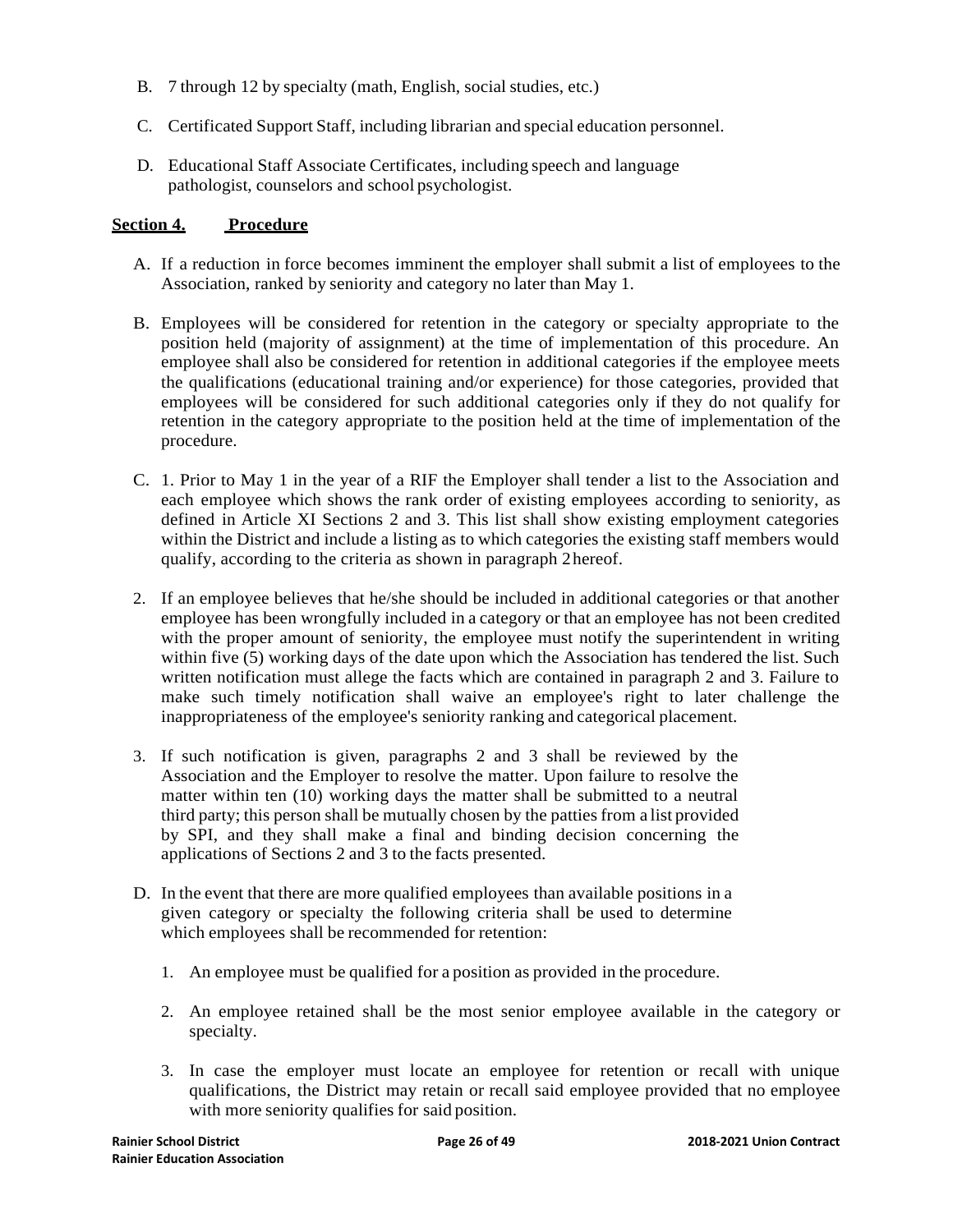B. 7 through 12 by specialty (math, English, social studies, etc.)

C. Certificated Support Staff, including librarian and special education personnel.

D. Educational Staff Associate Certificates, including speech and language pathologist, counselors and school psychologist.

**Section 4. Procedure**

A. If a reduction in force becomes imminent the employer shall submit a list of employees to the Association, ranked by seniority and category no later than May 1.

B. Employees will be considered for retention in the category or specialty appropriate to the position held (majority of assignment) at the time of implementation of this procedure. An employee shall also be considered for retention in additional categories if the employee meets the qualifications (educational training and/or experience) for those categories, provided that employees will be considered for such additional categories only if they do not qualify for retention in the category appropriate to the position held at the time of implementation of the procedure.

C. 1. Prior to May 1 in the year of a RIF the Employer shall tender a list to the Association and each employee which shows the rank order of existing employees according to seniority, as defined in Article XI Sections 2 and 3. This list shall show existing employment categories within the District and include a listing as to which categories the existing staff members would qualify, according to the criteria as shown in paragraph 2 hereof.

2. If an employee believes that he/she should be included in additional categories or that another employee has been wrongfully included in a category or that an employee has not been credited with the proper amount of seniority, the employee must notify the superintendent in writing within five (5) working days of the date upon which the Association has tendered the list. Such written notification must allege the facts which are contained in paragraph 2 and 3. Failure to make such timely notification shall waive an employee's right to later challenge the inappropriateness of the employee's seniority ranking and categorical placement.

3. If such notification is given, paragraphs 2 and 3 shall be reviewed by the Association and the Employer to resolve the matter. Upon failure to resolve the matter within ten (10) working days the matter shall be submitted to a neutral third party; this person shall be mutually chosen by the patties from a list provided by SPI, and they shall make a final and binding decision concerning the applications of Sections 2 and 3 to the facts presented.

D. In the event that there are more qualified employees than available positions in a given category or specialty the following criteria shall be used to determine which employees shall be recommended for retention:

1. An employee must be qualified for a position as provided in the procedure.

2. An employee retained shall be the most senior employee available in the category or specialty.

3. In case the employer must locate an employee for retention or recall with unique qualifications, the District may retain or recall said employee provided that no employee with more seniority qualifies for said position.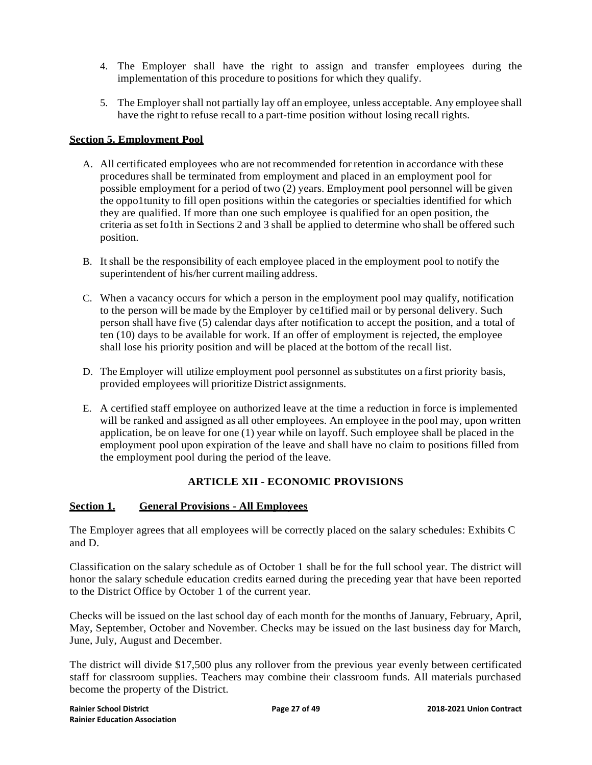4. The Employer shall have the right to assign and transfer employees during the implementation of this procedure to positions for which they qualify.

5. The Employer shall not partially lay off an employee, unless acceptable. Any employee shall have the right to refuse recall to a part-time position without losing recall rights.

**Section 5. Employment Pool**

A. All certificated employees who are not recommended for retention in accordance with these procedures shall be terminated from employment and placed in an employment pool for possible employment for a period of two (2) years. Employment pool personnel will be given the oppo1tunity to fill open positions within the categories or specialties identified for which they are qualified. If more than one such employee is qualified for an open position, the criteria as set fo1th in Sections 2 and 3 shall be applied to determine who shall be offered such position.

B. It shall be the responsibility of each employee placed in the employment pool to notify the superintendent of his/her current mailing address.

C. When a vacancy occurs for which a person in the employment pool may qualify, notification to the person will be made by the Employer by ce1tified mail or by personal delivery. Such person shall have five (5) calendar days after notification to accept the position, and a total of ten (10) days to be available for work. If an offer of employment is rejected, the employee shall lose his priority position and will be placed at the bottom of the recall list.

D. The Employer will utilize employment pool personnel as substitutes on a first priority basis, provided employees will prioritize District assignments.

E. A certified staff employee on authorized leave at the time a reduction in force is implemented will be ranked and assigned as all other employees. An employee in the pool may, upon written application, be on leave for one (1) year while on layoff. Such employee shall be placed in the employment pool upon expiration of the leave and shall have no claim to positions filled from the employment pool during the period of the leave.

## ARTICLE XII - ECONOMIC PROVISIONS

**Section 1. General Provisions - All Employees**

The Employer agrees that all employees will be correctly placed on the salary schedules: Exhibits C and D.

Classification on the salary schedule as of October 1 shall be for the full school year. The district will honor the salary schedule education credits earned during the preceding year that have been reported to the District Office by October 1 of the current year.

Checks will be issued on the last school day of each month for the months of January, February, April, May, September, October and November. Checks may be issued on the last business day for March, June, July, August and December.

The district will divide $17,500 plus any rollover from the previous year evenly between certificated staff for classroom supplies. Teachers may combine their classroom funds. All materials purchased become the property of the District.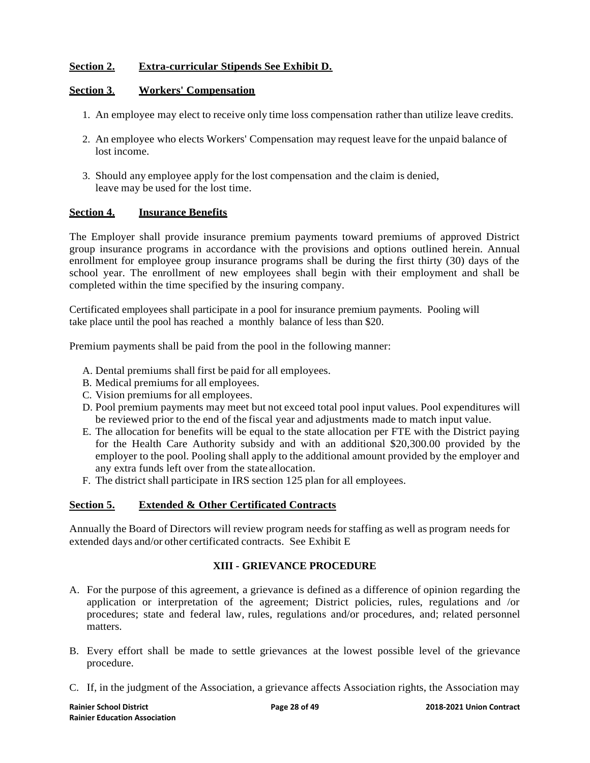**Section 2. Extra-curricular Stipends See Exhibit D.**

**Section 3. Workers' Compensation**

1. An employee may elect to receive only time loss compensation rather than utilize leave credits.

2. An employee who elects Workers' Compensation may request leave for the unpaid balance of lost income.

3. Should any employee apply for the lost compensation and the claim is denied, leave may be used for the lost time.

**Section 4. Insurance Benefits**

The Employer shall provide insurance premium payments toward premiums of approved District group insurance programs in accordance with the provisions and options outlined herein. Annual enrollment for employee group insurance programs shall be during the first thirty (30) days of the school year. The enrollment of new employees shall begin with their employment and shall be completed within the time specified by the insuring company.

Certificated employees shall participate in a pool for insurance premium payments. Pooling will take place until the pool has reached a monthly balance of less than $20.

Premium payments shall be paid from the pool in the following manner:

A. Dental premiums shall first be paid for all employees.
B. Medical premiums for all employees.
C. Vision premiums for all employees.
D. Pool premium payments may meet but not exceed total pool input values. Pool expenditures will be reviewed prior to the end of the fiscal year and adjustments made to match input value.
E. The allocation for benefits will be equal to the state allocation per FTE with the District paying for the Health Care Authority subsidy and with an additional $20,300.00 provided by the employer to the pool. Pooling shall apply to the additional amount provided by the employer and any extra funds left over from the state allocation.
F. The district shall participate in IRS section 125 plan for all employees.

**Section 5. Extended & Other Certificated Contracts**

Annually the Board of Directors will review program needs for staffing as well as program needs for extended days and/or other certificated contracts. See Exhibit E

## XIII - GRIEVANCE PROCEDURE

A. For the purpose of this agreement, a grievance is defined as a difference of opinion regarding the application or interpretation of the agreement; District policies, rules, regulations and /or procedures; state and federal law, rules, regulations and/or procedures, and; related personnel matters.

B. Every effort shall be made to settle grievances at the lowest possible level of the grievance procedure.

C. If, in the judgment of the Association, a grievance affects Association rights, the Association may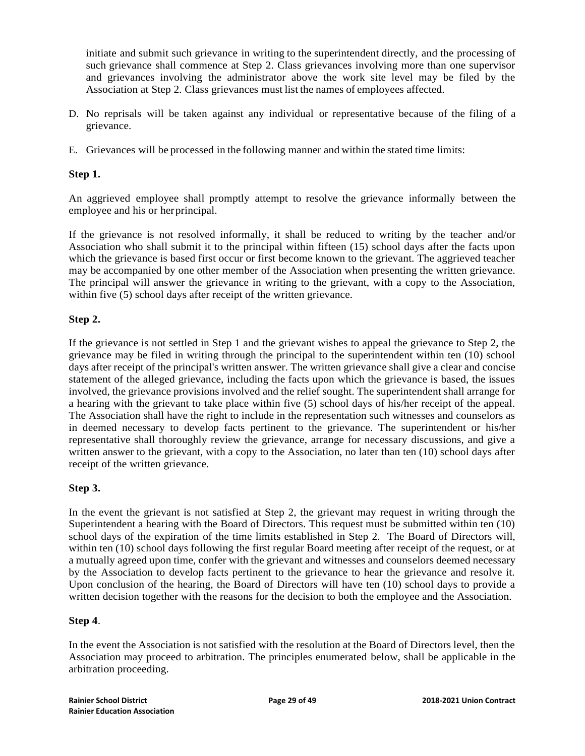initiate and submit such grievance in writing to the superintendent directly, and the processing of such grievance shall commence at Step 2. Class grievances involving more than one supervisor and grievances involving the administrator above the work site level may be filed by the Association at Step 2. Class grievances must list the names of employees affected.

D. No reprisals will be taken against any individual or representative because of the filing of a grievance.

E. Grievances will be processed in the following manner and within the stated time limits:

**Step 1.**

An aggrieved employee shall promptly attempt to resolve the grievance informally between the employee and his or her principal.

If the grievance is not resolved informally, it shall be reduced to writing by the teacher and/or Association who shall submit it to the principal within fifteen (15) school days after the facts upon which the grievance is based first occur or first become known to the grievant. The aggrieved teacher may be accompanied by one other member of the Association when presenting the written grievance. The principal will answer the grievance in writing to the grievant, with a copy to the Association, within five (5) school days after receipt of the written grievance.

**Step 2.**

If the grievance is not settled in Step 1 and the grievant wishes to appeal the grievance to Step 2, the grievance may be filed in writing through the principal to the superintendent within ten (10) school days after receipt of the principal's written answer. The written grievance shall give a clear and concise statement of the alleged grievance, including the facts upon which the grievance is based, the issues involved, the grievance provisions involved and the relief sought. The superintendent shall arrange for a hearing with the grievant to take place within five (5) school days of his/her receipt of the appeal. The Association shall have the right to include in the representation such witnesses and counselors as in deemed necessary to develop facts pertinent to the grievance. The superintendent or his/her representative shall thoroughly review the grievance, arrange for necessary discussions, and give a written answer to the grievant, with a copy to the Association, no later than ten (10) school days after receipt of the written grievance.

**Step 3.**

In the event the grievant is not satisfied at Step 2, the grievant may request in writing through the Superintendent a hearing with the Board of Directors. This request must be submitted within ten (10) school days of the expiration of the time limits established in Step 2. The Board of Directors will, within ten (10) school days following the first regular Board meeting after receipt of the request, or at a mutually agreed upon time, confer with the grievant and witnesses and counselors deemed necessary by the Association to develop facts pertinent to the grievance to hear the grievance and resolve it. Upon conclusion of the hearing, the Board of Directors will have ten (10) school days to provide a written decision together with the reasons for the decision to both the employee and the Association.

**Step 4**.

In the event the Association is not satisfied with the resolution at the Board of Directors level, then the Association may proceed to arbitration. The principles enumerated below, shall be applicable in the arbitration proceeding.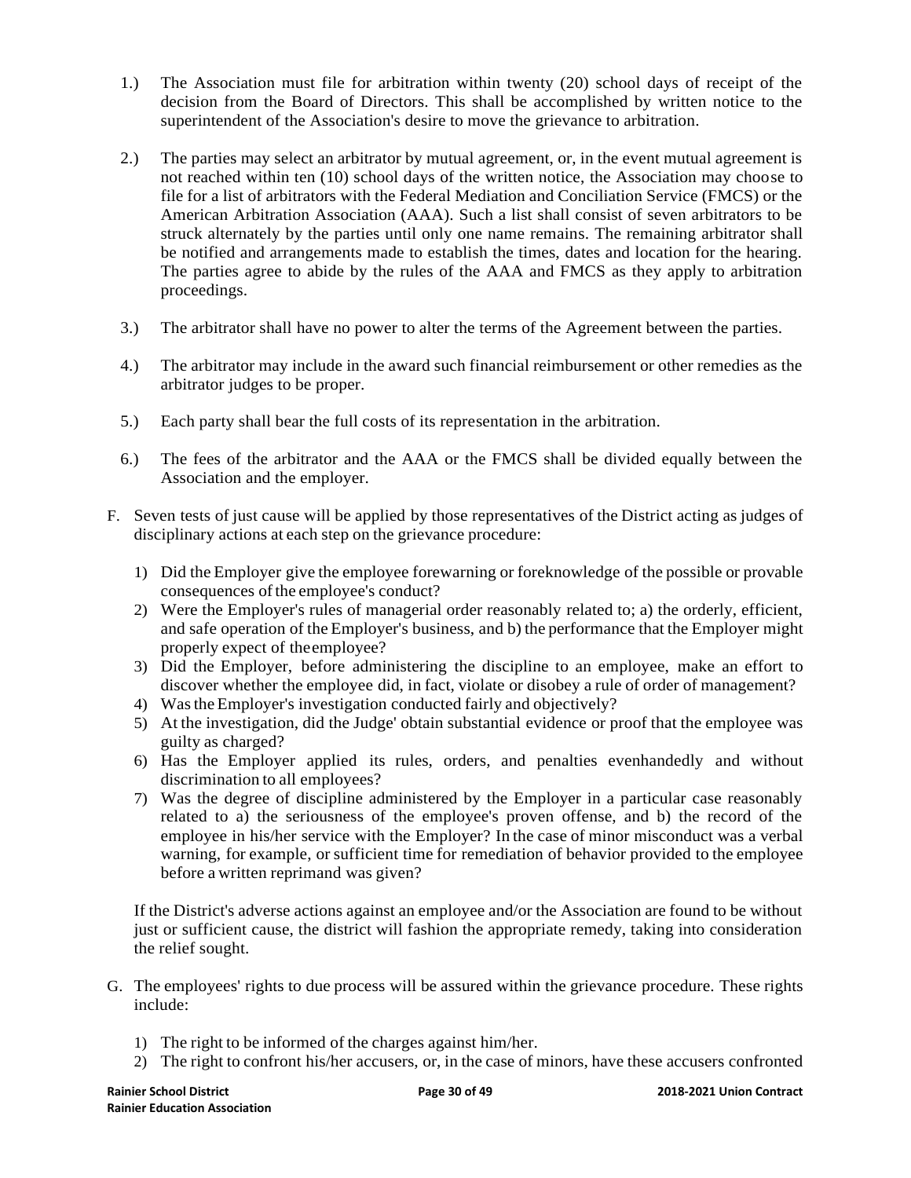1.) The Association must file for arbitration within twenty (20) school days of receipt of the decision from the Board of Directors. This shall be accomplished by written notice to the superintendent of the Association's desire to move the grievance to arbitration.

2.) The parties may select an arbitrator by mutual agreement, or, in the event mutual agreement is not reached within ten (10) school days of the written notice, the Association may choose to file for a list of arbitrators with the Federal Mediation and Conciliation Service (FMCS) or the American Arbitration Association (AAA). Such a list shall consist of seven arbitrators to be struck alternately by the parties until only one name remains. The remaining arbitrator shall be notified and arrangements made to establish the times, dates and location for the hearing. The parties agree to abide by the rules of the AAA and FMCS as they apply to arbitration proceedings.

3.) The arbitrator shall have no power to alter the terms of the Agreement between the parties.

4.) The arbitrator may include in the award such financial reimbursement or other remedies as the arbitrator judges to be proper.

5.) Each party shall bear the full costs of its representation in the arbitration.

6.) The fees of the arbitrator and the AAA or the FMCS shall be divided equally between the Association and the employer.

F. Seven tests of just cause will be applied by those representatives of the District acting as judges of disciplinary actions at each step on the grievance procedure:

1) Did the Employer give the employee forewarning or foreknowledge of the possible or provable consequences of the employee's conduct?
2) Were the Employer's rules of managerial order reasonably related to; a) the orderly, efficient, and safe operation of the Employer's business, and b) the performance that the Employer might properly expect of the employee?
3) Did the Employer, before administering the discipline to an employee, make an effort to discover whether the employee did, in fact, violate or disobey a rule of order of management?
4) Was the Employer's investigation conducted fairly and objectively?
5) At the investigation, did the Judge' obtain substantial evidence or proof that the employee was guilty as charged?
6) Has the Employer applied its rules, orders, and penalties evenhandedly and without discrimination to all employees?
7) Was the degree of discipline administered by the Employer in a particular case reasonably related to a) the seriousness of the employee's proven offense, and b) the record of the employee in his/her service with the Employer? In the case of minor misconduct was a verbal warning, for example, or sufficient time for remediation of behavior provided to the employee before a written reprimand was given?

If the District's adverse actions against an employee and/or the Association are found to be without just or sufficient cause, the district will fashion the appropriate remedy, taking into consideration the relief sought.

G. The employees' rights to due process will be assured within the grievance procedure. These rights include:

1) The right to be informed of the charges against him/her.
2) The right to confront his/her accusers, or, in the case of minors, have these accusers confronted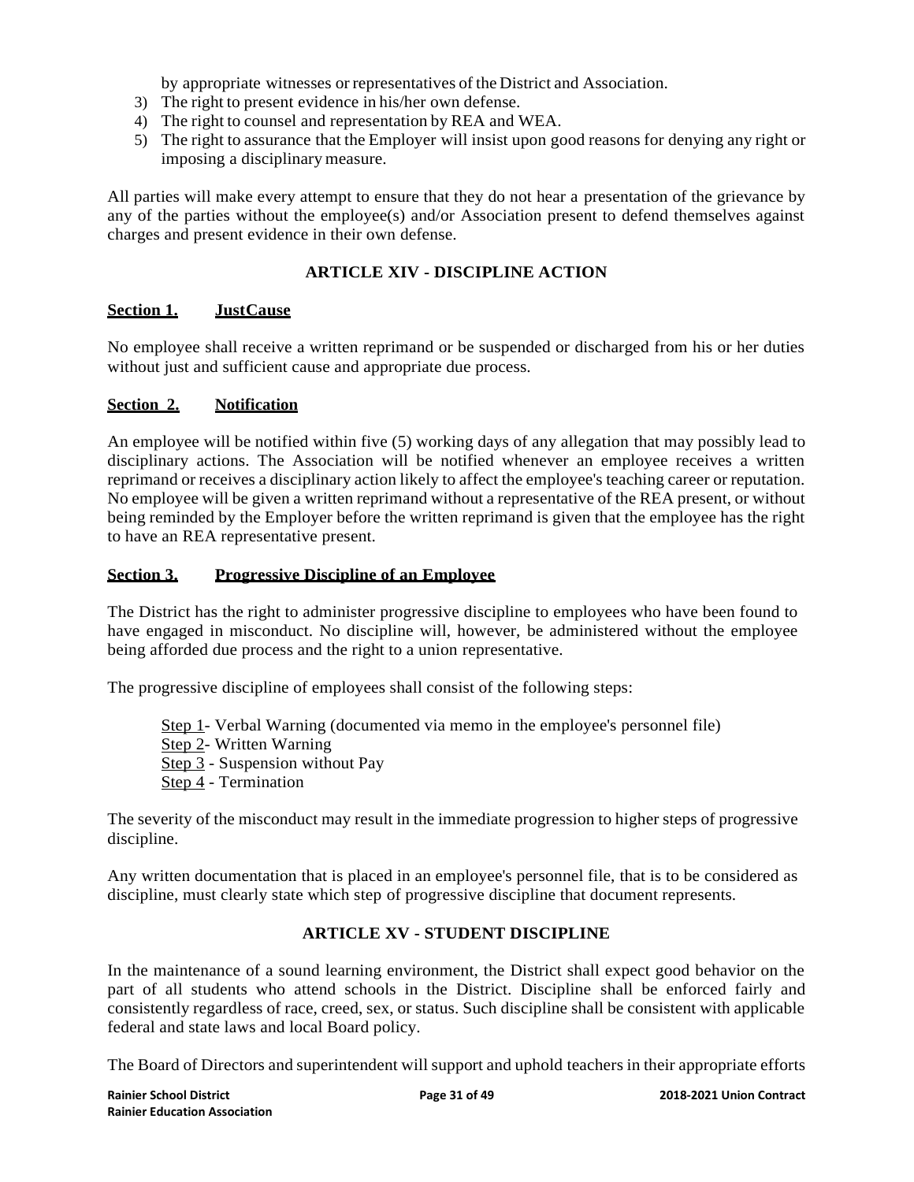by appropriate witnesses or representatives of the District and Association.

3) The right to present evidence in his/her own defense.
4) The right to counsel and representation by REA and WEA.
5) The right to assurance that the Employer will insist upon good reasons for denying any right or imposing a disciplinary measure.

All parties will make every attempt to ensure that they do not hear a presentation of the grievance by any of the parties without the employee(s) and/or Association present to defend themselves against charges and present evidence in their own defense.

## ARTICLE XIV - DISCIPLINE ACTION

**Section 1. JustCause**

No employee shall receive a written reprimand or be suspended or discharged from his or her duties without just and sufficient cause and appropriate due process.

**Section 2. Notification**

An employee will be notified within five (5) working days of any allegation that may possibly lead to disciplinary actions. The Association will be notified whenever an employee receives a written reprimand or receives a disciplinary action likely to affect the employee's teaching career or reputation. No employee will be given a written reprimand without a representative of the REA present, or without being reminded by the Employer before the written reprimand is given that the employee has the right to have an REA representative present.

**Section 3. Progressive Discipline of an Employee**

The District has the right to administer progressive discipline to employees who have been found to have engaged in misconduct. No discipline will, however, be administered without the employee being afforded due process and the right to a union representative.

The progressive discipline of employees shall consist of the following steps:

Step 1- Verbal Warning (documented via memo in the employee's personnel file)
Step 2- Written Warning
Step 3 - Suspension without Pay
Step 4 - Termination

The severity of the misconduct may result in the immediate progression to higher steps of progressive discipline.

Any written documentation that is placed in an employee's personnel file, that is to be considered as discipline, must clearly state which step of progressive discipline that document represents.

## ARTICLE XV - STUDENT DISCIPLINE

In the maintenance of a sound learning environment, the District shall expect good behavior on the part of all students who attend schools in the District. Discipline shall be enforced fairly and consistently regardless of race, creed, sex, or status. Such discipline shall be consistent with applicable federal and state laws and local Board policy.

The Board of Directors and superintendent will support and uphold teachers in their appropriate efforts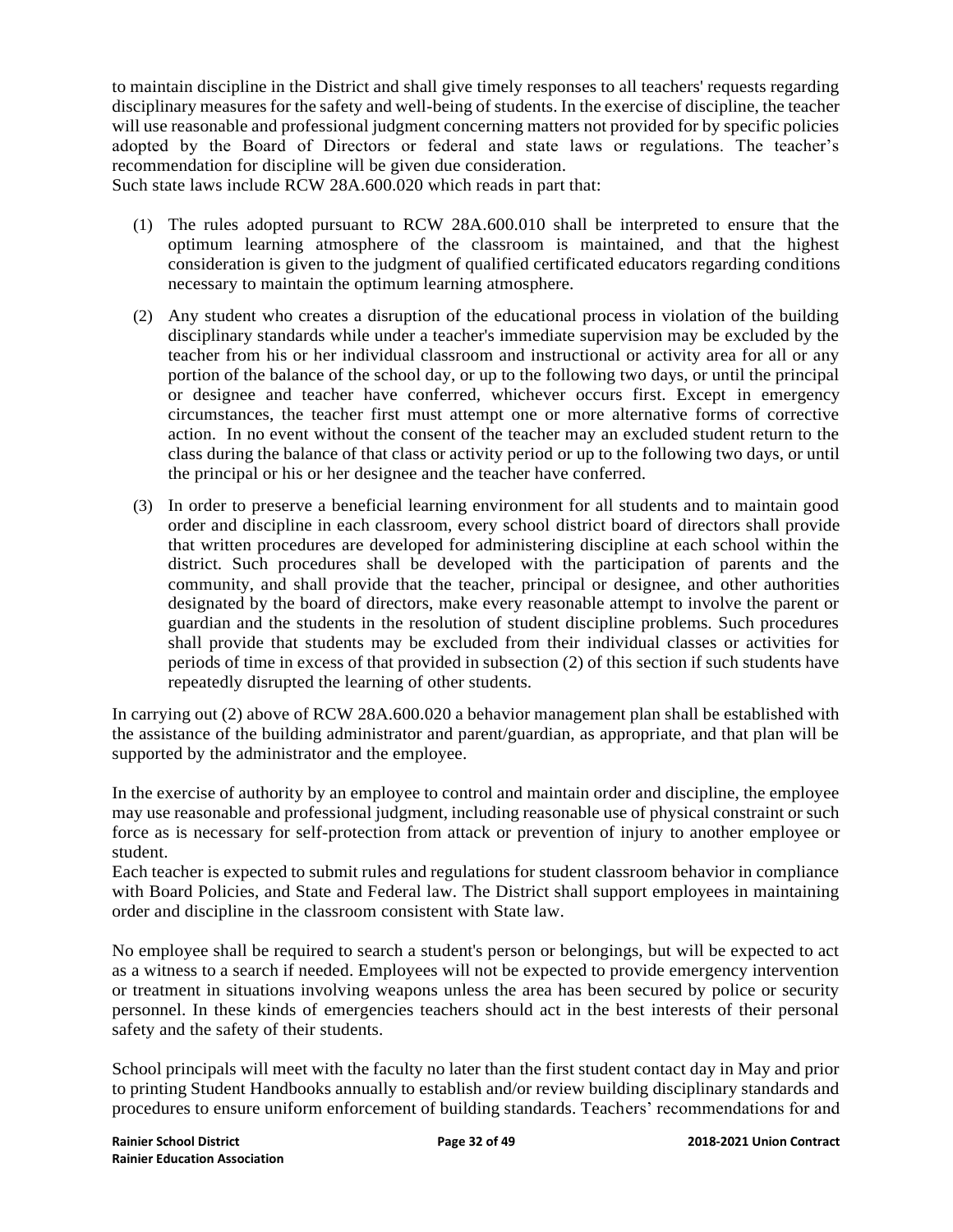to maintain discipline in the District and shall give timely responses to all teachers' requests regarding disciplinary measures for the safety and well-being of students. In the exercise of discipline, the teacher will use reasonable and professional judgment concerning matters not provided for by specific policies adopted by the Board of Directors or federal and state laws or regulations. The teacher's recommendation for discipline will be given due consideration.
Such state laws include RCW 28A.600.020 which reads in part that:

(1) The rules adopted pursuant to RCW 28A.600.010 shall be interpreted to ensure that the optimum learning atmosphere of the classroom is maintained, and that the highest consideration is given to the judgment of qualified certificated educators regarding conditions necessary to maintain the optimum learning atmosphere.

(2) Any student who creates a disruption of the educational process in violation of the building disciplinary standards while under a teacher's immediate supervision may be excluded by the teacher from his or her individual classroom and instructional or activity area for all or any portion of the balance of the school day, or up to the following two days, or until the principal or designee and teacher have conferred, whichever occurs first. Except in emergency circumstances, the teacher first must attempt one or more alternative forms of corrective action. In no event without the consent of the teacher may an excluded student return to the class during the balance of that class or activity period or up to the following two days, or until the principal or his or her designee and the teacher have conferred.

(3) In order to preserve a beneficial learning environment for all students and to maintain good order and discipline in each classroom, every school district board of directors shall provide that written procedures are developed for administering discipline at each school within the district. Such procedures shall be developed with the participation of parents and the community, and shall provide that the teacher, principal or designee, and other authorities designated by the board of directors, make every reasonable attempt to involve the parent or guardian and the students in the resolution of student discipline problems. Such procedures shall provide that students may be excluded from their individual classes or activities for periods of time in excess of that provided in subsection (2) of this section if such students have repeatedly disrupted the learning of other students.

In carrying out (2) above of RCW 28A.600.020 a behavior management plan shall be established with the assistance of the building administrator and parent/guardian, as appropriate, and that plan will be supported by the administrator and the employee.

In the exercise of authority by an employee to control and maintain order and discipline, the employee may use reasonable and professional judgment, including reasonable use of physical constraint or such force as is necessary for self-protection from attack or prevention of injury to another employee or student.
Each teacher is expected to submit rules and regulations for student classroom behavior in compliance with Board Policies, and State and Federal law. The District shall support employees in maintaining order and discipline in the classroom consistent with State law.

No employee shall be required to search a student's person or belongings, but will be expected to act as a witness to a search if needed. Employees will not be expected to provide emergency intervention or treatment in situations involving weapons unless the area has been secured by police or security personnel. In these kinds of emergencies teachers should act in the best interests of their personal safety and the safety of their students.

School principals will meet with the faculty no later than the first student contact day in May and prior to printing Student Handbooks annually to establish and/or review building disciplinary standards and procedures to ensure uniform enforcement of building standards. Teachers' recommendations for and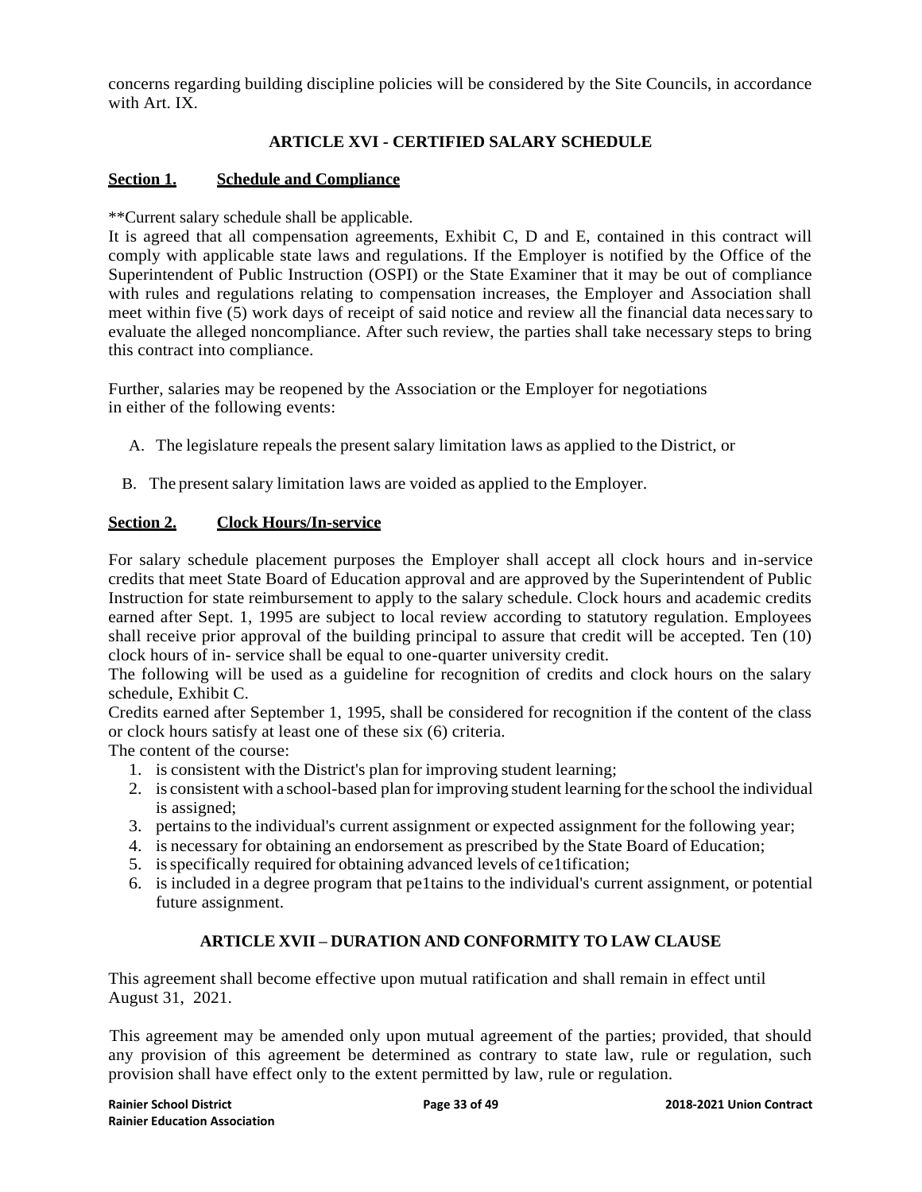concerns regarding building discipline policies will be considered by the Site Councils, in accordance with Art. IX.

## ARTICLE XVI - CERTIFIED SALARY SCHEDULE

### Section 1. Schedule and Compliance

**Current salary schedule shall be applicable.

It is agreed that all compensation agreements, Exhibit C, D and E, contained in this contract will comply with applicable state laws and regulations. If the Employer is notified by the Office of the Superintendent of Public Instruction (OSPI) or the State Examiner that it may be out of compliance with rules and regulations relating to compensation increases, the Employer and Association shall meet within five (5) work days of receipt of said notice and review all the financial data necessary to evaluate the alleged noncompliance. After such review, the parties shall take necessary steps to bring this contract into compliance.

Further, salaries may be reopened by the Association or the Employer for negotiations in either of the following events:

A. The legislature repeals the present salary limitation laws as applied to the District, or

B. The present salary limitation laws are voided as applied to the Employer.

### Section 2. Clock Hours/In-service

For salary schedule placement purposes the Employer shall accept all clock hours and in-service credits that meet State Board of Education approval and are approved by the Superintendent of Public Instruction for state reimbursement to apply to the salary schedule. Clock hours and academic credits earned after Sept. 1, 1995 are subject to local review according to statutory regulation. Employees shall receive prior approval of the building principal to assure that credit will be accepted. Ten (10) clock hours of in- service shall be equal to one-quarter university credit.

The following will be used as a guideline for recognition of credits and clock hours on the salary schedule, Exhibit C.

Credits earned after September 1, 1995, shall be considered for recognition if the content of the class or clock hours satisfy at least one of these six (6) criteria.

The content of the course:

1. is consistent with the District's plan for improving student learning;
2. is consistent with a school-based plan for improving student learning for the school the individual is assigned;
3. pertains to the individual's current assignment or expected assignment for the following year;
4. is necessary for obtaining an endorsement as prescribed by the State Board of Education;
5. is specifically required for obtaining advanced levels of ce1tification;
6. is included in a degree program that pe1tains to the individual's current assignment, or potential future assignment.

## ARTICLE XVII – DURATION AND CONFORMITY TO LAW CLAUSE

This agreement shall become effective upon mutual ratification and shall remain in effect until August 31, 2021.

This agreement may be amended only upon mutual agreement of the parties; provided, that should any provision of this agreement be determined as contrary to state law, rule or regulation, such provision shall have effect only to the extent permitted by law, rule or regulation.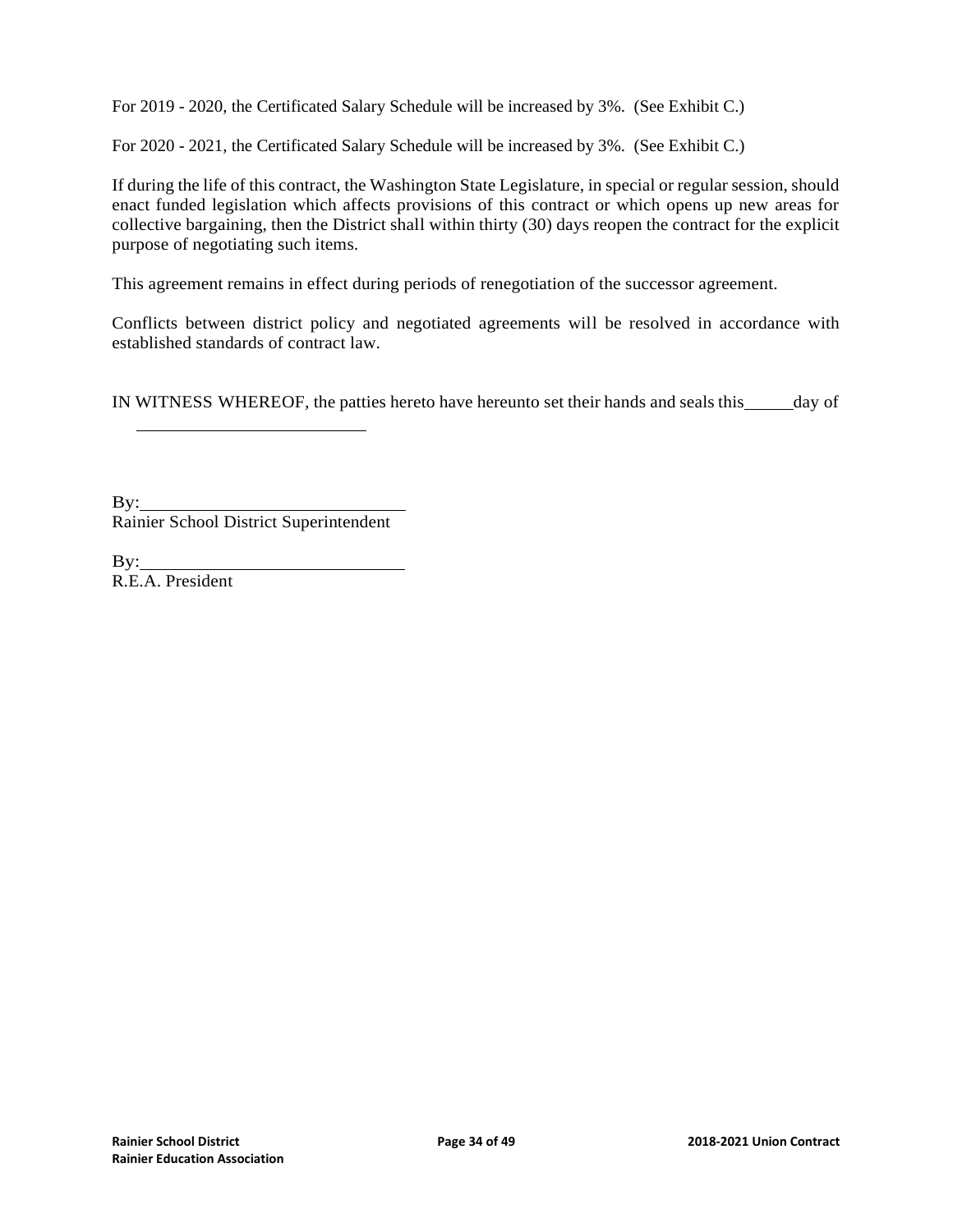For 2019 - 2020, the Certificated Salary Schedule will be increased by 3%. (See Exhibit C.)

For 2020 - 2021, the Certificated Salary Schedule will be increased by 3%. (See Exhibit C.)

If during the life of this contract, the Washington State Legislature, in special or regular session, should enact funded legislation which affects provisions of this contract or which opens up new areas for collective bargaining, then the District shall within thirty (30) days reopen the contract for the explicit purpose of negotiating such items.

This agreement remains in effect during periods of renegotiation of the successor agreement.

Conflicts between district policy and negotiated agreements will be resolved in accordance with established standards of contract law.

IN WITNESS WHEREOF, the patties hereto have hereunto set their hands and seals this\_\_\_\_\_\_day of \_\_\_\_\_\_\_\_\_\_\_\_\_\_\_\_\_\_\_\_\_\_\_\_\_\_

By:\_\_\_\_\_\_\_\_\_\_\_\_\_\_\_\_\_\_\_\_\_\_\_\_\_\_\_\_\_\_
Rainier School District Superintendent

By:\_\_\_\_\_\_\_\_\_\_\_\_\_\_\_\_\_\_\_\_\_\_\_\_\_\_\_\_\_\_
R.E.A. President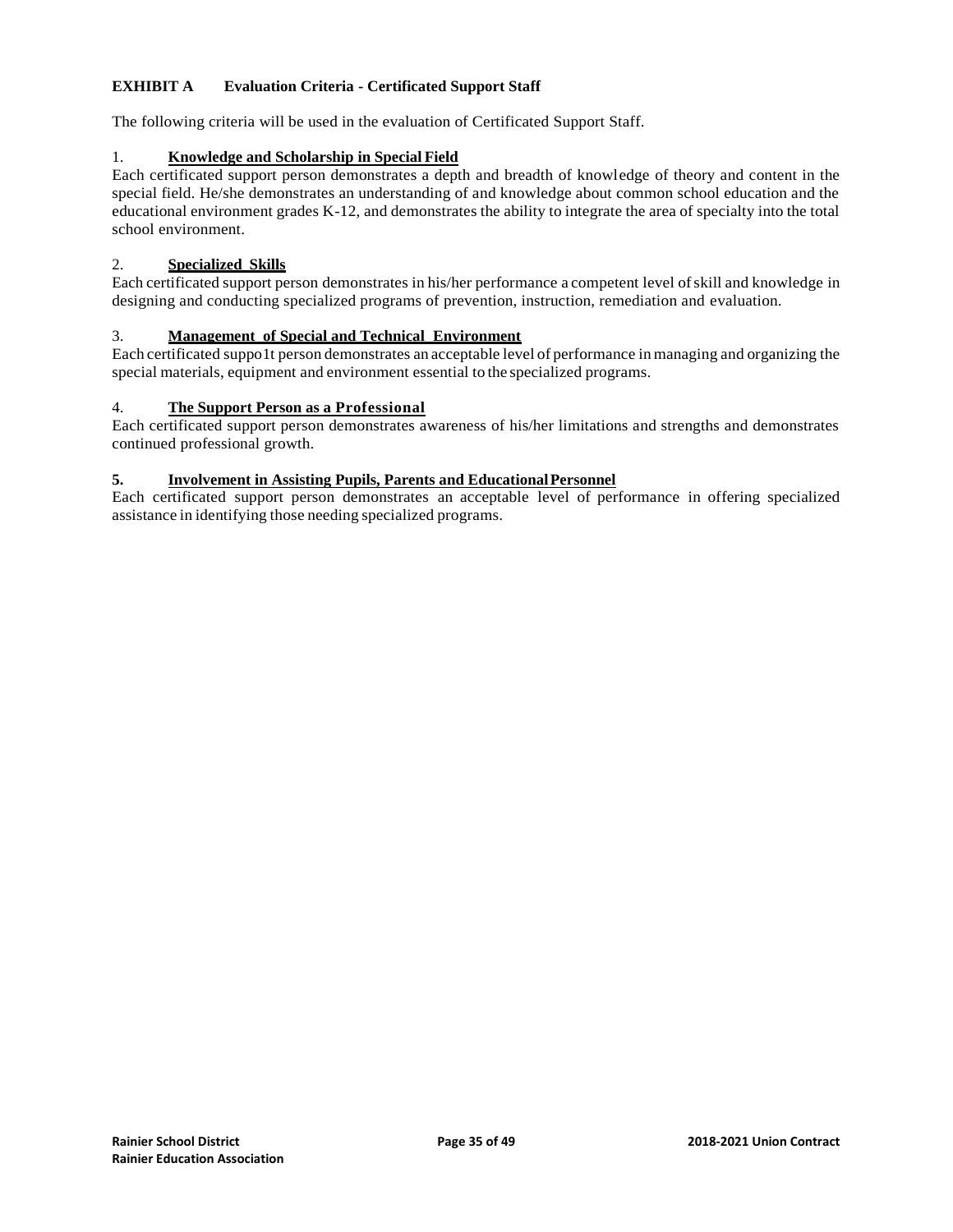## EXHIBIT A Evaluation Criteria - Certificated Support Staff

The following criteria will be used in the evaluation of Certificated Support Staff.

### 1. Knowledge and Scholarship in Special Field

Each certificated support person demonstrates a depth and breadth of knowledge of theory and content in the special field. He/she demonstrates an understanding of and knowledge about common school education and the educational environment grades K-12, and demonstrates the ability to integrate the area of specialty into the total school environment.

### 2. Specialized Skills

Each certificated support person demonstrates in his/her performance a competent level of skill and knowledge in designing and conducting specialized programs of prevention, instruction, remediation and evaluation.

### 3. Management of Special and Technical Environment

Each certificated suppo1t person demonstrates an acceptable level of performance in managing and organizing the special materials, equipment and environment essential to the specialized programs.

### 4. The Support Person as a Professional

Each certificated support person demonstrates awareness of his/her limitations and strengths and demonstrates continued professional growth.

### 5. Involvement in Assisting Pupils, Parents and Educational Personnel

Each certificated support person demonstrates an acceptable level of performance in offering specialized assistance in identifying those needing specialized programs.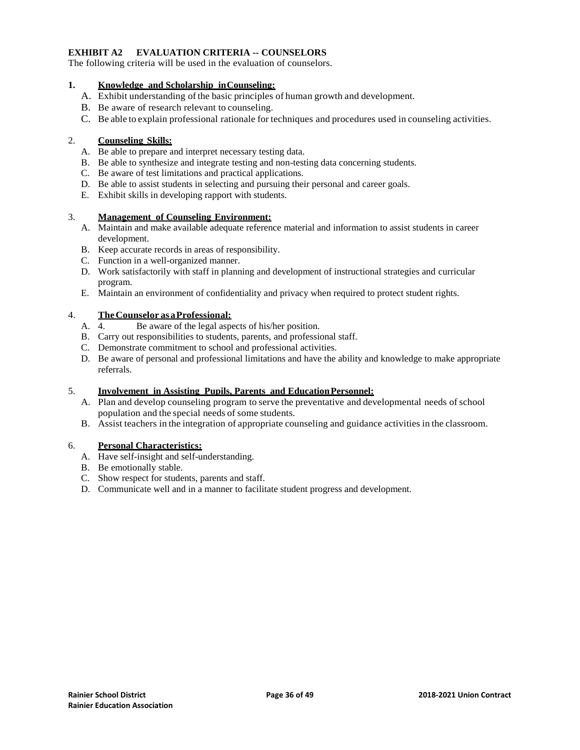**EXHIBIT A2 EVALUATION CRITERIA -- COUNSELORS**

The following criteria will be used in the evaluation of counselors.

**1. Knowledge and Scholarship in Counseling:**

A. Exhibit understanding of the basic principles of human growth and development.
B. Be aware of research relevant to counseling.
C. Be able to explain professional rationale for techniques and procedures used in counseling activities.

2. **Counseling Skills:**

A. Be able to prepare and interpret necessary testing data.
B. Be able to synthesize and integrate testing and non-testing data concerning students.
C. Be aware of test limitations and practical applications.
D. Be able to assist students in selecting and pursuing their personal and career goals.
E. Exhibit skills in developing rapport with students.

3. **Management of Counseling Environment:**

A. Maintain and make available adequate reference material and information to assist students in career development.
B. Keep accurate records in areas of responsibility.
C. Function in a well-organized manner.
D. Work satisfactorily with staff in planning and development of instructional strategies and curricular program.
E. Maintain an environment of confidentiality and privacy when required to protect student rights.

4. **The Counselor as a Professional:**

A. 4. Be aware of the legal aspects of his/her position.
B. Carry out responsibilities to students, parents, and professional staff.
C. Demonstrate commitment to school and professional activities.
D. Be aware of personal and professional limitations and have the ability and knowledge to make appropriate referrals.

5. **Involvement in Assisting Pupils, Parents and Education Personnel:**

A. Plan and develop counseling program to serve the preventative and developmental needs of school population and the special needs of some students.
B. Assist teachers in the integration of appropriate counseling and guidance activities in the classroom.

6. **Personal Characteristics:**

A. Have self-insight and self-understanding.
B. Be emotionally stable.
C. Show respect for students, parents and staff.
D. Communicate well and in a manner to facilitate student progress and development.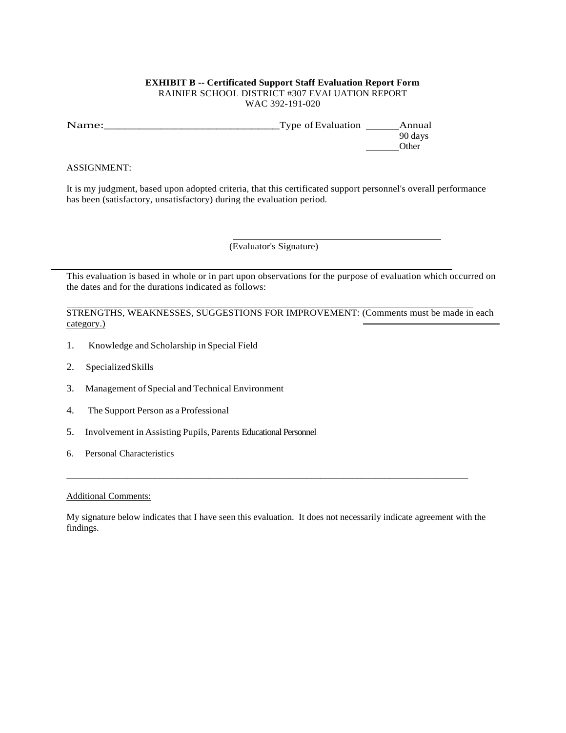**EXHIBIT B -- Certificated Support Staff Evaluation Report Form**
RAINIER SCHOOL DISTRICT #307 EVALUATION REPORT
WAC 392-191-020

Name:______________________________ Type of Evaluation ______Annual
______90 days
______Other

ASSIGNMENT:

It is my judgment, based upon adopted criteria, that this certificated support personnel's overall performance has been (satisfactory, unsatisfactory) during the evaluation period.

______________________________________
(Evaluator's Signature)

---

This evaluation is based in whole or in part upon observations for the purpose of evaluation which occurred on the dates and for the durations indicated as follows:

---

STRENGTHS, WEAKNESSES, SUGGESTIONS FOR IMPROVEMENT: (Comments must be made in each category.)

1. Knowledge and Scholarship in Special Field
2. Specialized Skills
3. Management of Special and Technical Environment
4. The Support Person as a Professional
5. Involvement in Assisting Pupils, Parents Educational Personnel
6. Personal Characteristics

---

Additional Comments:

My signature below indicates that I have seen this evaluation. It does not necessarily indicate agreement with the findings.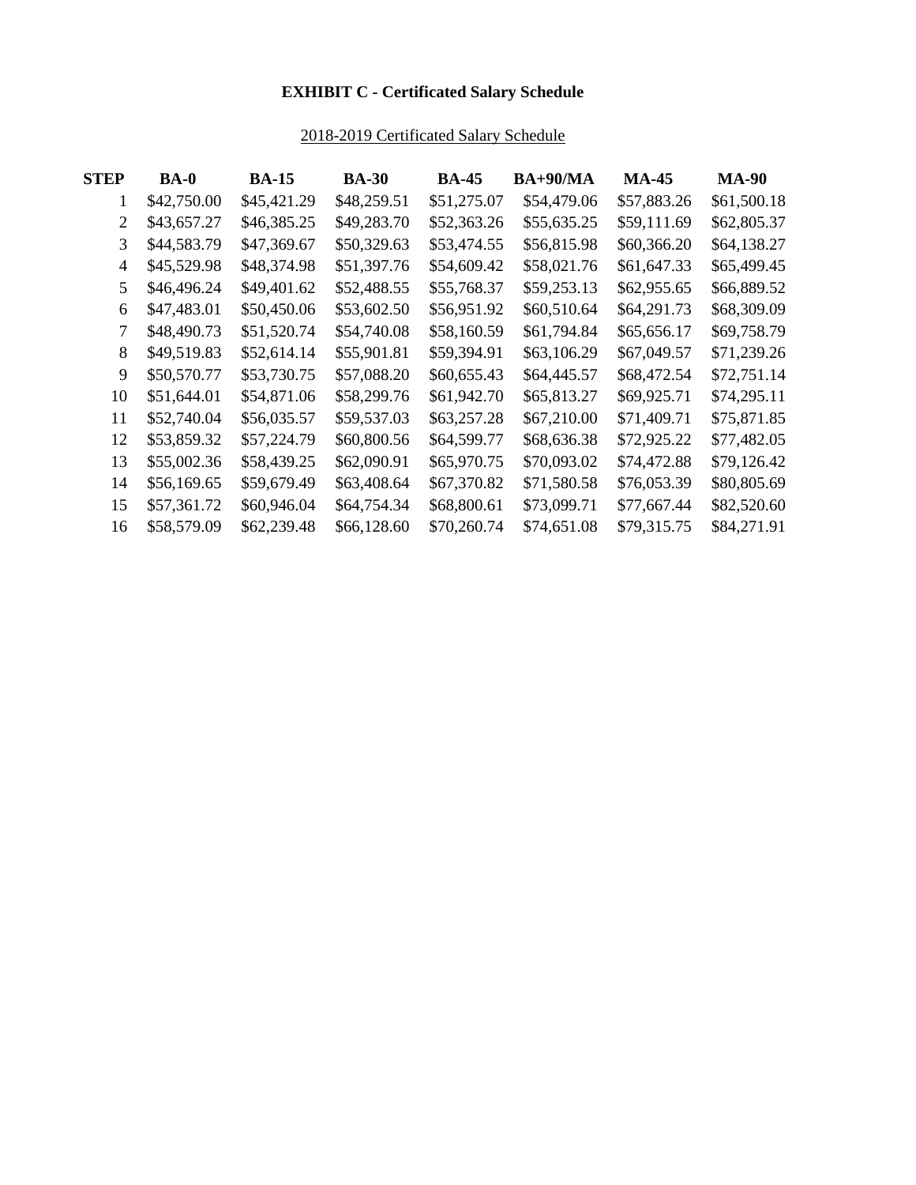# EXHIBIT C - Certificated Salary Schedule

2018-2019 Certificated Salary Schedule

| STEP | BA-0 | BA-15 | BA-30 | BA-45 | BA+90/MA | MA-45 | MA-90 |
|---|---|---|---|---|---|---|---|
| 1 | $42,750.00 | $45,421.29 | $48,259.51 | $51,275.07 | $54,479.06 | $57,883.26 | $61,500.18 |
| 2 | $43,657.27 | $46,385.25 | $49,283.70 | $52,363.26 | $55,635.25 | $59,111.69 | $62,805.37 |
| 3 | $44,583.79 | $47,369.67 | $50,329.63 | $53,474.55 | $56,815.98 | $60,366.20 | $64,138.27 |
| 4 | $45,529.98 | $48,374.98 | $51,397.76 | $54,609.42 | $58,021.76 | $61,647.33 | $65,499.45 |
| 5 | $46,496.24 | $49,401.62 | $52,488.55 | $55,768.37 | $59,253.13 | $62,955.65 | $66,889.52 |
| 6 | $47,483.01 | $50,450.06 | $53,602.50 | $56,951.92 | $60,510.64 | $64,291.73 | $68,309.09 |
| 7 | $48,490.73 | $51,520.74 | $54,740.08 | $58,160.59 | $61,794.84 | $65,656.17 | $69,758.79 |
| 8 | $49,519.83 | $52,614.14 | $55,901.81 | $59,394.91 | $63,106.29 | $67,049.57 | $71,239.26 |
| 9 | $50,570.77 | $53,730.75 | $57,088.20 | $60,655.43 | $64,445.57 | $68,472.54 | $72,751.14 |
| 10 | $51,644.01 | $54,871.06 | $58,299.76 | $61,942.70 | $65,813.27 | $69,925.71 | $74,295.11 |
| 11 | $52,740.04 | $56,035.57 | $59,537.03 | $63,257.28 | $67,210.00 | $71,409.71 | $75,871.85 |
| 12 | $53,859.32 | $57,224.79 | $60,800.56 | $64,599.77 | $68,636.38 | $72,925.22 | $77,482.05 |
| 13 | $55,002.36 | $58,439.25 | $62,090.91 | $65,970.75 | $70,093.02 | $74,472.88 | $79,126.42 |
| 14 | $56,169.65 | $59,679.49 | $63,408.64 | $67,370.82 | $71,580.58 | $76,053.39 | $80,805.69 |
| 15 | $57,361.72 | $60,946.04 | $64,754.34 | $68,800.61 | $73,099.71 | $77,667.44 | $82,520.60 |
| 16 | $58,579.09 | $62,239.48 | $66,128.60 | $70,260.74 | $74,651.08 | $79,315.75 | $84,271.91 |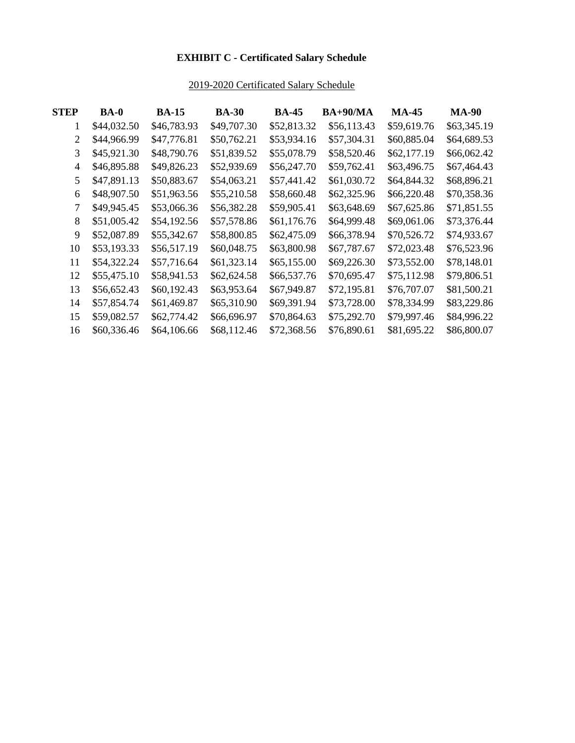**EXHIBIT C - Certificated Salary Schedule**

2019-2020 Certificated Salary Schedule

| STEP | BA-0 | BA-15 | BA-30 | BA-45 | BA+90/MA | MA-45 | MA-90 |
|---|---|---|---|---|---|---|---|
| 1 | $44,032.50 | $46,783.93 | $49,707.30 | $52,813.32 | $56,113.43 | $59,619.76 | $63,345.19 |
| 2 | $44,966.99 | $47,776.81 | $50,762.21 | $53,934.16 | $57,304.31 | $60,885.04 | $64,689.53 |
| 3 | $45,921.30 | $48,790.76 | $51,839.52 | $55,078.79 | $58,520.46 | $62,177.19 | $66,062.42 |
| 4 | $46,895.88 | $49,826.23 | $52,939.69 | $56,247.70 | $59,762.41 | $63,496.75 | $67,464.43 |
| 5 | $47,891.13 | $50,883.67 | $54,063.21 | $57,441.42 | $61,030.72 | $64,844.32 | $68,896.21 |
| 6 | $48,907.50 | $51,963.56 | $55,210.58 | $58,660.48 | $62,325.96 | $66,220.48 | $70,358.36 |
| 7 | $49,945.45 | $53,066.36 | $56,382.28 | $59,905.41 | $63,648.69 | $67,625.86 | $71,851.55 |
| 8 | $51,005.42 | $54,192.56 | $57,578.86 | $61,176.76 | $64,999.48 | $69,061.06 | $73,376.44 |
| 9 | $52,087.89 | $55,342.67 | $58,800.85 | $62,475.09 | $66,378.94 | $70,526.72 | $74,933.67 |
| 10 | $53,193.33 | $56,517.19 | $60,048.75 | $63,800.98 | $67,787.67 | $72,023.48 | $76,523.96 |
| 11 | $54,322.24 | $57,716.64 | $61,323.14 | $65,155.00 | $69,226.30 | $73,552.00 | $78,148.01 |
| 12 | $55,475.10 | $58,941.53 | $62,624.58 | $66,537.76 | $70,695.47 | $75,112.98 | $79,806.51 |
| 13 | $56,652.43 | $60,192.43 | $63,953.64 | $67,949.87 | $72,195.81 | $76,707.07 | $81,500.21 |
| 14 | $57,854.74 | $61,469.87 | $65,310.90 | $69,391.94 | $73,728.00 | $78,334.99 | $83,229.86 |
| 15 | $59,082.57 | $62,774.42 | $66,696.97 | $70,864.63 | $75,292.70 | $79,997.46 | $84,996.22 |
| 16 | $60,336.46 | $64,106.66 | $68,112.46 | $72,368.56 | $76,890.61 | $81,695.22 | $86,800.07 |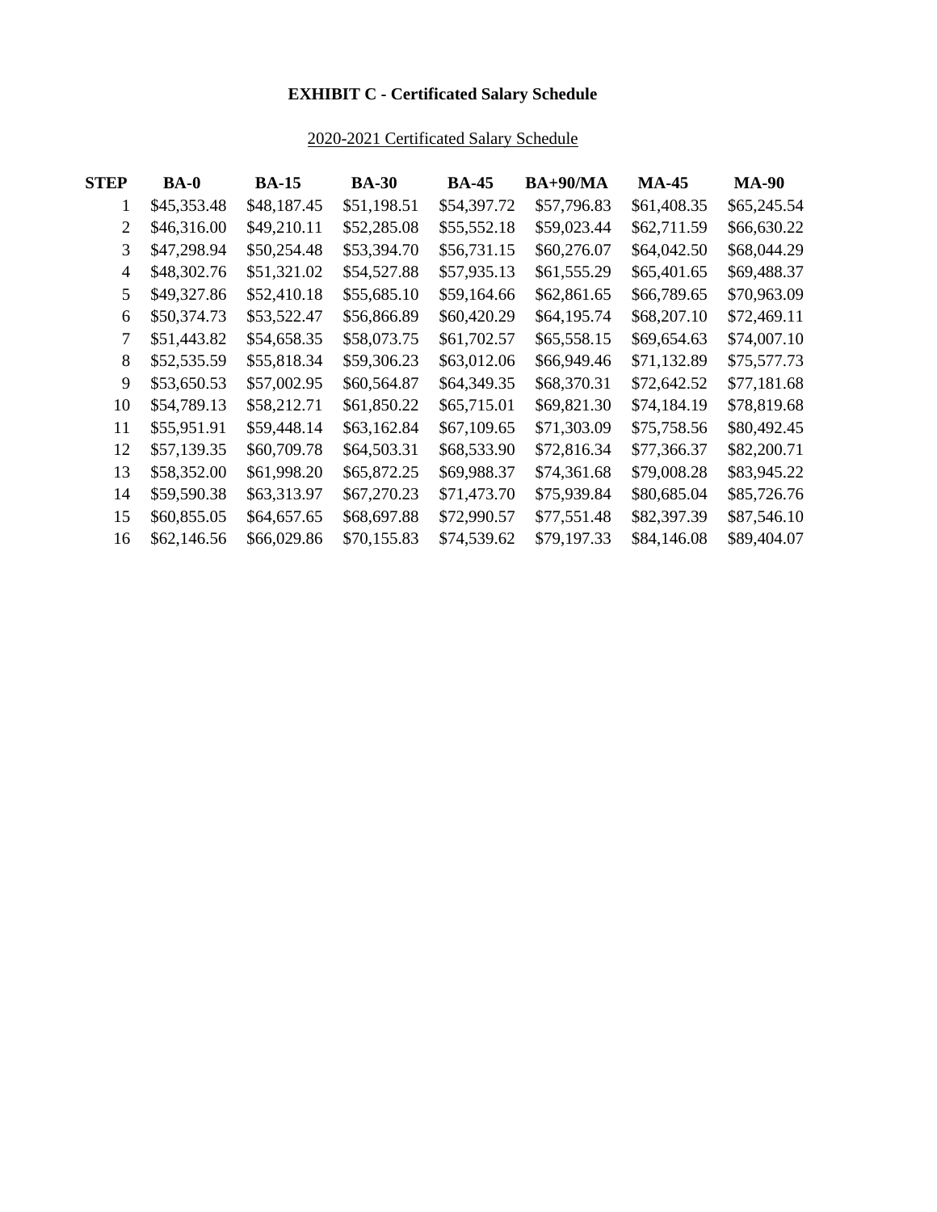**EXHIBIT C - Certificated Salary Schedule**

2020-2021 Certificated Salary Schedule

| STEP | BA-0 | BA-15 | BA-30 | BA-45 | BA+90/MA | MA-45 | MA-90 |
|---|---|---|---|---|---|---|---|
| 1 | $45,353.48 | $48,187.45 | $51,198.51 | $54,397.72 | $57,796.83 | $61,408.35 | $65,245.54 |
| 2 | $46,316.00 | $49,210.11 | $52,285.08 | $55,552.18 | $59,023.44 | $62,711.59 | $66,630.22 |
| 3 | $47,298.94 | $50,254.48 | $53,394.70 | $56,731.15 | $60,276.07 | $64,042.50 | $68,044.29 |
| 4 | $48,302.76 | $51,321.02 | $54,527.88 | $57,935.13 | $61,555.29 | $65,401.65 | $69,488.37 |
| 5 | $49,327.86 | $52,410.18 | $55,685.10 | $59,164.66 | $62,861.65 | $66,789.65 | $70,963.09 |
| 6 | $50,374.73 | $53,522.47 | $56,866.89 | $60,420.29 | $64,195.74 | $68,207.10 | $72,469.11 |
| 7 | $51,443.82 | $54,658.35 | $58,073.75 | $61,702.57 | $65,558.15 | $69,654.63 | $74,007.10 |
| 8 | $52,535.59 | $55,818.34 | $59,306.23 | $63,012.06 | $66,949.46 | $71,132.89 | $75,577.73 |
| 9 | $53,650.53 | $57,002.95 | $60,564.87 | $64,349.35 | $68,370.31 | $72,642.52 | $77,181.68 |
| 10 | $54,789.13 | $58,212.71 | $61,850.22 | $65,715.01 | $69,821.30 | $74,184.19 | $78,819.68 |
| 11 | $55,951.91 | $59,448.14 | $63,162.84 | $67,109.65 | $71,303.09 | $75,758.56 | $80,492.45 |
| 12 | $57,139.35 | $60,709.78 | $64,503.31 | $68,533.90 | $72,816.34 | $77,366.37 | $82,200.71 |
| 13 | $58,352.00 | $61,998.20 | $65,872.25 | $69,988.37 | $74,361.68 | $79,008.28 | $83,945.22 |
| 14 | $59,590.38 | $63,313.97 | $67,270.23 | $71,473.70 | $75,939.84 | $80,685.04 | $85,726.76 |
| 15 | $60,855.05 | $64,657.65 | $68,697.88 | $72,990.57 | $77,551.48 | $82,397.39 | $87,546.10 |
| 16 | $62,146.56 | $66,029.86 | $70,155.83 | $74,539.62 | $79,197.33 | $84,146.08 | $89,404.07 |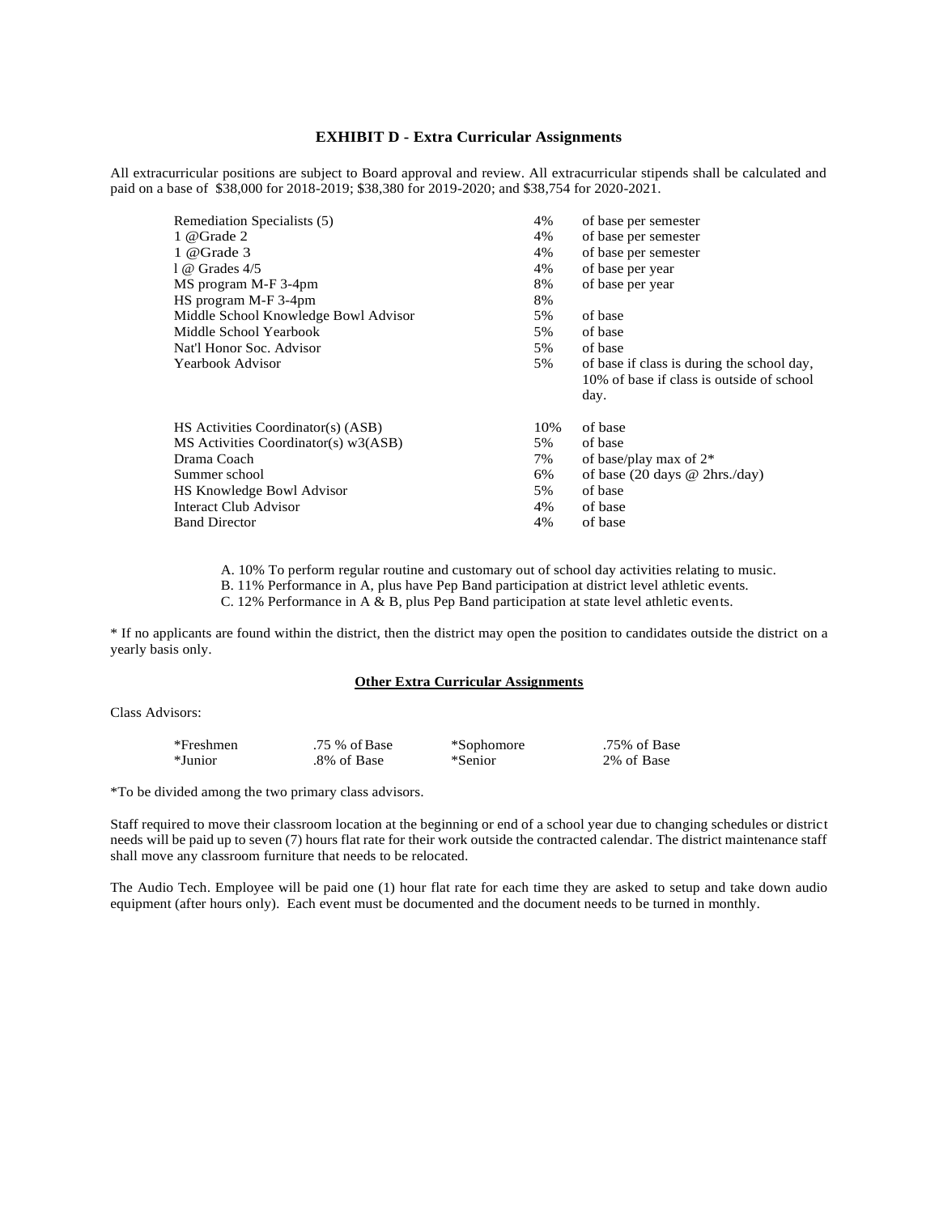**EXHIBIT D - Extra Curricular Assignments**

All extracurricular positions are subject to Board approval and review. All extracurricular stipends shall be calculated and paid on a base of $38,000 for 2018-2019; $38,380 for 2019-2020; and $38,754 for 2020-2021.

| | | |
|---|---|---|
| Remediation Specialists (5) | 4% | of base per semester |
| 1 @Grade 2 | 4% | of base per semester |
| 1 @Grade 3 | 4% | of base per semester |
| l @ Grades 4/5 | 4% | of base per year |
| MS program M-F 3-4pm | 8% | of base per year |
| HS program M-F 3-4pm | 8% | |
| Middle School Knowledge Bowl Advisor | 5% | of base |
| Middle School Yearbook | 5% | of base |
| Nat'l Honor Soc. Advisor | 5% | of base |
| Yearbook Advisor | 5% | of base if class is during the school day, 10% of base if class is outside of school day. |
| HS Activities Coordinator(s) (ASB) | 10% | of base |
| MS Activities Coordinator(s) w3(ASB) | 5% | of base |
| Drama Coach | 7% | of base/play max of 2* |
| Summer school | 6% | of base (20 days @ 2hrs./day) |
| HS Knowledge Bowl Advisor | 5% | of base |
| Interact Club Advisor | 4% | of base |
| Band Director | 4% | of base |

A. 10% To perform regular routine and customary out of school day activities relating to music.
B. 11% Performance in A, plus have Pep Band participation at district level athletic events.
C. 12% Performance in A & B, plus Pep Band participation at state level athletic events.

* If no applicants are found within the district, then the district may open the position to candidates outside the district on a yearly basis only.

**Other Extra Curricular Assignments**

Class Advisors:

| | | | |
|---|---|---|---|
| *Freshmen | .75 % of Base | *Sophomore | .75% of Base |
| *Junior | .8% of Base | *Senior | 2% of Base |

*To be divided among the two primary class advisors.

Staff required to move their classroom location at the beginning or end of a school year due to changing schedules or district needs will be paid up to seven (7) hours flat rate for their work outside the contracted calendar. The district maintenance staff shall move any classroom furniture that needs to be relocated.

The Audio Tech. Employee will be paid one (1) hour flat rate for each time they are asked to setup and take down audio equipment (after hours only). Each event must be documented and the document needs to be turned in monthly.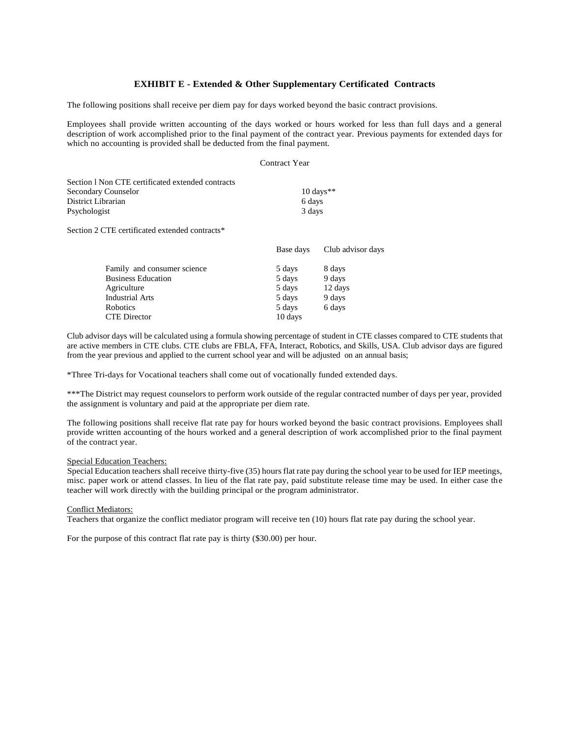## EXHIBIT E - Extended & Other Supplementary Certificated Contracts

The following positions shall receive per diem pay for days worked beyond the basic contract provisions.

Employees shall provide written accounting of the days worked or hours worked for less than full days and a general description of work accomplished prior to the final payment of the contract year. Previous payments for extended days for which no accounting is provided shall be deducted from the final payment.

Contract Year

Section l Non CTE certificated extended contracts

| | |
|---|---|
| Secondary Counselor | 10 days** |
| District Librarian | 6 days |
| Psychologist | 3 days |

Section 2 CTE certificated extended contracts*

| | Base days | Club advisor days |
|---|---|---|
| Family and consumer science | 5 days | 8 days |
| Business Education | 5 days | 9 days |
| Agriculture | 5 days | 12 days |
| Industrial Arts | 5 days | 9 days |
| Robotics | 5 days | 6 days |
| CTE Director | 10 days | |

Club advisor days will be calculated using a formula showing percentage of student in CTE classes compared to CTE students that are active members in CTE clubs. CTE clubs are FBLA, FFA, Interact, Robotics, and Skills, USA. Club advisor days are figured from the year previous and applied to the current school year and will be adjusted on an annual basis;

*Three Tri-days for Vocational teachers shall come out of vocationally funded extended days.

***The District may request counselors to perform work outside of the regular contracted number of days per year, provided the assignment is voluntary and paid at the appropriate per diem rate.

The following positions shall receive flat rate pay for hours worked beyond the basic contract provisions. Employees shall provide written accounting of the hours worked and a general description of work accomplished prior to the final payment of the contract year.

Special Education Teachers:
Special Education teachers shall receive thirty-five (35) hours flat rate pay during the school year to be used for IEP meetings, misc. paper work or attend classes. In lieu of the flat rate pay, paid substitute release time may be used. In either case the teacher will work directly with the building principal or the program administrator.

Conflict Mediators:
Teachers that organize the conflict mediator program will receive ten (10) hours flat rate pay during the school year.

For the purpose of this contract flat rate pay is thirty ($30.00) per hour.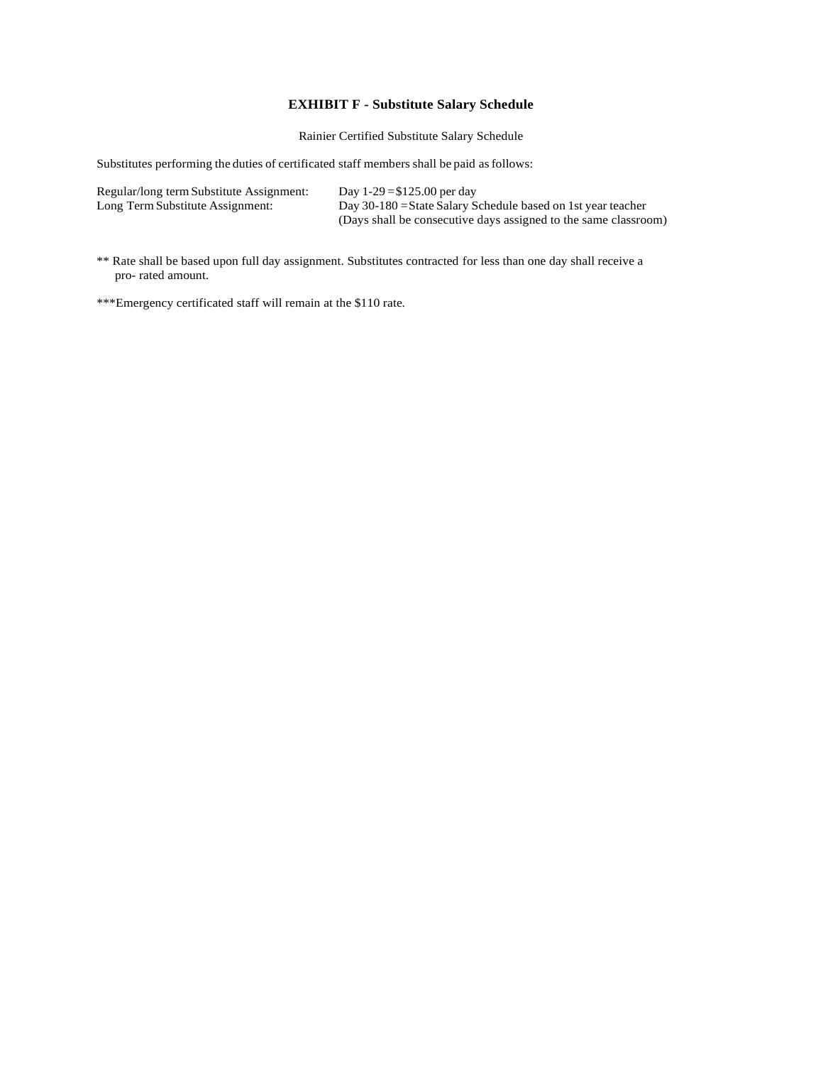## EXHIBIT F - Substitute Salary Schedule

Rainier Certified Substitute Salary Schedule

Substitutes performing the duties of certificated staff members shall be paid as follows:

| | |
|---|---|
| Regular/long term Substitute Assignment: | Day 1-29 = $125.00 per day |
| Long Term Substitute Assignment: | Day 30-180 = State Salary Schedule based on 1st year teacher (Days shall be consecutive days assigned to the same classroom) |

** Rate shall be based upon full day assignment. Substitutes contracted for less than one day shall receive a pro- rated amount.

***Emergency certificated staff will remain at the $110 rate.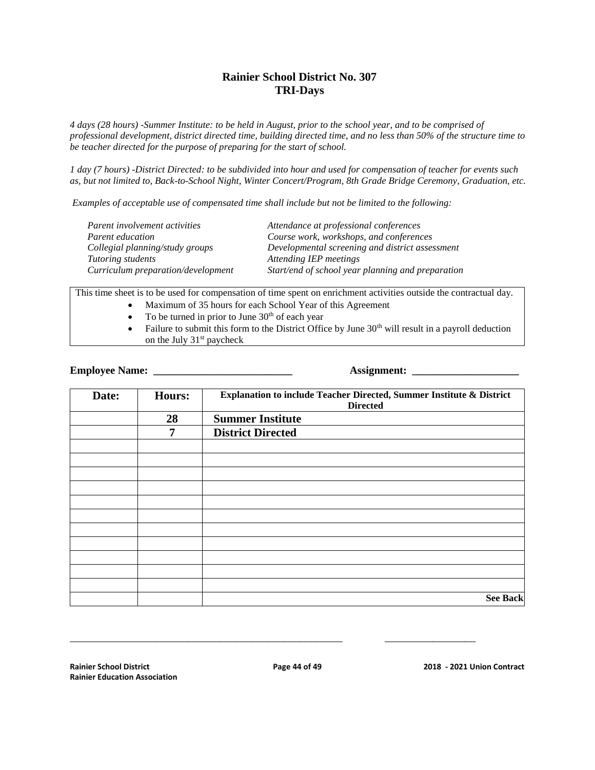# Rainier School District No. 307
## TRI-Days

*4 days (28 hours) -Summer Institute: to be held in August, prior to the school year, and to be comprised of professional development, district directed time, building directed time, and no less than 50% of the structure time to be teacher directed for the purpose of preparing for the start of school.*

*1 day (7 hours) -District Directed: to be subdivided into hour and used for compensation of teacher for events such as, but not limited to, Back-to-School Night, Winter Concert/Program, 8th Grade Bridge Ceremony, Graduation, etc.*

*Examples of acceptable use of compensated time shall include but not be limited to the following:*

| | |
|---|---|
| *Parent involvement activities* | *Attendance at professional conferences* |
| *Parent education* | *Course work, workshops, and conferences* |
| *Collegial planning/study groups* | *Developmental screening and district assessment* |
| *Tutoring students* | *Attending IEP meetings* |
| *Curriculum preparation/development* | *Start/end of school year planning and preparation* |

This time sheet is to be used for compensation of time spent on enrichment activities outside the contractual day.

- Maximum of 35 hours for each School Year of this Agreement
- To be turned in prior to June 30th of each year
- Failure to submit this form to the District Office by June 30th will result in a payroll deduction on the July 31st paycheck

**Employee Name: __________________________** **Assignment: ____________________**

| Date: | Hours: | Explanation to include Teacher Directed, Summer Institute & District Directed |
|---|---|---|
| | 28 | **Summer Institute** |
| | 7 | **District Directed** |
| | | |
| | | |
| | | |
| | | |
| | | |
| | | |
| | | |
| | | |
| | | |
| | | |
| | | |
| | | **See Back** |

___________________________________________________________ ___________________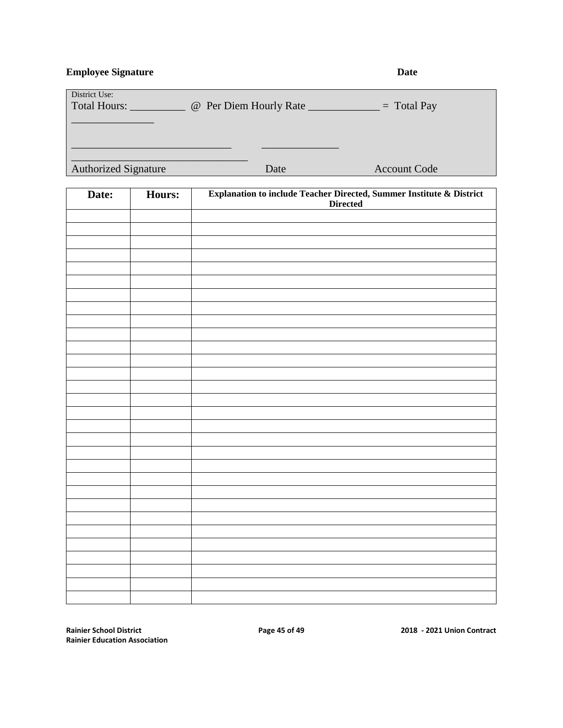**Employee Signature** **Date**

District Use:
Total Hours: __________ @ Per Diem Hourly Rate _____________ = Total Pay _______________

_____________________________ ______________
________________________________
Authorized Signature Date Account Code

| Date: | Hours: | Explanation to include Teacher Directed, Summer Institute & District Directed |
|---|---|---|
| | | |
| | | |
| | | |
| | | |
| | | |
| | | |
| | | |
| | | |
| | | |
| | | |
| | | |
| | | |
| | | |
| | | |
| | | |
| | | |
| | | |
| | | |
| | | |
| | | |
| | | |
| | | |
| | | |
| | | |
| | | |
| | | |
| | | |
| | | |
| | | |
| | | |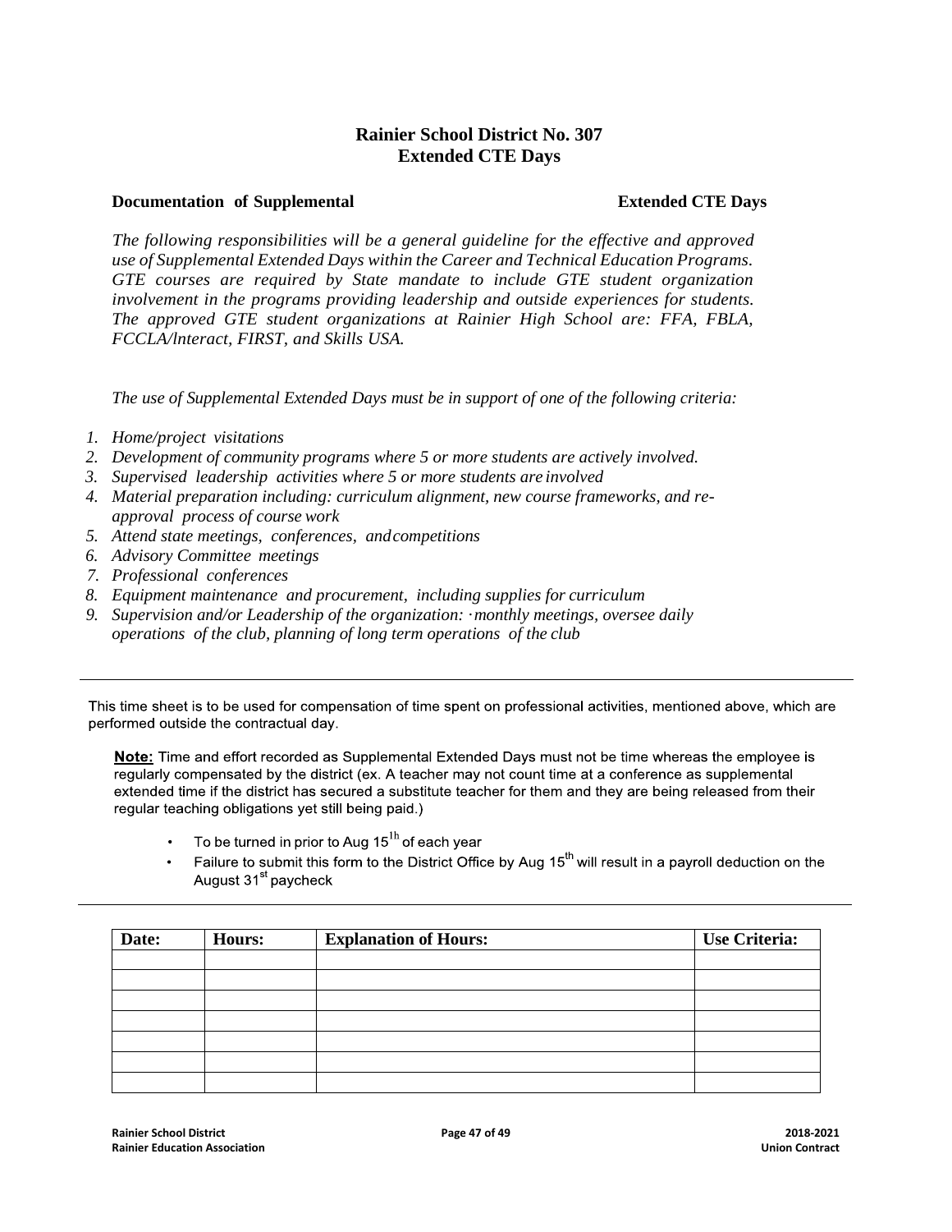# Rainier School District No. 307
# Extended CTE Days

**Documentation of Supplemental Extended CTE Days**

*The following responsibilities will be a general guideline for the effective and approved use of Supplemental Extended Days within the Career and Technical Education Programs. GTE courses are required by State mandate to include GTE student organization involvement in the programs providing leadership and outside experiences for students. The approved GTE student organizations at Rainier High School are: FFA, FBLA, FCCLA/lnteract, FIRST, and Skills USA.*

*The use of Supplemental Extended Days must be in support of one of the following criteria:*

1. *Home/project visitations*
2. *Development of community programs where 5 or more students are actively involved.*
3. *Supervised leadership activities where 5 or more students are involved*
4. *Material preparation including: curriculum alignment, new course frameworks, and re-approval process of course work*
5. *Attend state meetings, conferences, and competitions*
6. *Advisory Committee meetings*
7. *Professional conferences*
8. *Equipment maintenance and procurement, including supplies for curriculum*
9. *Supervision and/or Leadership of the organization: ·monthly meetings, oversee daily operations of the club, planning of long term operations of the club*

---

This time sheet is to be used for compensation of time spent on professional activities, mentioned above, which are performed outside the contractual day.

**Note:** Time and effort recorded as Supplemental Extended Days must not be time whereas the employee is regularly compensated by the district (ex. A teacher may not count time at a conference as supplemental extended time if the district has secured a substitute teacher for them and they are being released from their regular teaching obligations yet still being paid.)

- To be turned in prior to Aug 15[1h] of each year
- Failure to submit this form to the District Office by Aug 15[th] will result in a payroll deduction on the August 31[st] paycheck

---

| Date: | Hours: | Explanation of Hours: | Use Criteria: |
|---|---|---|---|
| | | | |
| | | | |
| | | | |
| | | | |
| | | | |
| | | | |
| | | | |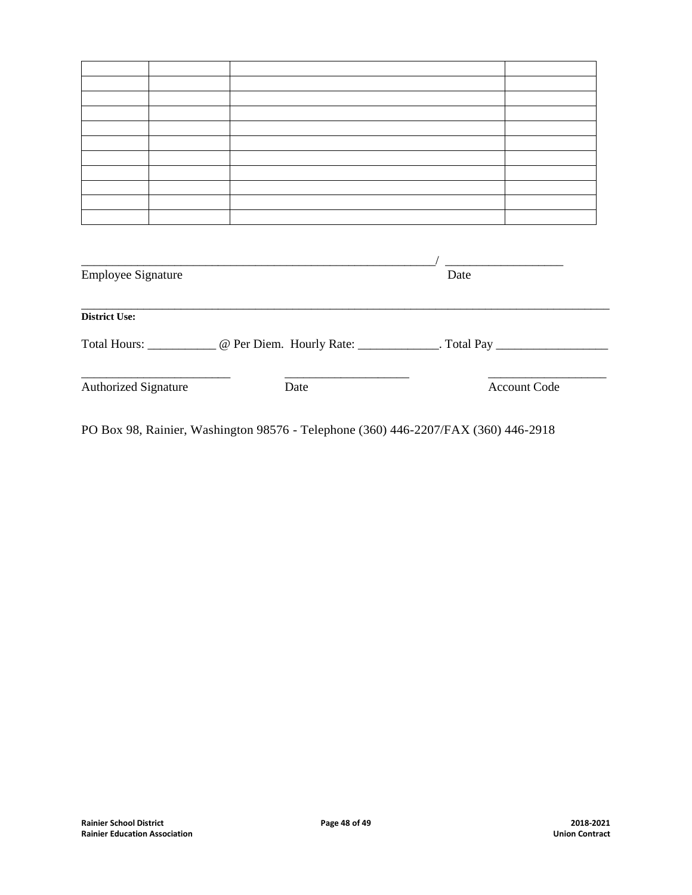| | | | |
|---|---|---|---|
| | | | |
| | | | |
| | | | |
| | | | |
| | | | |
| | | | |
| | | | |
| | | | |
| | | | |
| | | | |

_____________________________________________________________/ ____________________

Employee Signature Date

---

**District Use:**

Total Hours: ___________ @ Per Diem. Hourly Rate: _____________. Total Pay __________________

_________________________ ____________________ ___________________

Authorized Signature Date Account Code

PO Box 98, Rainier, Washington 98576 - Telephone (360) 446-2207/FAX (360) 446-2918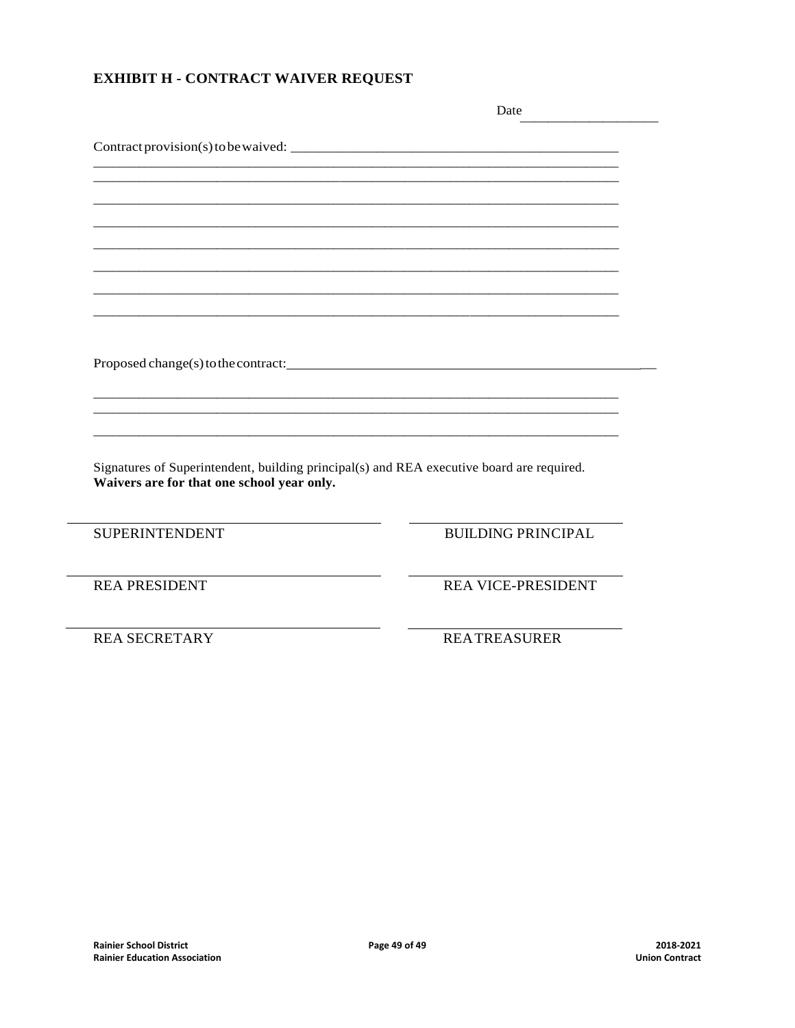## EXHIBIT H - CONTRACT WAIVER REQUEST

Date ____________________

Contract provision(s) to be waived: ______________________________________________

______________________________________________________________________________

______________________________________________________________________________

______________________________________________________________________________

______________________________________________________________________________

______________________________________________________________________________

______________________________________________________________________________

______________________________________________________________________________

______________________________________________________________________________

Proposed change(s) to the contract: ______________________________________________

______________________________________________________________________________

______________________________________________________________________________

______________________________________________________________________________

Signatures of Superintendent, building principal(s) and REA executive board are required.
**Waivers are for that one school year only.**

| | |
|---|---|
| ______________________________ | ______________________________ |
| SUPERINTENDENT | BUILDING PRINCIPAL |
| ______________________________ | ______________________________ |
| REA PRESIDENT | REA VICE-PRESIDENT |
| ______________________________ | ______________________________ |
| REA SECRETARY | REA TREASURER |